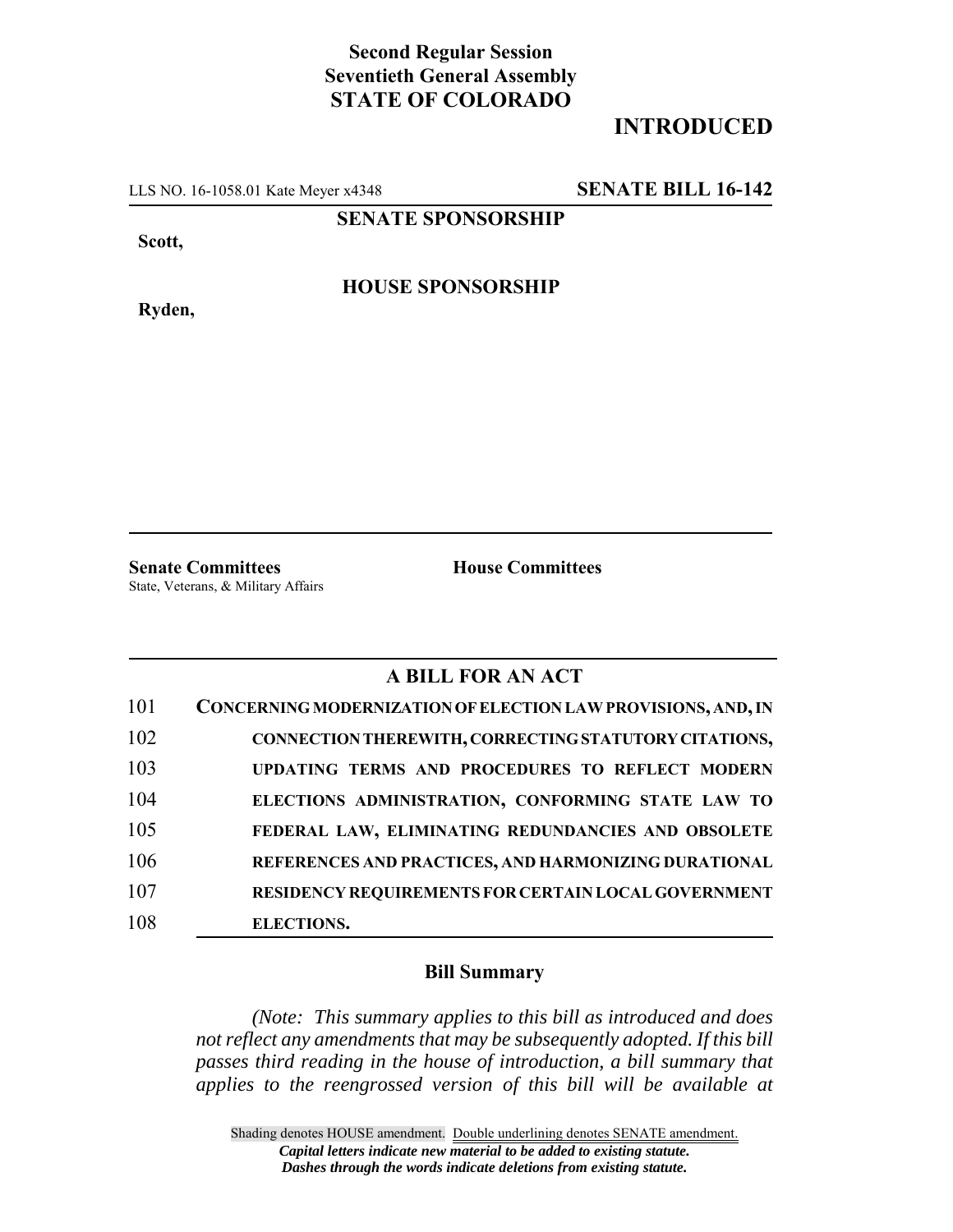**Second Regular Session**
**Seventieth General Assembly**
**STATE OF COLORADO**

# INTRODUCED

LLS NO. 16-1058.01 Kate Meyer x4348 **SENATE BILL 16-142**

**SENATE SPONSORSHIP**

**Scott,**

**HOUSE SPONSORSHIP**

**Ryden,**

**Senate Committees**
State, Veterans, & Military Affairs

**House Committees**

## A BILL FOR AN ACT

101 **CONCERNING MODERNIZATION OF ELECTION LAW PROVISIONS, AND, IN**
102 **CONNECTION THEREWITH, CORRECTING STATUTORY CITATIONS,**
103 **UPDATING TERMS AND PROCEDURES TO REFLECT MODERN**
104 **ELECTIONS ADMINISTRATION, CONFORMING STATE LAW TO**
105 **FEDERAL LAW, ELIMINATING REDUNDANCIES AND OBSOLETE**
106 **REFERENCES AND PRACTICES, AND HARMONIZING DURATIONAL**
107 **RESIDENCY REQUIREMENTS FOR CERTAIN LOCAL GOVERNMENT**
108 **ELECTIONS.**

### Bill Summary

*(Note: This summary applies to this bill as introduced and does not reflect any amendments that may be subsequently adopted. If this bill passes third reading in the house of introduction, a bill summary that applies to the reengrossed version of this bill will be available at*

Shading denotes HOUSE amendment. Double underlining denotes SENATE amendment.
***Capital letters indicate new material to be added to existing statute.***
***Dashes through the words indicate deletions from existing statute.***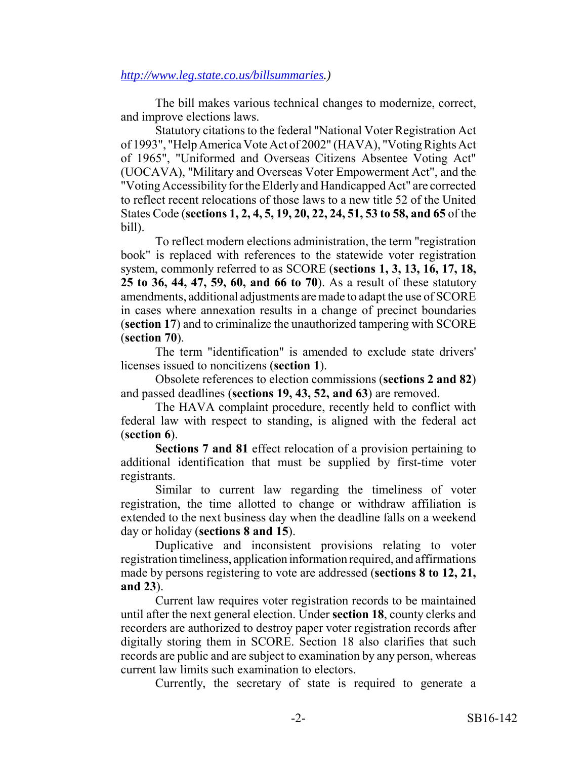*http://www.leg.state.co.us/billsummaries.)*

The bill makes various technical changes to modernize, correct, and improve elections laws.

Statutory citations to the federal "National Voter Registration Act of 1993", "Help America Vote Act of 2002" (HAVA), "Voting Rights Act of 1965", "Uniformed and Overseas Citizens Absentee Voting Act" (UOCAVA), "Military and Overseas Voter Empowerment Act", and the "Voting Accessibility for the Elderly and Handicapped Act" are corrected to reflect recent relocations of those laws to a new title 52 of the United States Code (**sections 1, 2, 4, 5, 19, 20, 22, 24, 51, 53 to 58, and 65** of the bill).

To reflect modern elections administration, the term "registration book" is replaced with references to the statewide voter registration system, commonly referred to as SCORE (**sections 1, 3, 13, 16, 17, 18, 25 to 36, 44, 47, 59, 60, and 66 to 70**). As a result of these statutory amendments, additional adjustments are made to adapt the use of SCORE in cases where annexation results in a change of precinct boundaries (**section 17**) and to criminalize the unauthorized tampering with SCORE (**section 70**).

The term "identification" is amended to exclude state drivers' licenses issued to noncitizens (**section 1**).

Obsolete references to election commissions (**sections 2 and 82**) and passed deadlines (**sections 19, 43, 52, and 63**) are removed.

The HAVA complaint procedure, recently held to conflict with federal law with respect to standing, is aligned with the federal act (**section 6**).

**Sections 7 and 81** effect relocation of a provision pertaining to additional identification that must be supplied by first-time voter registrants.

Similar to current law regarding the timeliness of voter registration, the time allotted to change or withdraw affiliation is extended to the next business day when the deadline falls on a weekend day or holiday (**sections 8 and 15**).

Duplicative and inconsistent provisions relating to voter registration timeliness, application information required, and affirmations made by persons registering to vote are addressed (**sections 8 to 12, 21, and 23**).

Current law requires voter registration records to be maintained until after the next general election. Under **section 18**, county clerks and recorders are authorized to destroy paper voter registration records after digitally storing them in SCORE. Section 18 also clarifies that such records are public and are subject to examination by any person, whereas current law limits such examination to electors.

Currently, the secretary of state is required to generate a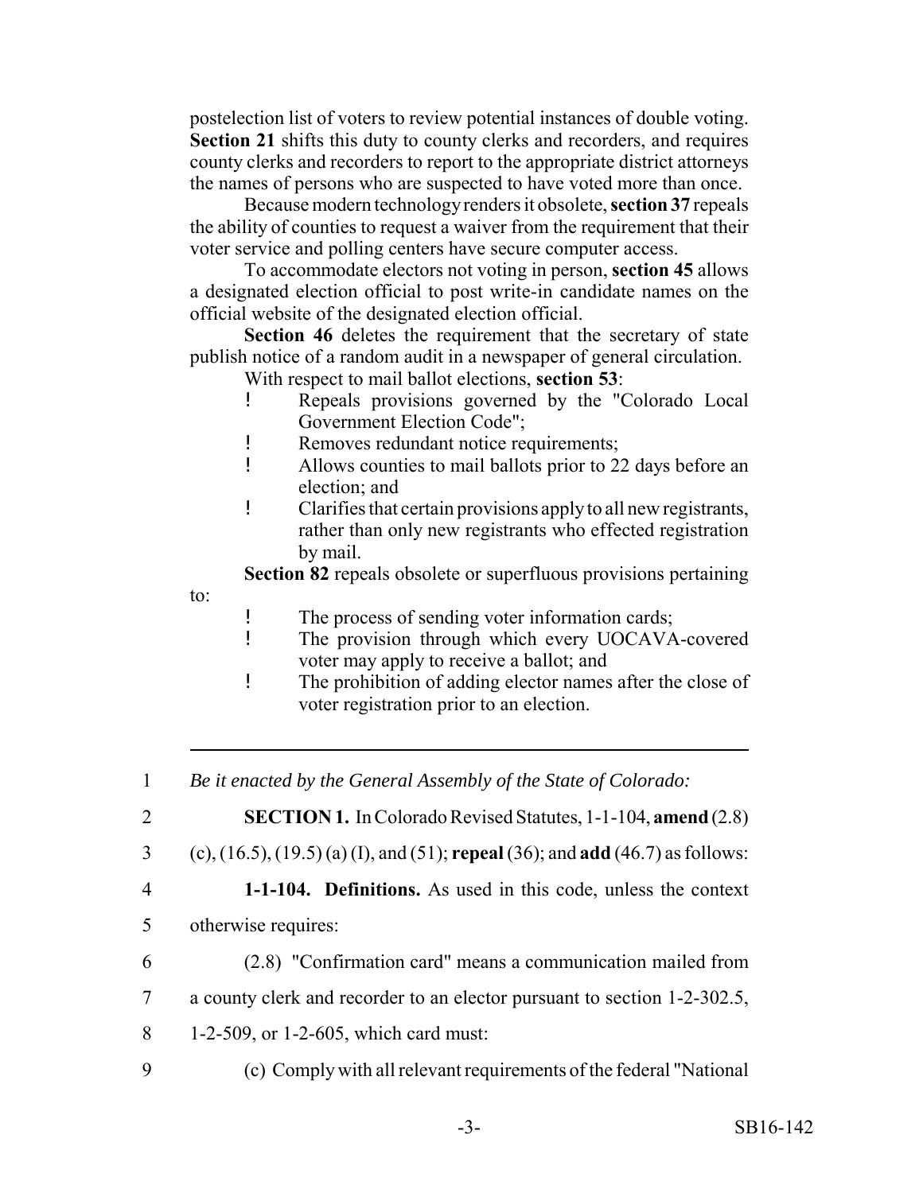postelection list of voters to review potential instances of double voting. **Section 21** shifts this duty to county clerks and recorders, and requires county clerks and recorders to report to the appropriate district attorneys the names of persons who are suspected to have voted more than once.

Because modern technology renders it obsolete, **section 37** repeals the ability of counties to request a waiver from the requirement that their voter service and polling centers have secure computer access.

To accommodate electors not voting in person, **section 45** allows a designated election official to post write-in candidate names on the official website of the designated election official.

**Section 46** deletes the requirement that the secretary of state publish notice of a random audit in a newspaper of general circulation.

With respect to mail ballot elections, **section 53**:

- Repeals provisions governed by the "Colorado Local Government Election Code";
- Removes redundant notice requirements;
- Allows counties to mail ballots prior to 22 days before an election; and
- Clarifies that certain provisions apply to all new registrants, rather than only new registrants who effected registration by mail.

**Section 82** repeals obsolete or superfluous provisions pertaining to:

- The process of sending voter information cards;
- The provision through which every UOCAVA-covered voter may apply to receive a ballot; and
- The prohibition of adding elector names after the close of voter registration prior to an election.

---

1 *Be it enacted by the General Assembly of the State of Colorado:*

2 **SECTION 1.** In Colorado Revised Statutes, 1-1-104, **amend** (2.8)
3 (c), (16.5), (19.5) (a) (I), and (51); **repeal** (36); and **add** (46.7) as follows:

4 **1-1-104. Definitions.** As used in this code, unless the context
5 otherwise requires:

6 (2.8) "Confirmation card" means a communication mailed from
7 a county clerk and recorder to an elector pursuant to section 1-2-302.5,
8 1-2-509, or 1-2-605, which card must:

9 (c) Comply with all relevant requirements of the federal "National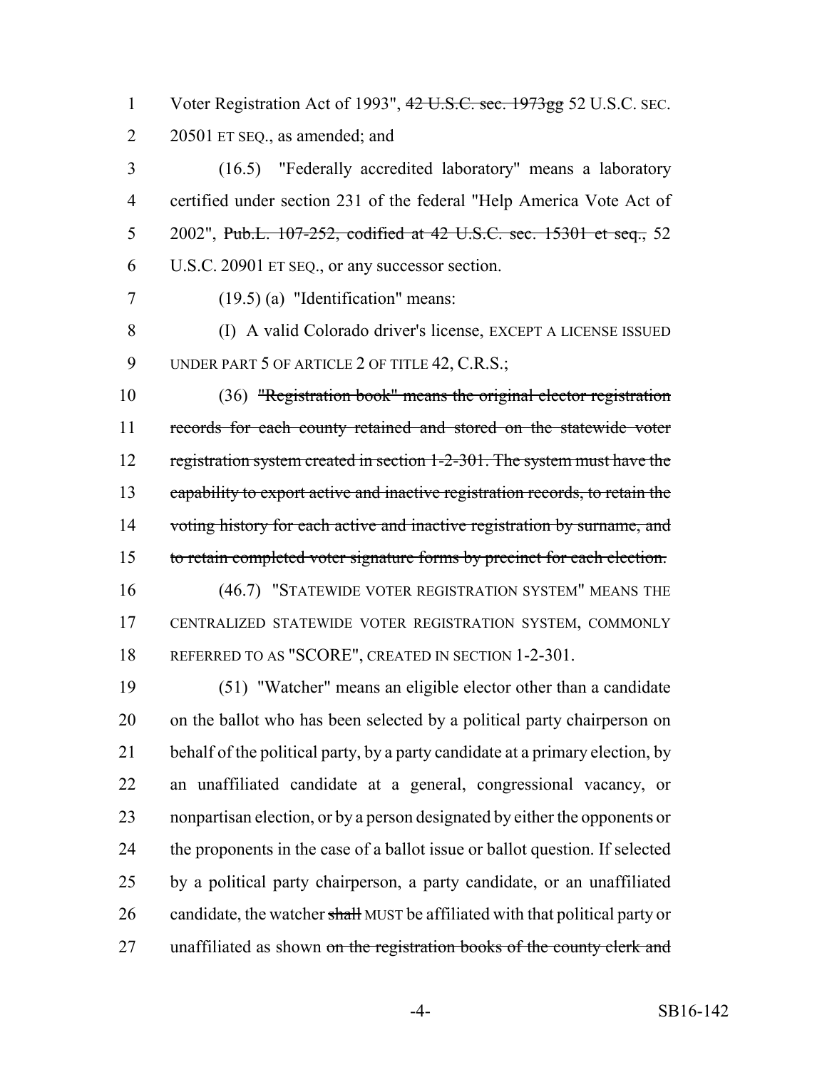Voter Registration Act of 1993", ~~42 U.S.C. sec. 1973gg~~ 52 U.S.C. SEC. 20501 ET SEQ., as amended; and

(16.5) "Federally accredited laboratory" means a laboratory certified under section 231 of the federal "Help America Vote Act of 2002", ~~Pub.L. 107-252, codified at 42 U.S.C. sec. 15301 et seq.,~~ 52 U.S.C. 20901 ET SEQ., or any successor section.

(19.5) (a) "Identification" means:

(I) A valid Colorado driver's license, EXCEPT A LICENSE ISSUED UNDER PART 5 OF ARTICLE 2 OF TITLE 42, C.R.S.;

(36) ~~"Registration book" means the original elector registration records for each county retained and stored on the statewide voter registration system created in section 1-2-301. The system must have the capability to export active and inactive registration records, to retain the voting history for each active and inactive registration by surname, and to retain completed voter signature forms by precinct for each election.~~

(46.7) "STATEWIDE VOTER REGISTRATION SYSTEM" MEANS THE CENTRALIZED STATEWIDE VOTER REGISTRATION SYSTEM, COMMONLY REFERRED TO AS "SCORE", CREATED IN SECTION 1-2-301.

(51) "Watcher" means an eligible elector other than a candidate on the ballot who has been selected by a political party chairperson on behalf of the political party, by a party candidate at a primary election, by an unaffiliated candidate at a general, congressional vacancy, or nonpartisan election, or by a person designated by either the opponents or the proponents in the case of a ballot issue or ballot question. If selected by a political party chairperson, a party candidate, or an unaffiliated candidate, the watcher ~~shall~~ MUST be affiliated with that political party or unaffiliated as shown ~~on the registration books of the county clerk and~~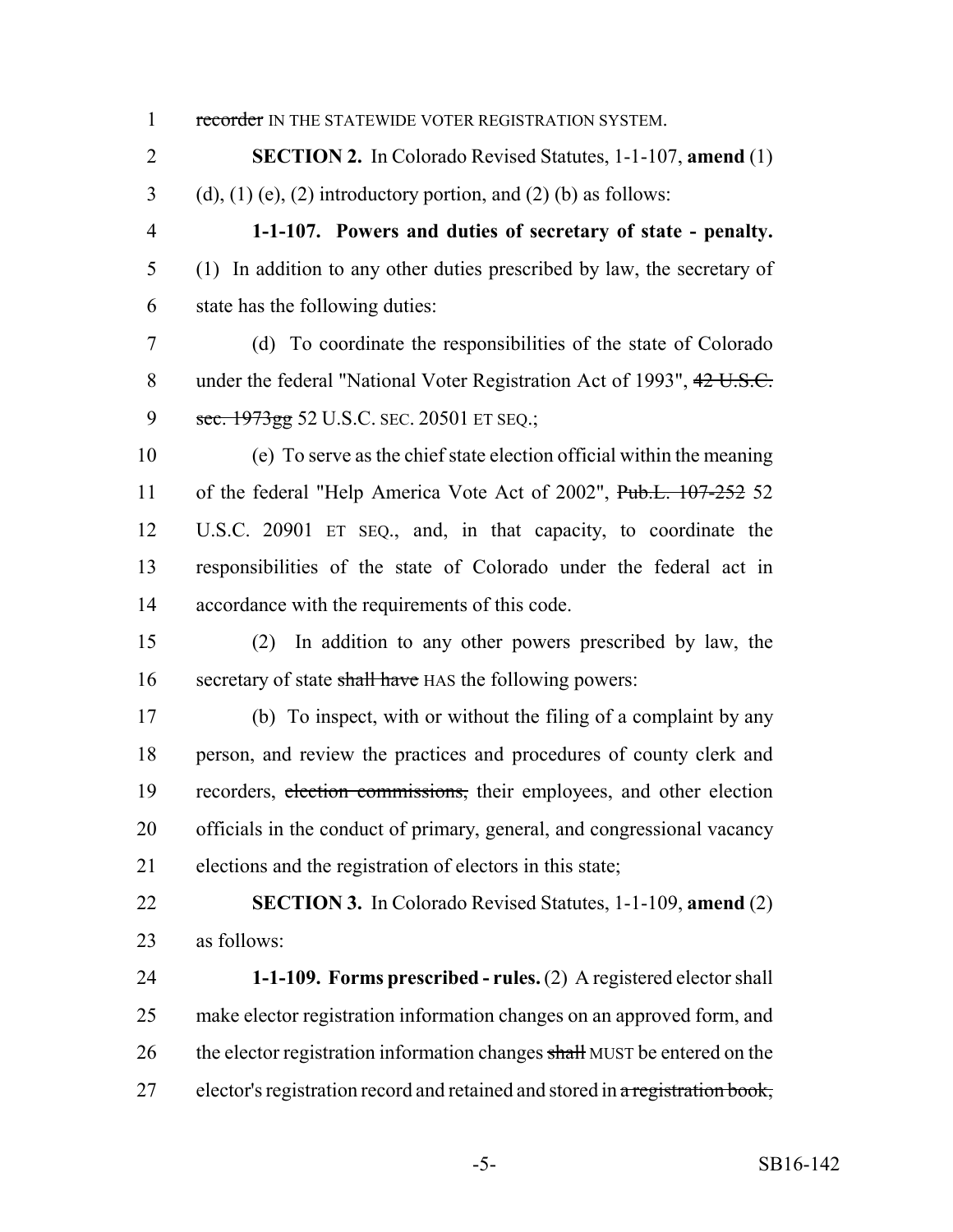recorder IN THE STATEWIDE VOTER REGISTRATION SYSTEM.

**SECTION 2.** In Colorado Revised Statutes, 1-1-107, **amend** (1) (d), (1) (e), (2) introductory portion, and (2) (b) as follows:

**1-1-107. Powers and duties of secretary of state - penalty.** (1) In addition to any other duties prescribed by law, the secretary of state has the following duties:

(d) To coordinate the responsibilities of the state of Colorado under the federal "National Voter Registration Act of 1993", ~~42 U.S.C. sec. 1973gg~~ 52 U.S.C. SEC. 20501 ET SEQ.;

(e) To serve as the chief state election official within the meaning of the federal "Help America Vote Act of 2002", ~~Pub.L. 107-252~~ 52 U.S.C. 20901 ET SEQ., and, in that capacity, to coordinate the responsibilities of the state of Colorado under the federal act in accordance with the requirements of this code.

(2) In addition to any other powers prescribed by law, the secretary of state ~~shall have~~ HAS the following powers:

(b) To inspect, with or without the filing of a complaint by any person, and review the practices and procedures of county clerk and recorders, ~~election commissions,~~ their employees, and other election officials in the conduct of primary, general, and congressional vacancy elections and the registration of electors in this state;

**SECTION 3.** In Colorado Revised Statutes, 1-1-109, **amend** (2) as follows:

**1-1-109. Forms prescribed - rules.** (2) A registered elector shall make elector registration information changes on an approved form, and the elector registration information changes ~~shall~~ MUST be entered on the elector's registration record and retained and stored in ~~a registration book,~~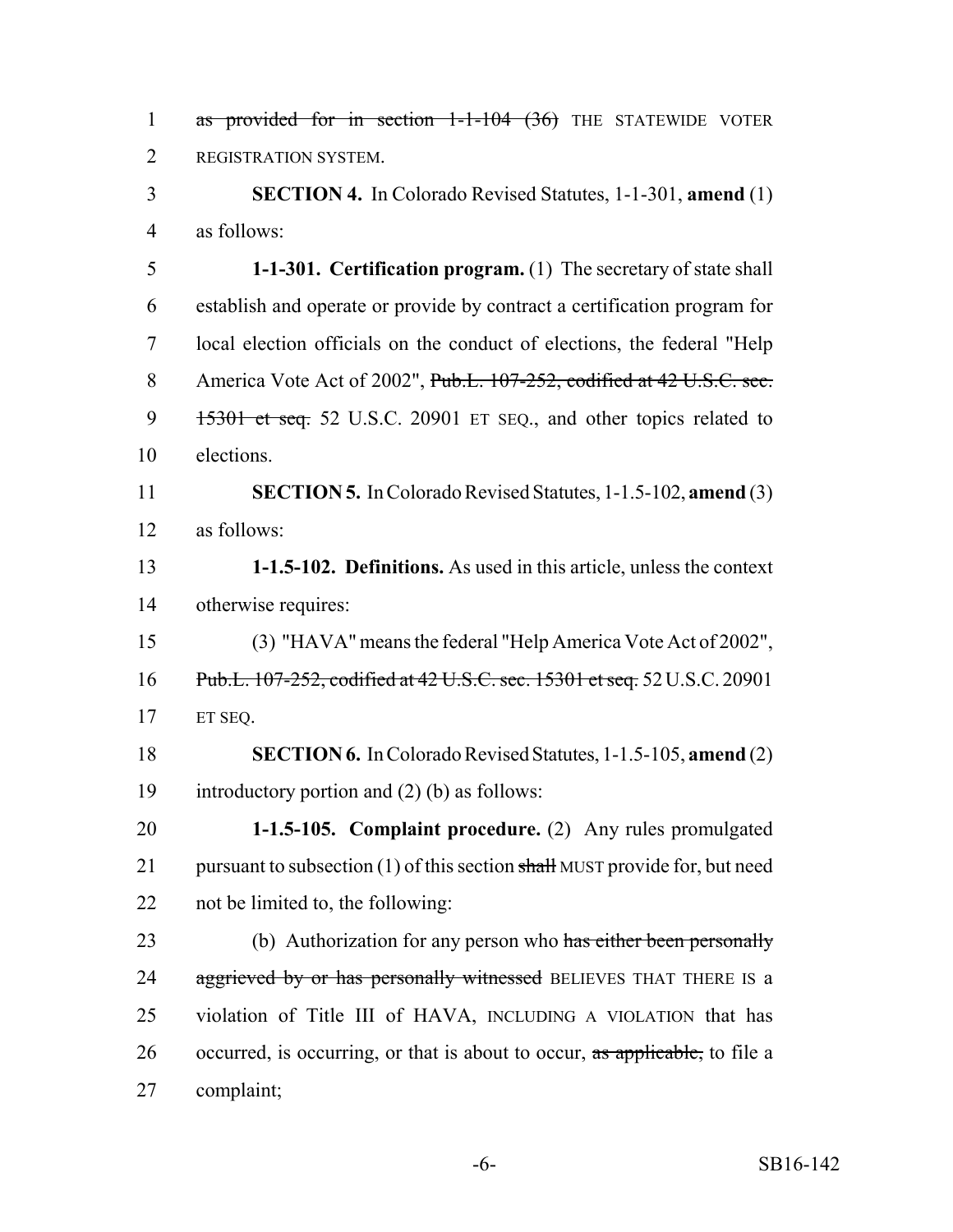~~as provided for in section 1-1-104 (36)~~ THE STATEWIDE VOTER REGISTRATION SYSTEM.

**SECTION 4.** In Colorado Revised Statutes, 1-1-301, **amend** (1) as follows:

**1-1-301. Certification program.** (1) The secretary of state shall establish and operate or provide by contract a certification program for local election officials on the conduct of elections, the federal "Help America Vote Act of 2002", ~~Pub.L. 107-252, codified at 42 U.S.C. sec. 15301 et seq.~~ 52 U.S.C. 20901 ET SEQ., and other topics related to elections.

**SECTION 5.** In Colorado Revised Statutes, 1-1.5-102, **amend** (3) as follows:

**1-1.5-102. Definitions.** As used in this article, unless the context otherwise requires:

(3) "HAVA" means the federal "Help America Vote Act of 2002", ~~Pub.L. 107-252, codified at 42 U.S.C. sec. 15301 et seq.~~ 52 U.S.C. 20901 ET SEQ.

**SECTION 6.** In Colorado Revised Statutes, 1-1.5-105, **amend** (2) introductory portion and (2) (b) as follows:

**1-1.5-105. Complaint procedure.** (2) Any rules promulgated pursuant to subsection (1) of this section ~~shall~~ MUST provide for, but need not be limited to, the following:

(b) Authorization for any person who ~~has either been personally aggrieved by or has personally witnessed~~ BELIEVES THAT THERE IS a violation of Title III of HAVA, INCLUDING A VIOLATION that has occurred, is occurring, or that is about to occur, ~~as applicable,~~ to file a complaint;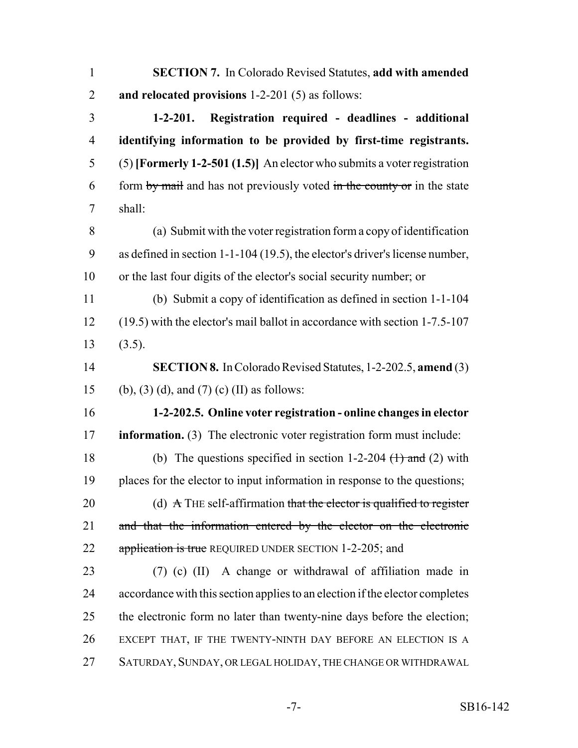**SECTION 7.** In Colorado Revised Statutes, **add with amended and relocated provisions** 1-2-201 (5) as follows:

**1-2-201. Registration required - deadlines - additional identifying information to be provided by first-time registrants.** (5) **[Formerly 1-2-501 (1.5)]** An elector who submits a voter registration form ~~by mail~~ and has not previously voted ~~in the county or~~ in the state shall:

(a) Submit with the voter registration form a copy of identification as defined in section 1-1-104 (19.5), the elector's driver's license number, or the last four digits of the elector's social security number; or

(b) Submit a copy of identification as defined in section 1-1-104 (19.5) with the elector's mail ballot in accordance with section 1-7.5-107 (3.5).

**SECTION 8.** In Colorado Revised Statutes, 1-2-202.5, **amend** (3) (b), (3) (d), and (7) (c) (II) as follows:

**1-2-202.5. Online voter registration - online changes in elector information.** (3) The electronic voter registration form must include:

(b) The questions specified in section 1-2-204 ~~(1) and~~ (2) with places for the elector to input information in response to the questions;

(d) ~~A~~ THE self-affirmation ~~that the elector is qualified to register and that the information entered by the elector on the electronic application is true~~ REQUIRED UNDER SECTION 1-2-205; and

(7) (c) (II) A change or withdrawal of affiliation made in accordance with this section applies to an election if the elector completes the electronic form no later than twenty-nine days before the election; EXCEPT THAT, IF THE TWENTY-NINTH DAY BEFORE AN ELECTION IS A SATURDAY, SUNDAY, OR LEGAL HOLIDAY, THE CHANGE OR WITHDRAWAL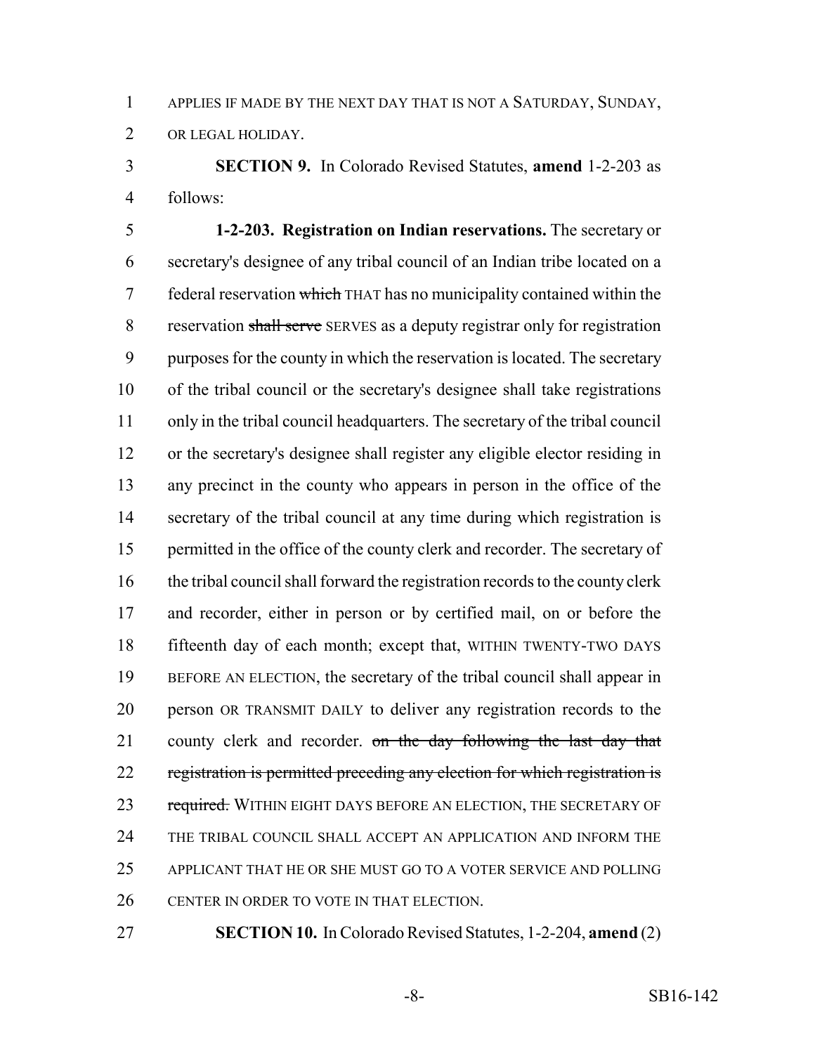APPLIES IF MADE BY THE NEXT DAY THAT IS NOT A SATURDAY, SUNDAY, OR LEGAL HOLIDAY.

**SECTION 9.** In Colorado Revised Statutes, **amend** 1-2-203 as follows:

**1-2-203. Registration on Indian reservations.** The secretary or secretary's designee of any tribal council of an Indian tribe located on a federal reservation ~~which~~ THAT has no municipality contained within the reservation ~~shall serve~~ SERVES as a deputy registrar only for registration purposes for the county in which the reservation is located. The secretary of the tribal council or the secretary's designee shall take registrations only in the tribal council headquarters. The secretary of the tribal council or the secretary's designee shall register any eligible elector residing in any precinct in the county who appears in person in the office of the secretary of the tribal council at any time during which registration is permitted in the office of the county clerk and recorder. The secretary of the tribal council shall forward the registration records to the county clerk and recorder, either in person or by certified mail, on or before the fifteenth day of each month; except that, WITHIN TWENTY-TWO DAYS BEFORE AN ELECTION, the secretary of the tribal council shall appear in person OR TRANSMIT DAILY to deliver any registration records to the county clerk and recorder. ~~on the day following the last day that registration is permitted preceding any election for which registration is required.~~ WITHIN EIGHT DAYS BEFORE AN ELECTION, THE SECRETARY OF THE TRIBAL COUNCIL SHALL ACCEPT AN APPLICATION AND INFORM THE APPLICANT THAT HE OR SHE MUST GO TO A VOTER SERVICE AND POLLING CENTER IN ORDER TO VOTE IN THAT ELECTION.

**SECTION 10.** In Colorado Revised Statutes, 1-2-204, **amend** (2)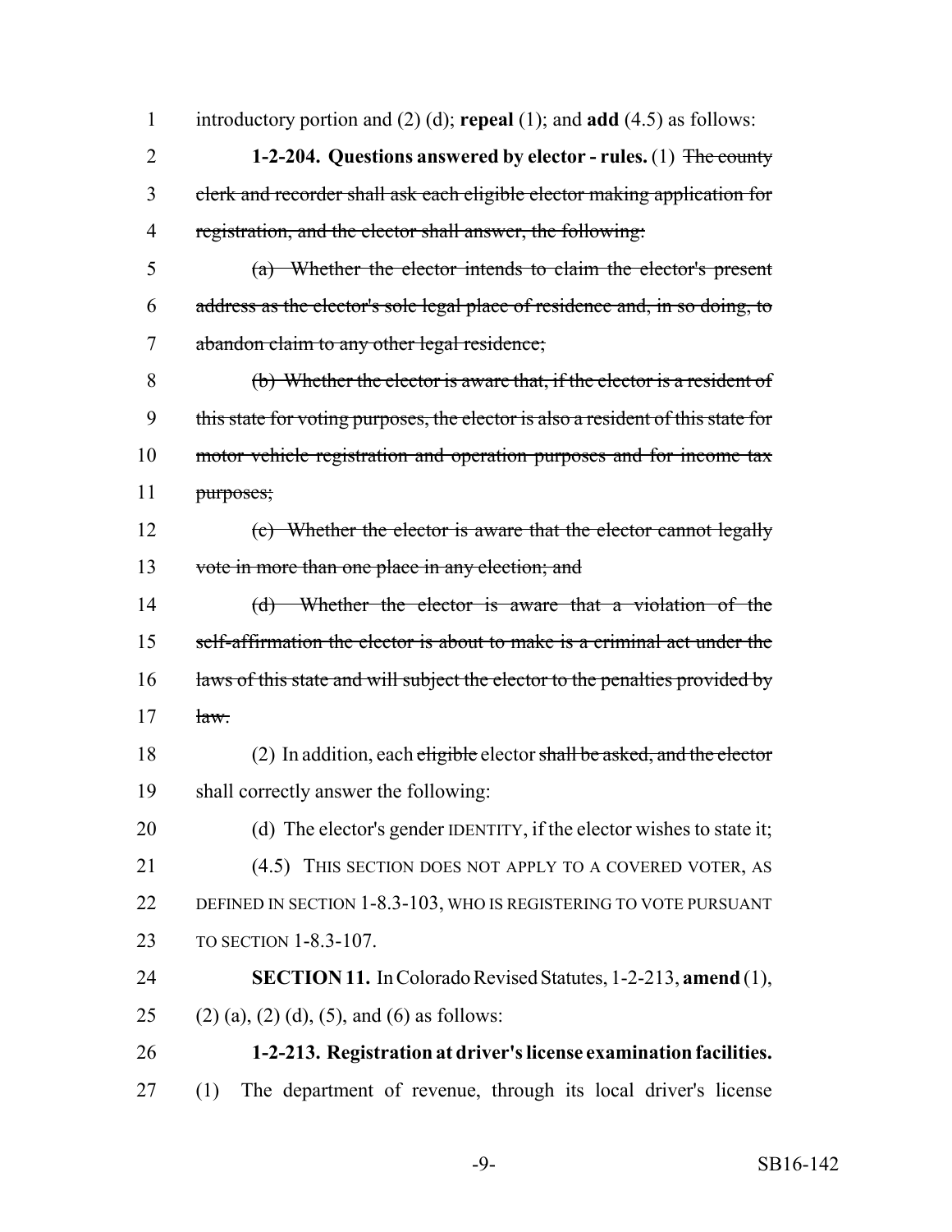introductory portion and (2) (d); **repeal** (1); and **add** (4.5) as follows:

**1-2-204. Questions answered by elector - rules.** (1) ~~The county clerk and recorder shall ask each eligible elector making application for registration, and the elector shall answer, the following:~~

~~(a) Whether the elector intends to claim the elector's present address as the elector's sole legal place of residence and, in so doing, to abandon claim to any other legal residence;~~

~~(b) Whether the elector is aware that, if the elector is a resident of this state for voting purposes, the elector is also a resident of this state for motor vehicle registration and operation purposes and for income tax purposes;~~

~~(c) Whether the elector is aware that the elector cannot legally vote in more than one place in any election; and~~

~~(d) Whether the elector is aware that a violation of the self-affirmation the elector is about to make is a criminal act under the laws of this state and will subject the elector to the penalties provided by law.~~

(2) In addition, each ~~eligible~~ elector ~~shall be asked, and the elector~~ shall correctly answer the following:

(d) The elector's gender IDENTITY, if the elector wishes to state it;

(4.5) THIS SECTION DOES NOT APPLY TO A COVERED VOTER, AS DEFINED IN SECTION 1-8.3-103, WHO IS REGISTERING TO VOTE PURSUANT TO SECTION 1-8.3-107.

**SECTION 11.** In Colorado Revised Statutes, 1-2-213, **amend** (1), (2) (a), (2) (d), (5), and (6) as follows:

**1-2-213. Registration at driver's license examination facilities.** (1) The department of revenue, through its local driver's license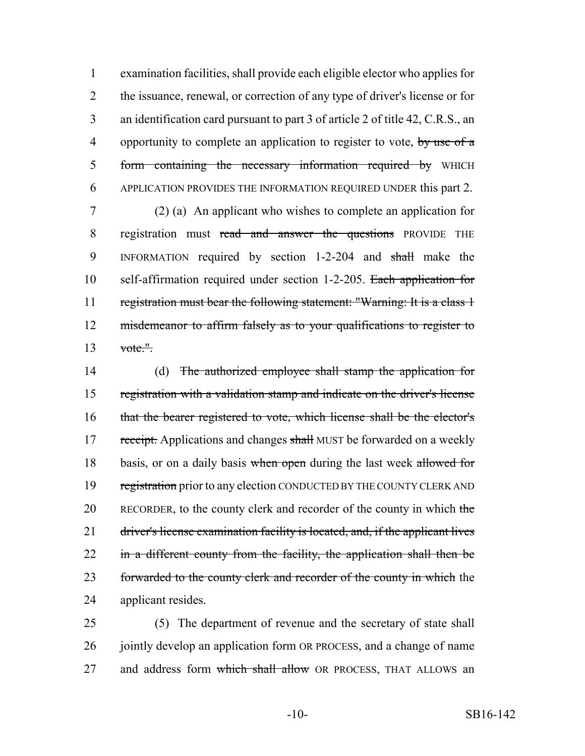1 examination facilities, shall provide each eligible elector who applies for
2 the issuance, renewal, or correction of any type of driver's license or for
3 an identification card pursuant to part 3 of article 2 of title 42, C.R.S., an
4 opportunity to complete an application to register to vote, ~~by use of a~~
5 ~~form containing the necessary information required by~~ WHICH
6 APPLICATION PROVIDES THE INFORMATION REQUIRED UNDER this part 2.

7 (2) (a) An applicant who wishes to complete an application for
8 registration must ~~read and answer the questions~~ PROVIDE THE
9 INFORMATION required by section 1-2-204 and ~~shall~~ make the
10 self-affirmation required under section 1-2-205. ~~Each application for~~
11 ~~registration must bear the following statement: "Warning: It is a class 1~~
12 ~~misdemeanor to affirm falsely as to your qualifications to register to~~
13 ~~vote.".~~

14 (d) ~~The authorized employee shall stamp the application for~~
15 ~~registration with a validation stamp and indicate on the driver's license~~
16 ~~that the bearer registered to vote, which license shall be the elector's~~
17 ~~receipt.~~ Applications and changes ~~shall~~ MUST be forwarded on a weekly
18 basis, or on a daily basis ~~when open~~ during the last week ~~allowed for~~
19 ~~registration~~ prior to any election CONDUCTED BY THE COUNTY CLERK AND
20 RECORDER, to the county clerk and recorder of the county in which ~~the~~
21 ~~driver's license examination facility is located, and, if the applicant lives~~
22 ~~in a different county from the facility, the application shall then be~~
23 ~~forwarded to the county clerk and recorder of the county in which~~ the
24 applicant resides.

25 (5) The department of revenue and the secretary of state shall
26 jointly develop an application form OR PROCESS, and a change of name
27 and address form ~~which shall allow~~ OR PROCESS, THAT ALLOWS an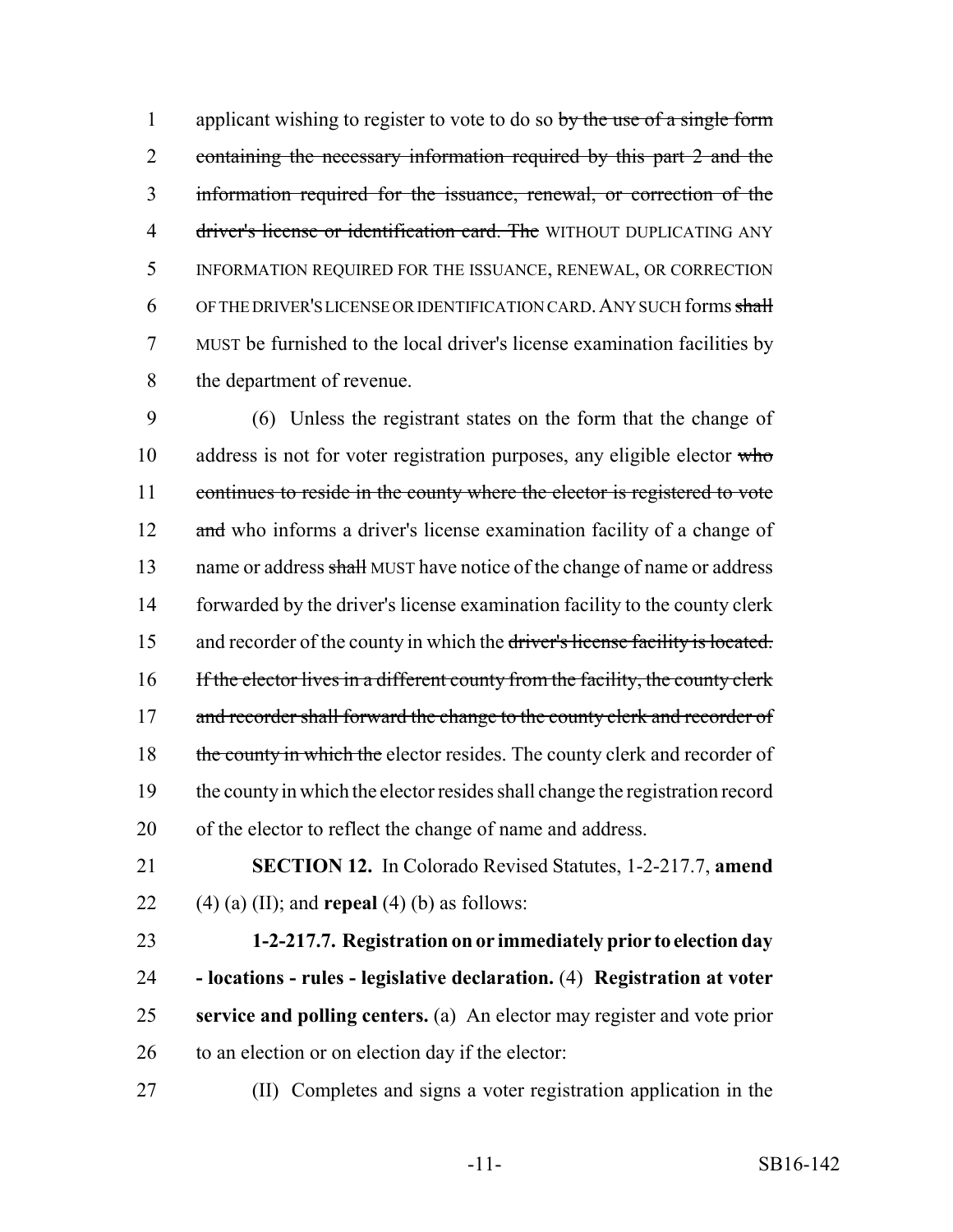applicant wishing to register to vote to do so ~~by the use of a single form containing the necessary information required by this part 2 and the information required for the issuance, renewal, or correction of the driver's license or identification card. The~~ WITHOUT DUPLICATING ANY INFORMATION REQUIRED FOR THE ISSUANCE, RENEWAL, OR CORRECTION OF THE DRIVER'S LICENSE OR IDENTIFICATION CARD. ANY SUCH forms ~~shall~~ MUST be furnished to the local driver's license examination facilities by the department of revenue.

(6) Unless the registrant states on the form that the change of address is not for voter registration purposes, any eligible elector ~~who continues to reside in the county where the elector is registered to vote and~~ who informs a driver's license examination facility of a change of name or address ~~shall~~ MUST have notice of the change of name or address forwarded by the driver's license examination facility to the county clerk and recorder of the county in which the ~~driver's license facility is located. If the elector lives in a different county from the facility, the county clerk and recorder shall forward the change to the county clerk and recorder of the county in which the~~ elector resides. The county clerk and recorder of the county in which the elector resides shall change the registration record of the elector to reflect the change of name and address.

**SECTION 12.** In Colorado Revised Statutes, 1-2-217.7, **amend** (4) (a) (II); and **repeal** (4) (b) as follows:

**1-2-217.7. Registration on or immediately prior to election day - locations - rules - legislative declaration.** (4) **Registration at voter service and polling centers.** (a) An elector may register and vote prior to an election or on election day if the elector:

(II) Completes and signs a voter registration application in the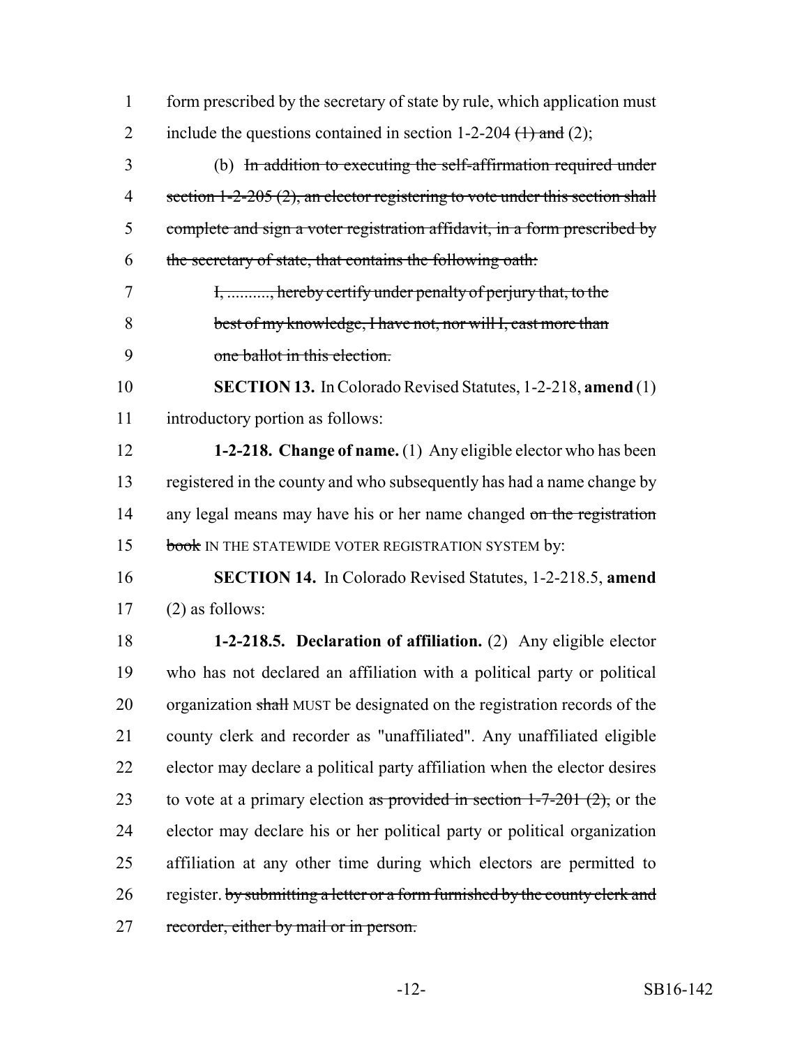form prescribed by the secretary of state by rule, which application must include the questions contained in section 1-2-204 ~~(1) and~~ (2);

(b) ~~In addition to executing the self-affirmation required under section 1-2-205 (2), an elector registering to vote under this section shall complete and sign a voter registration affidavit, in a form prescribed by the secretary of state, that contains the following oath:~~

~~I, .........., hereby certify under penalty of perjury that, to the best of my knowledge, I have not, nor will I, cast more than one ballot in this election.~~

**SECTION 13.** In Colorado Revised Statutes, 1-2-218, **amend** (1) introductory portion as follows:

**1-2-218. Change of name.** (1) Any eligible elector who has been registered in the county and who subsequently has had a name change by any legal means may have his or her name changed ~~on the registration book~~ IN THE STATEWIDE VOTER REGISTRATION SYSTEM by:

**SECTION 14.** In Colorado Revised Statutes, 1-2-218.5, **amend** (2) as follows:

**1-2-218.5. Declaration of affiliation.** (2) Any eligible elector who has not declared an affiliation with a political party or political organization ~~shall~~ MUST be designated on the registration records of the county clerk and recorder as "unaffiliated". Any unaffiliated eligible elector may declare a political party affiliation when the elector desires to vote at a primary election ~~as provided in section 1-7-201 (2),~~ or the elector may declare his or her political party or political organization affiliation at any other time during which electors are permitted to register. ~~by submitting a letter or a form furnished by the county clerk and recorder, either by mail or in person.~~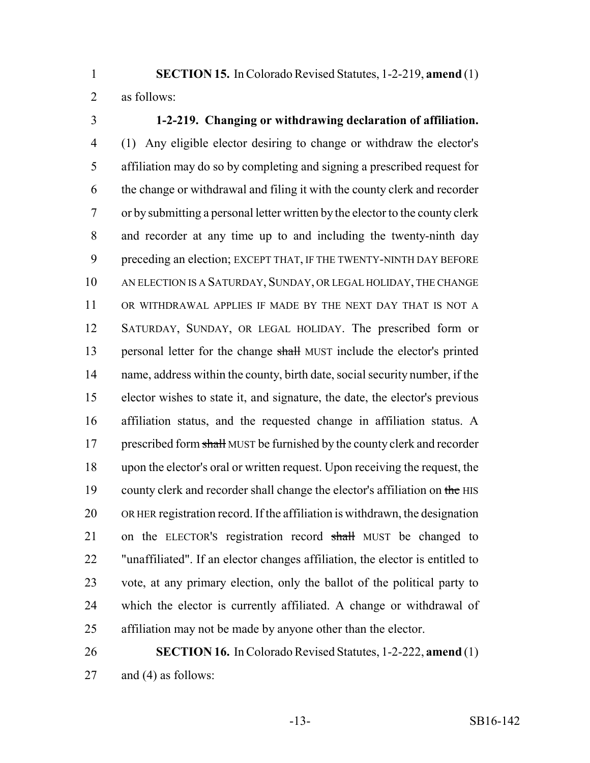**SECTION 15.** In Colorado Revised Statutes, 1-2-219, **amend** (1) as follows:

**1-2-219. Changing or withdrawing declaration of affiliation.** (1) Any eligible elector desiring to change or withdraw the elector's affiliation may do so by completing and signing a prescribed request for the change or withdrawal and filing it with the county clerk and recorder or by submitting a personal letter written by the elector to the county clerk and recorder at any time up to and including the twenty-ninth day preceding an election; EXCEPT THAT, IF THE TWENTY-NINTH DAY BEFORE AN ELECTION IS A SATURDAY, SUNDAY, OR LEGAL HOLIDAY, THE CHANGE OR WITHDRAWAL APPLIES IF MADE BY THE NEXT DAY THAT IS NOT A SATURDAY, SUNDAY, OR LEGAL HOLIDAY. The prescribed form or personal letter for the change ~~shall~~ MUST include the elector's printed name, address within the county, birth date, social security number, if the elector wishes to state it, and signature, the date, the elector's previous affiliation status, and the requested change in affiliation status. A prescribed form ~~shall~~ MUST be furnished by the county clerk and recorder upon the elector's oral or written request. Upon receiving the request, the county clerk and recorder shall change the elector's affiliation on ~~the~~ HIS OR HER registration record. If the affiliation is withdrawn, the designation on the ELECTOR'S registration record ~~shall~~ MUST be changed to "unaffiliated". If an elector changes affiliation, the elector is entitled to vote, at any primary election, only the ballot of the political party to which the elector is currently affiliated. A change or withdrawal of affiliation may not be made by anyone other than the elector.

**SECTION 16.** In Colorado Revised Statutes, 1-2-222, **amend** (1) and (4) as follows: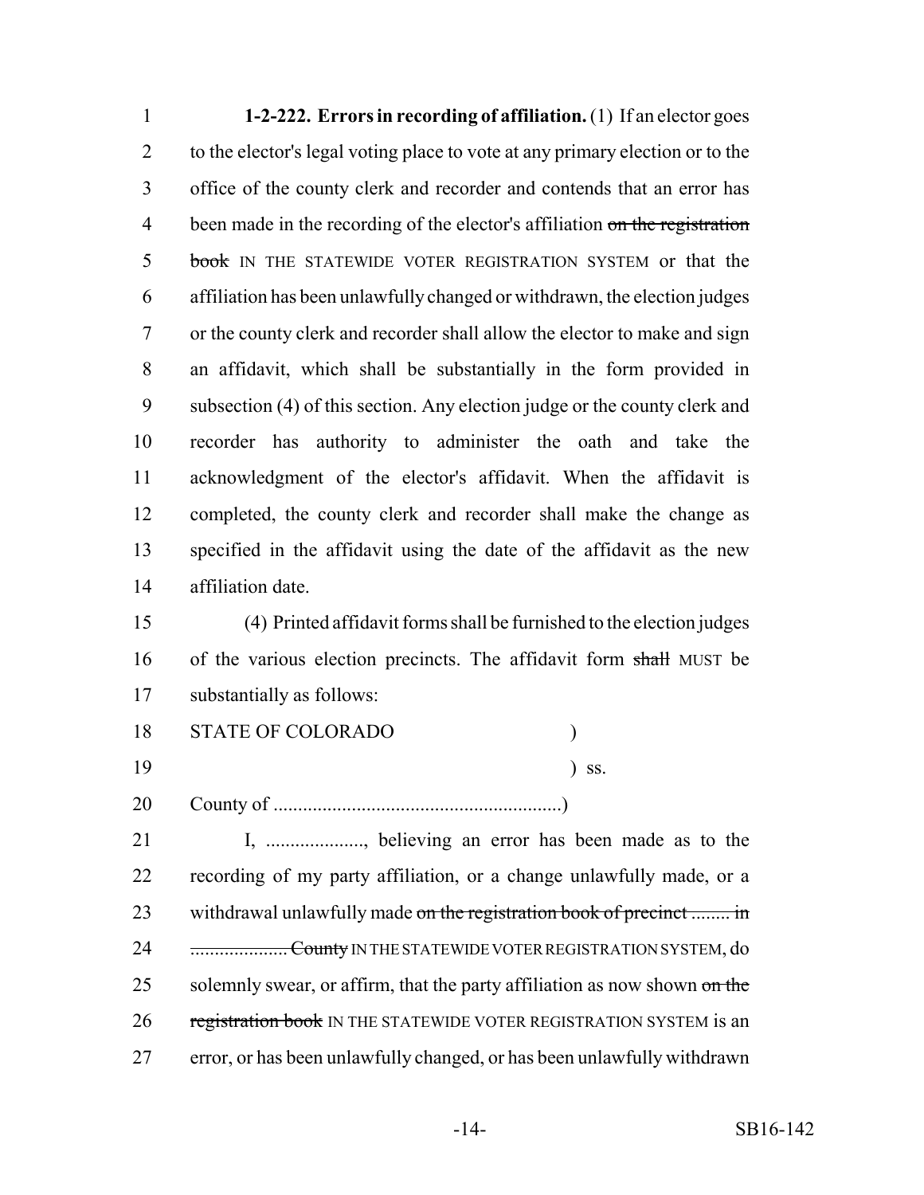**1-2-222. Errors in recording of affiliation.** (1) If an elector goes to the elector's legal voting place to vote at any primary election or to the office of the county clerk and recorder and contends that an error has been made in the recording of the elector's affiliation ~~on the registration book~~ IN THE STATEWIDE VOTER REGISTRATION SYSTEM or that the affiliation has been unlawfully changed or withdrawn, the election judges or the county clerk and recorder shall allow the elector to make and sign an affidavit, which shall be substantially in the form provided in subsection (4) of this section. Any election judge or the county clerk and recorder has authority to administer the oath and take the acknowledgment of the elector's affidavit. When the affidavit is completed, the county clerk and recorder shall make the change as specified in the affidavit using the date of the affidavit as the new affiliation date.

(4) Printed affidavit forms shall be furnished to the election judges of the various election precincts. The affidavit form ~~shall~~ MUST be substantially as follows:

STATE OF COLORADO )
) ss.
County of ..........................................................)

I, ..................., believing an error has been made as to the recording of my party affiliation, or a change unlawfully made, or a withdrawal unlawfully made ~~on the registration book of precinct ........ in .................... County~~ IN THE STATEWIDE VOTER REGISTRATION SYSTEM, do solemnly swear, or affirm, that the party affiliation as now shown ~~on the registration book~~ IN THE STATEWIDE VOTER REGISTRATION SYSTEM is an error, or has been unlawfully changed, or has been unlawfully withdrawn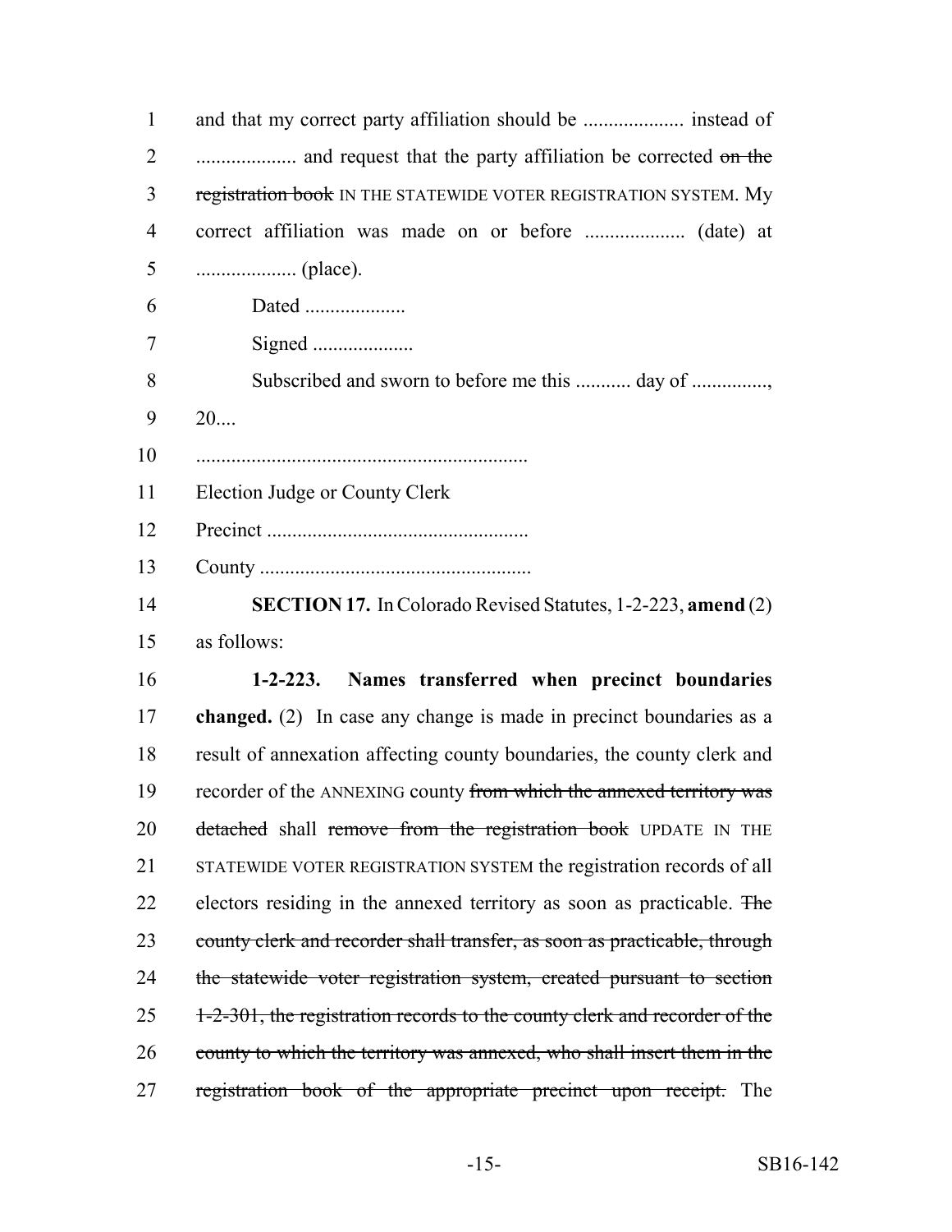and that my correct party affiliation should be .................... instead of .................... and request that the party affiliation be corrected ~~on the registration book~~ IN THE STATEWIDE VOTER REGISTRATION SYSTEM. My correct affiliation was made on or before .................... (date) at .................... (place).

Dated ....................

Signed ....................

Subscribed and sworn to before me this ........... day of ..............., 20....

..................................................................

Election Judge or County Clerk

Precinct ....................................................

County ......................................................

**SECTION 17.** In Colorado Revised Statutes, 1-2-223, **amend** (2) as follows:

**1-2-223. Names transferred when precinct boundaries changed.** (2) In case any change is made in precinct boundaries as a result of annexation affecting county boundaries, the county clerk and recorder of the ANNEXING county ~~from which the annexed territory was detached~~ shall ~~remove from the registration book~~ UPDATE IN THE STATEWIDE VOTER REGISTRATION SYSTEM the registration records of all electors residing in the annexed territory as soon as practicable. ~~The county clerk and recorder shall transfer, as soon as practicable, through the statewide voter registration system, created pursuant to section 1-2-301, the registration records to the county clerk and recorder of the county to which the territory was annexed, who shall insert them in the registration book of the appropriate precinct upon receipt.~~ The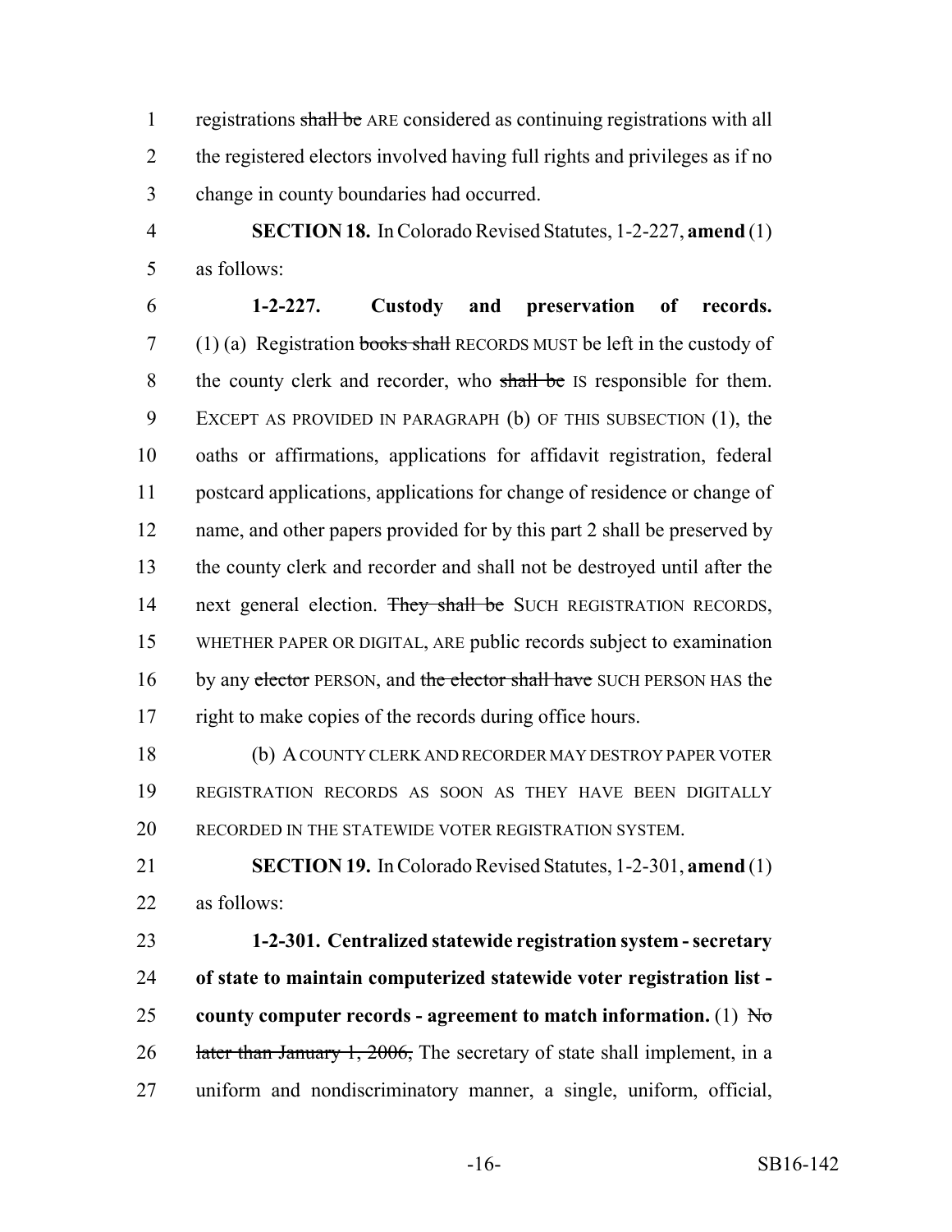registrations ~~shall be~~ ARE considered as continuing registrations with all the registered electors involved having full rights and privileges as if no change in county boundaries had occurred.

**SECTION 18.** In Colorado Revised Statutes, 1-2-227, **amend** (1) as follows:

**1-2-227. Custody and preservation of records.** (1) (a) Registration ~~books shall~~ RECORDS MUST be left in the custody of the county clerk and recorder, who ~~shall be~~ IS responsible for them. EXCEPT AS PROVIDED IN PARAGRAPH (b) OF THIS SUBSECTION (1), the oaths or affirmations, applications for affidavit registration, federal postcard applications, applications for change of residence or change of name, and other papers provided for by this part 2 shall be preserved by the county clerk and recorder and shall not be destroyed until after the next general election. ~~They shall be~~ SUCH REGISTRATION RECORDS, WHETHER PAPER OR DIGITAL, ARE public records subject to examination by any ~~elector~~ PERSON, and ~~the elector shall have~~ SUCH PERSON HAS the right to make copies of the records during office hours.

(b) A COUNTY CLERK AND RECORDER MAY DESTROY PAPER VOTER REGISTRATION RECORDS AS SOON AS THEY HAVE BEEN DIGITALLY RECORDED IN THE STATEWIDE VOTER REGISTRATION SYSTEM.

**SECTION 19.** In Colorado Revised Statutes, 1-2-301, **amend** (1) as follows:

**1-2-301. Centralized statewide registration system - secretary of state to maintain computerized statewide voter registration list - county computer records - agreement to match information.** (1) ~~No later than January 1, 2006,~~ The secretary of state shall implement, in a uniform and nondiscriminatory manner, a single, uniform, official,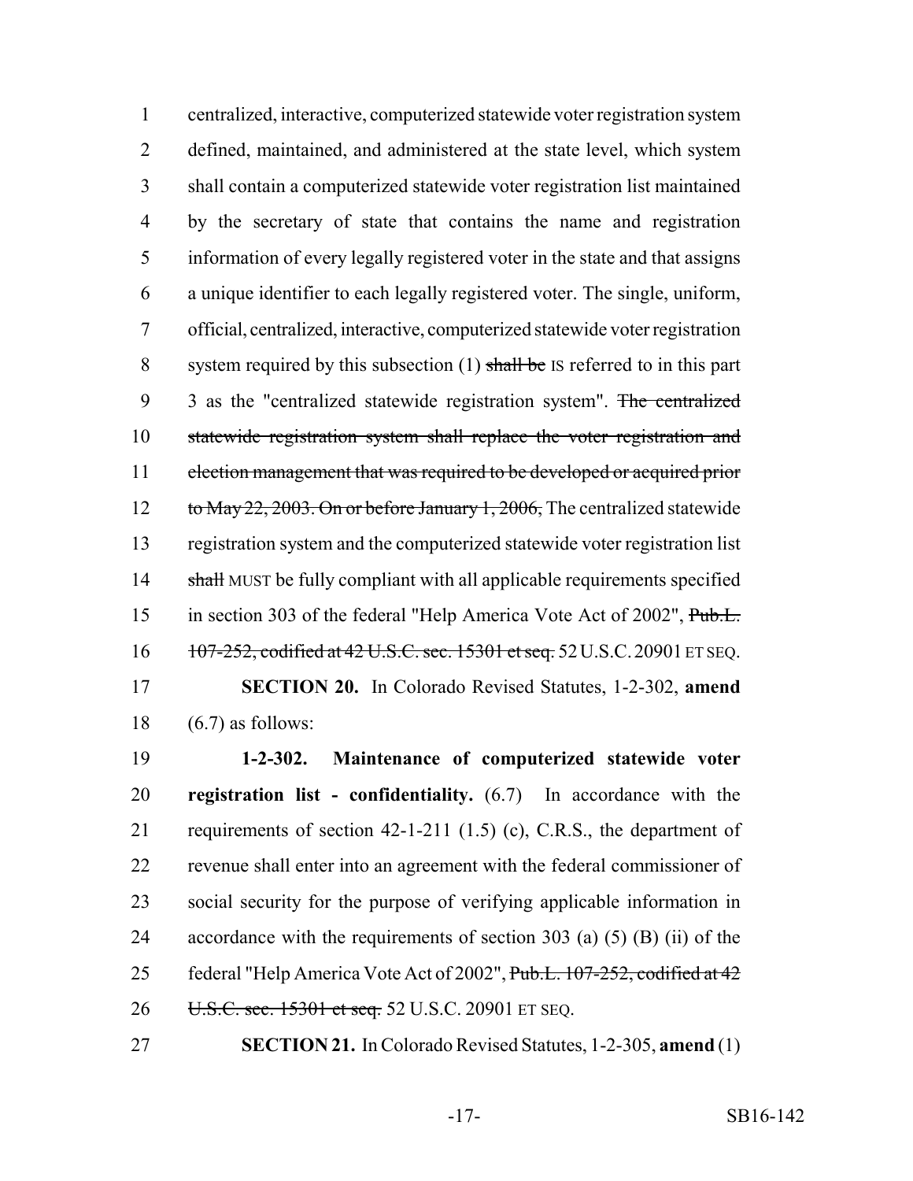centralized, interactive, computerized statewide voter registration system defined, maintained, and administered at the state level, which system shall contain a computerized statewide voter registration list maintained by the secretary of state that contains the name and registration information of every legally registered voter in the state and that assigns a unique identifier to each legally registered voter. The single, uniform, official, centralized, interactive, computerized statewide voter registration system required by this subsection (1) ~~shall be~~ IS referred to in this part 3 as the "centralized statewide registration system". ~~The centralized statewide registration system shall replace the voter registration and election management that was required to be developed or acquired prior to May 22, 2003. On or before January 1, 2006,~~ The centralized statewide registration system and the computerized statewide voter registration list ~~shall~~ MUST be fully compliant with all applicable requirements specified in section 303 of the federal "Help America Vote Act of 2002", ~~Pub.L. 107-252, codified at 42 U.S.C. sec. 15301 et seq.~~ 52 U.S.C. 20901 ET SEQ.

**SECTION 20.** In Colorado Revised Statutes, 1-2-302, **amend** (6.7) as follows:

**1-2-302. Maintenance of computerized statewide voter registration list - confidentiality.** (6.7) In accordance with the requirements of section 42-1-211 (1.5) (c), C.R.S., the department of revenue shall enter into an agreement with the federal commissioner of social security for the purpose of verifying applicable information in accordance with the requirements of section 303 (a) (5) (B) (ii) of the federal "Help America Vote Act of 2002", ~~Pub.L. 107-252, codified at 42 U.S.C. sec. 15301 et seq.~~ 52 U.S.C. 20901 ET SEQ.

**SECTION 21.** In Colorado Revised Statutes, 1-2-305, **amend** (1)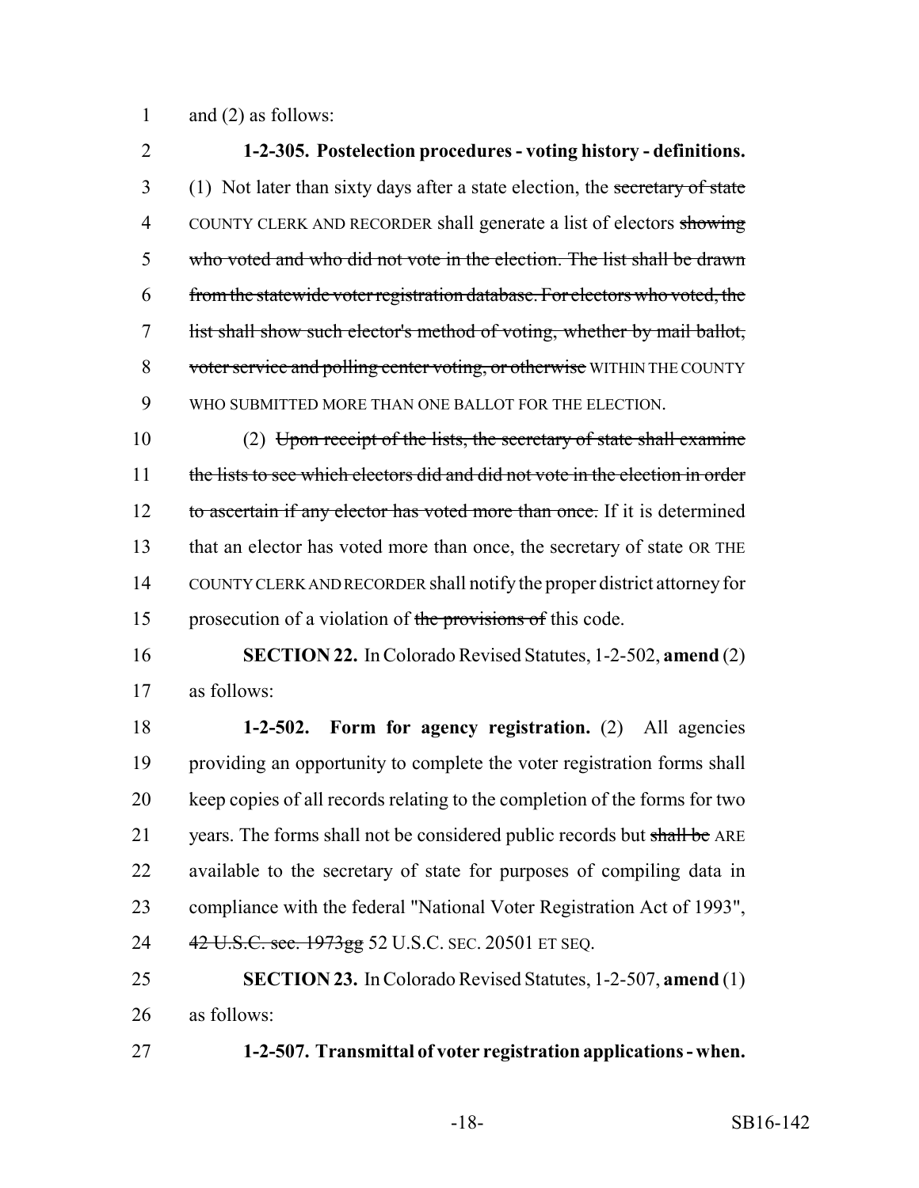and (2) as follows:

**1-2-305. Postelection procedures - voting history - definitions.** (1) Not later than sixty days after a state election, the ~~secretary of state~~ COUNTY CLERK AND RECORDER shall generate a list of electors ~~showing who voted and who did not vote in the election. The list shall be drawn from the statewide voter registration database. For electors who voted, the list shall show such elector's method of voting, whether by mail ballot, voter service and polling center voting, or otherwise~~ WITHIN THE COUNTY WHO SUBMITTED MORE THAN ONE BALLOT FOR THE ELECTION.

(2) ~~Upon receipt of the lists, the secretary of state shall examine the lists to see which electors did and did not vote in the election in order to ascertain if any elector has voted more than once.~~ If it is determined that an elector has voted more than once, the secretary of state OR THE COUNTY CLERK AND RECORDER shall notify the proper district attorney for prosecution of a violation of ~~the provisions of~~ this code.

**SECTION 22.** In Colorado Revised Statutes, 1-2-502, **amend** (2) as follows:

**1-2-502. Form for agency registration.** (2) All agencies providing an opportunity to complete the voter registration forms shall keep copies of all records relating to the completion of the forms for two years. The forms shall not be considered public records but ~~shall be~~ ARE available to the secretary of state for purposes of compiling data in compliance with the federal "National Voter Registration Act of 1993", ~~42 U.S.C. sec. 1973gg~~ 52 U.S.C. SEC. 20501 ET SEQ.

**SECTION 23.** In Colorado Revised Statutes, 1-2-507, **amend** (1) as follows:

**1-2-507. Transmittal of voter registration applications - when.**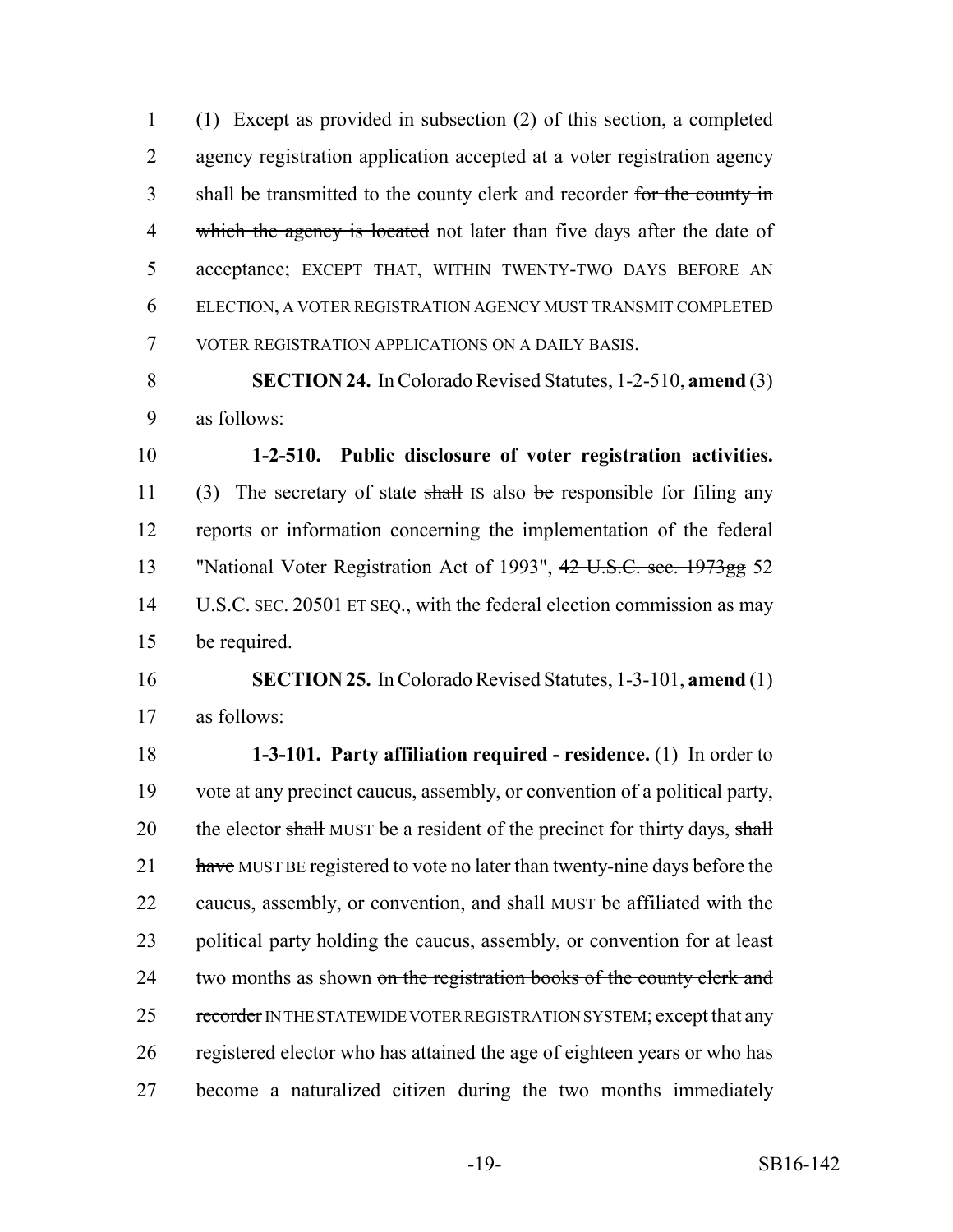(1) Except as provided in subsection (2) of this section, a completed agency registration application accepted at a voter registration agency shall be transmitted to the county clerk and recorder ~~for the county in which the agency is located~~ not later than five days after the date of acceptance; EXCEPT THAT, WITHIN TWENTY-TWO DAYS BEFORE AN ELECTION, A VOTER REGISTRATION AGENCY MUST TRANSMIT COMPLETED VOTER REGISTRATION APPLICATIONS ON A DAILY BASIS.

**SECTION 24.** In Colorado Revised Statutes, 1-2-510, **amend** (3) as follows:

**1-2-510. Public disclosure of voter registration activities.** (3) The secretary of state ~~shall~~ IS also ~~be~~ responsible for filing any reports or information concerning the implementation of the federal "National Voter Registration Act of 1993", ~~42 U.S.C. sec. 1973gg~~ 52 U.S.C. SEC. 20501 ET SEQ., with the federal election commission as may be required.

**SECTION 25.** In Colorado Revised Statutes, 1-3-101, **amend** (1) as follows:

**1-3-101. Party affiliation required - residence.** (1) In order to vote at any precinct caucus, assembly, or convention of a political party, the elector ~~shall~~ MUST be a resident of the precinct for thirty days, ~~shall have~~ MUST BE registered to vote no later than twenty-nine days before the caucus, assembly, or convention, and ~~shall~~ MUST be affiliated with the political party holding the caucus, assembly, or convention for at least two months as shown ~~on the registration books of the county clerk and recorder~~ IN THE STATEWIDE VOTER REGISTRATION SYSTEM; except that any registered elector who has attained the age of eighteen years or who has become a naturalized citizen during the two months immediately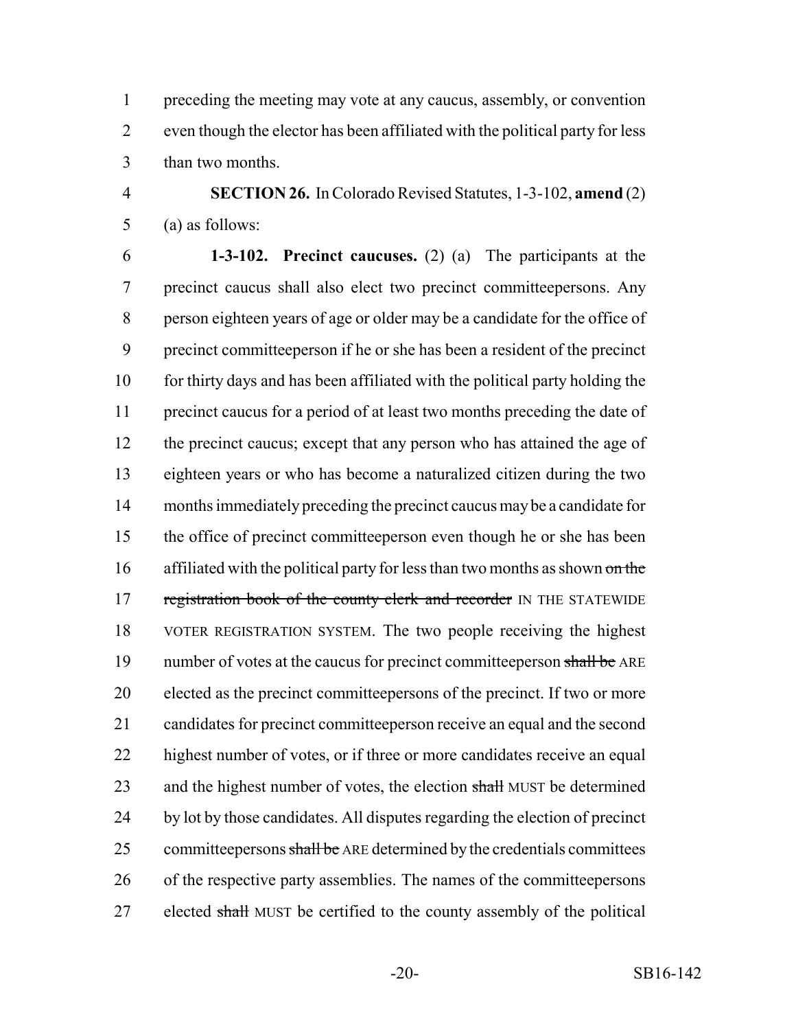preceding the meeting may vote at any caucus, assembly, or convention even though the elector has been affiliated with the political party for less than two months.

**SECTION 26.** In Colorado Revised Statutes, 1-3-102, **amend** (2) (a) as follows:

**1-3-102. Precinct caucuses.** (2) (a) The participants at the precinct caucus shall also elect two precinct committeepersons. Any person eighteen years of age or older may be a candidate for the office of precinct committeeperson if he or she has been a resident of the precinct for thirty days and has been affiliated with the political party holding the precinct caucus for a period of at least two months preceding the date of the precinct caucus; except that any person who has attained the age of eighteen years or who has become a naturalized citizen during the two months immediately preceding the precinct caucus may be a candidate for the office of precinct committeeperson even though he or she has been affiliated with the political party for less than two months as shown ~~on the registration book of the county clerk and recorder~~ IN THE STATEWIDE VOTER REGISTRATION SYSTEM. The two people receiving the highest number of votes at the caucus for precinct committeeperson ~~shall be~~ ARE elected as the precinct committeepersons of the precinct. If two or more candidates for precinct committeeperson receive an equal and the second highest number of votes, or if three or more candidates receive an equal and the highest number of votes, the election ~~shall~~ MUST be determined by lot by those candidates. All disputes regarding the election of precinct committeepersons ~~shall be~~ ARE determined by the credentials committees of the respective party assemblies. The names of the committeepersons elected ~~shall~~ MUST be certified to the county assembly of the political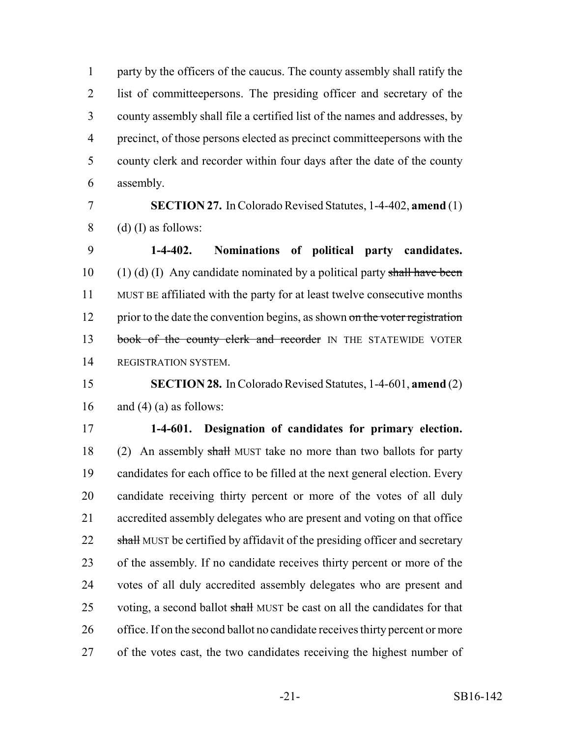party by the officers of the caucus. The county assembly shall ratify the list of committeepersons. The presiding officer and secretary of the county assembly shall file a certified list of the names and addresses, by precinct, of those persons elected as precinct committeepersons with the county clerk and recorder within four days after the date of the county assembly.

**SECTION 27.** In Colorado Revised Statutes, 1-4-402, **amend** (1) (d) (I) as follows:

**1-4-402. Nominations of political party candidates.** (1) (d) (I) Any candidate nominated by a political party ~~shall have been~~ MUST BE affiliated with the party for at least twelve consecutive months prior to the date the convention begins, as shown ~~on the voter registration book of the county clerk and recorder~~ IN THE STATEWIDE VOTER REGISTRATION SYSTEM.

**SECTION 28.** In Colorado Revised Statutes, 1-4-601, **amend** (2) and (4) (a) as follows:

**1-4-601. Designation of candidates for primary election.** (2) An assembly ~~shall~~ MUST take no more than two ballots for party candidates for each office to be filled at the next general election. Every candidate receiving thirty percent or more of the votes of all duly accredited assembly delegates who are present and voting on that office ~~shall~~ MUST be certified by affidavit of the presiding officer and secretary of the assembly. If no candidate receives thirty percent or more of the votes of all duly accredited assembly delegates who are present and voting, a second ballot ~~shall~~ MUST be cast on all the candidates for that office. If on the second ballot no candidate receives thirty percent or more of the votes cast, the two candidates receiving the highest number of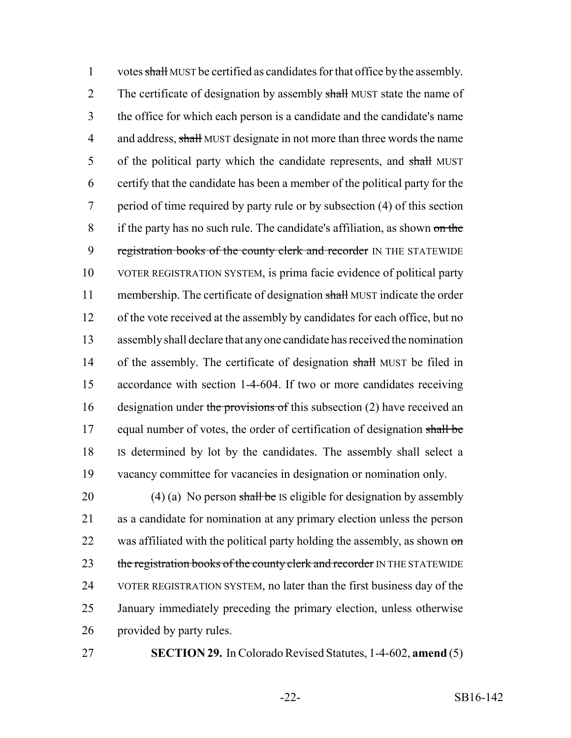votes ~~shall~~ MUST be certified as candidates for that office by the assembly. The certificate of designation by assembly ~~shall~~ MUST state the name of the office for which each person is a candidate and the candidate's name and address, ~~shall~~ MUST designate in not more than three words the name of the political party which the candidate represents, and ~~shall~~ MUST certify that the candidate has been a member of the political party for the period of time required by party rule or by subsection (4) of this section if the party has no such rule. The candidate's affiliation, as shown ~~on the registration books of the county clerk and recorder~~ IN THE STATEWIDE VOTER REGISTRATION SYSTEM, is prima facie evidence of political party membership. The certificate of designation ~~shall~~ MUST indicate the order of the vote received at the assembly by candidates for each office, but no assembly shall declare that any one candidate has received the nomination of the assembly. The certificate of designation ~~shall~~ MUST be filed in accordance with section 1-4-604. If two or more candidates receiving designation under ~~the provisions of~~ this subsection (2) have received an equal number of votes, the order of certification of designation ~~shall be~~ IS determined by lot by the candidates. The assembly shall select a vacancy committee for vacancies in designation or nomination only.

(4) (a) No person ~~shall be~~ IS eligible for designation by assembly as a candidate for nomination at any primary election unless the person was affiliated with the political party holding the assembly, as shown ~~on the registration books of the county clerk and recorder~~ IN THE STATEWIDE VOTER REGISTRATION SYSTEM, no later than the first business day of the January immediately preceding the primary election, unless otherwise provided by party rules.

**SECTION 29.** In Colorado Revised Statutes, 1-4-602, **amend** (5)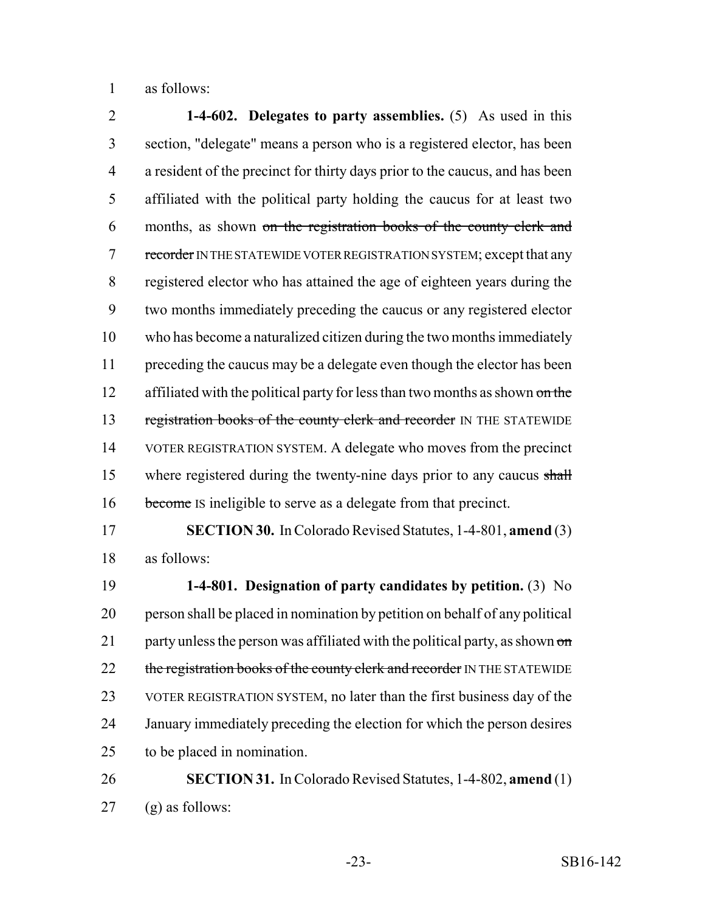as follows:

**1-4-602. Delegates to party assemblies.** (5) As used in this section, "delegate" means a person who is a registered elector, has been a resident of the precinct for thirty days prior to the caucus, and has been affiliated with the political party holding the caucus for at least two months, as shown ~~on the registration books of the county clerk and recorder~~ IN THE STATEWIDE VOTER REGISTRATION SYSTEM; except that any registered elector who has attained the age of eighteen years during the two months immediately preceding the caucus or any registered elector who has become a naturalized citizen during the two months immediately preceding the caucus may be a delegate even though the elector has been affiliated with the political party for less than two months as shown ~~on the registration books of the county clerk and recorder~~ IN THE STATEWIDE VOTER REGISTRATION SYSTEM. A delegate who moves from the precinct where registered during the twenty-nine days prior to any caucus ~~shall become~~ IS ineligible to serve as a delegate from that precinct.

**SECTION 30.** In Colorado Revised Statutes, 1-4-801, **amend** (3) as follows:

**1-4-801. Designation of party candidates by petition.** (3) No person shall be placed in nomination by petition on behalf of any political party unless the person was affiliated with the political party, as shown ~~on the registration books of the county clerk and recorder~~ IN THE STATEWIDE VOTER REGISTRATION SYSTEM, no later than the first business day of the January immediately preceding the election for which the person desires to be placed in nomination.

**SECTION 31.** In Colorado Revised Statutes, 1-4-802, **amend** (1) (g) as follows: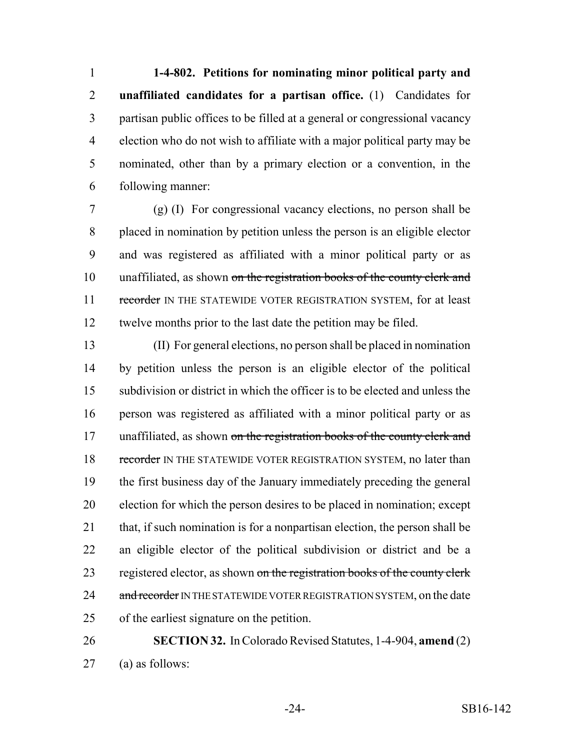**1-4-802. Petitions for nominating minor political party and unaffiliated candidates for a partisan office.** (1) Candidates for partisan public offices to be filled at a general or congressional vacancy election who do not wish to affiliate with a major political party may be nominated, other than by a primary election or a convention, in the following manner:

(g) (I) For congressional vacancy elections, no person shall be placed in nomination by petition unless the person is an eligible elector and was registered as affiliated with a minor political party or as unaffiliated, as shown ~~on the registration books of the county clerk and recorder~~ IN THE STATEWIDE VOTER REGISTRATION SYSTEM, for at least twelve months prior to the last date the petition may be filed.

(II) For general elections, no person shall be placed in nomination by petition unless the person is an eligible elector of the political subdivision or district in which the officer is to be elected and unless the person was registered as affiliated with a minor political party or as unaffiliated, as shown ~~on the registration books of the county clerk and recorder~~ IN THE STATEWIDE VOTER REGISTRATION SYSTEM, no later than the first business day of the January immediately preceding the general election for which the person desires to be placed in nomination; except that, if such nomination is for a nonpartisan election, the person shall be an eligible elector of the political subdivision or district and be a registered elector, as shown ~~on the registration books of the county clerk and recorder~~ IN THE STATEWIDE VOTER REGISTRATION SYSTEM, on the date of the earliest signature on the petition.

**SECTION 32.** In Colorado Revised Statutes, 1-4-904, **amend** (2) (a) as follows: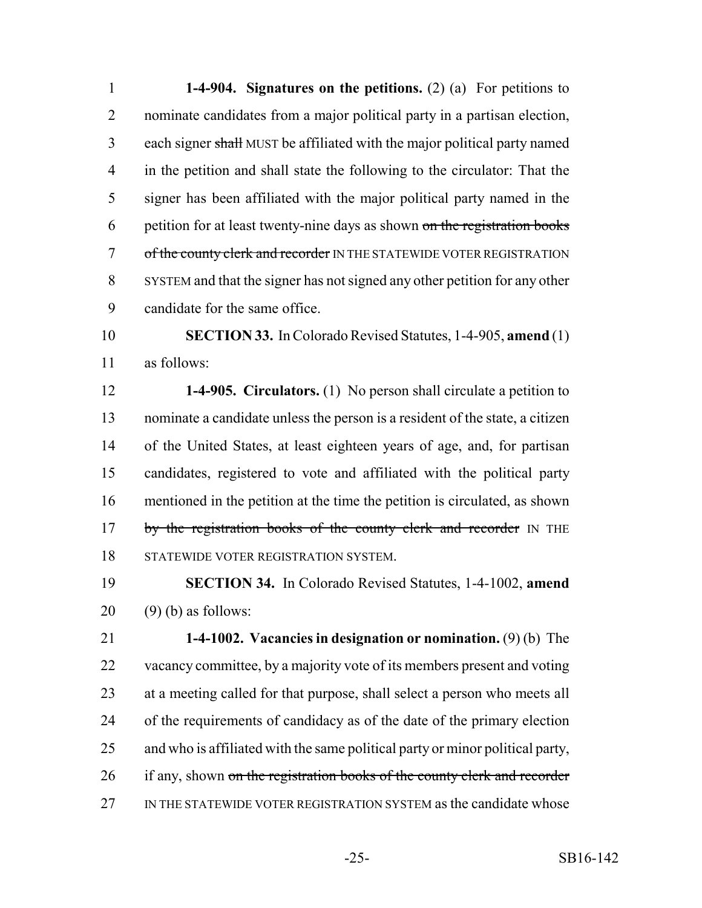**1-4-904. Signatures on the petitions.** (2) (a) For petitions to nominate candidates from a major political party in a partisan election, each signer ~~shall~~ MUST be affiliated with the major political party named in the petition and shall state the following to the circulator: That the signer has been affiliated with the major political party named in the petition for at least twenty-nine days as shown ~~on the registration books of the county clerk and recorder~~ IN THE STATEWIDE VOTER REGISTRATION SYSTEM and that the signer has not signed any other petition for any other candidate for the same office.

**SECTION 33.** In Colorado Revised Statutes, 1-4-905, **amend** (1) as follows:

**1-4-905. Circulators.** (1) No person shall circulate a petition to nominate a candidate unless the person is a resident of the state, a citizen of the United States, at least eighteen years of age, and, for partisan candidates, registered to vote and affiliated with the political party mentioned in the petition at the time the petition is circulated, as shown ~~by the registration books of the county clerk and recorder~~ IN THE STATEWIDE VOTER REGISTRATION SYSTEM.

**SECTION 34.** In Colorado Revised Statutes, 1-4-1002, **amend** (9) (b) as follows:

**1-4-1002. Vacancies in designation or nomination.** (9) (b) The vacancy committee, by a majority vote of its members present and voting at a meeting called for that purpose, shall select a person who meets all of the requirements of candidacy as of the date of the primary election and who is affiliated with the same political party or minor political party, if any, shown ~~on the registration books of the county clerk and recorder~~ IN THE STATEWIDE VOTER REGISTRATION SYSTEM as the candidate whose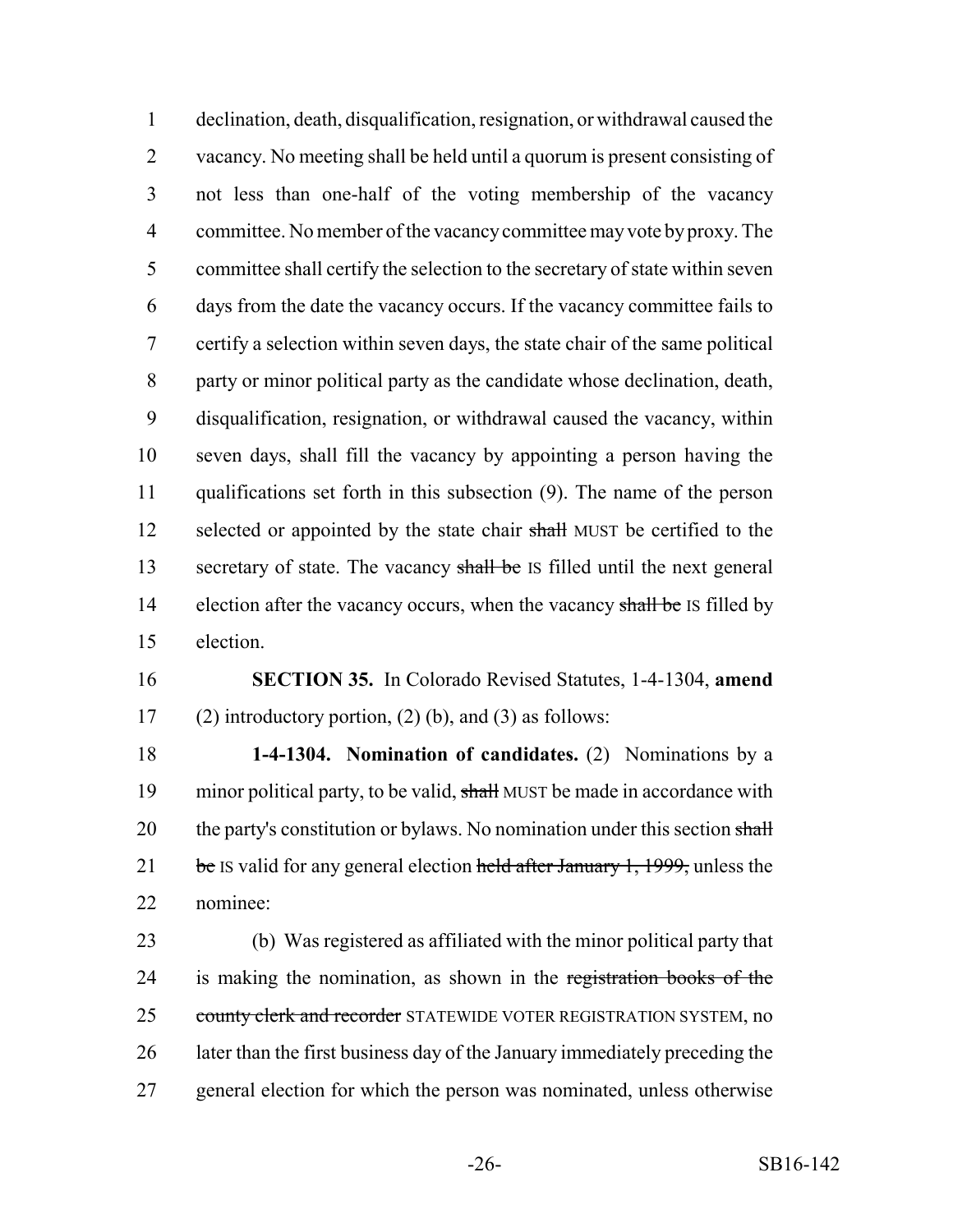declination, death, disqualification, resignation, or withdrawal caused the vacancy. No meeting shall be held until a quorum is present consisting of not less than one-half of the voting membership of the vacancy committee. No member of the vacancy committee may vote by proxy. The committee shall certify the selection to the secretary of state within seven days from the date the vacancy occurs. If the vacancy committee fails to certify a selection within seven days, the state chair of the same political party or minor political party as the candidate whose declination, death, disqualification, resignation, or withdrawal caused the vacancy, within seven days, shall fill the vacancy by appointing a person having the qualifications set forth in this subsection (9). The name of the person selected or appointed by the state chair ~~shall~~ MUST be certified to the secretary of state. The vacancy ~~shall be~~ IS filled until the next general election after the vacancy occurs, when the vacancy ~~shall be~~ IS filled by election.

**SECTION 35.** In Colorado Revised Statutes, 1-4-1304, **amend** (2) introductory portion, (2) (b), and (3) as follows:

**1-4-1304. Nomination of candidates.** (2) Nominations by a minor political party, to be valid, ~~shall~~ MUST be made in accordance with the party's constitution or bylaws. No nomination under this section ~~shall be~~ IS valid for any general election ~~held after January 1, 1999,~~ unless the nominee:

(b) Was registered as affiliated with the minor political party that is making the nomination, as shown in the ~~registration books of the county clerk and recorder~~ STATEWIDE VOTER REGISTRATION SYSTEM, no later than the first business day of the January immediately preceding the general election for which the person was nominated, unless otherwise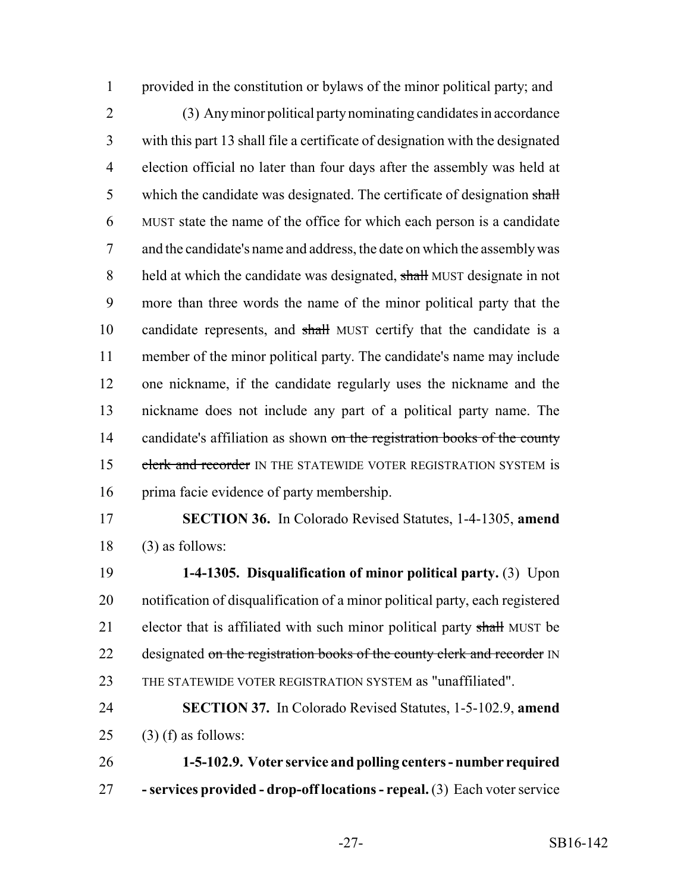provided in the constitution or bylaws of the minor political party; and

(3) Any minor political party nominating candidates in accordance with this part 13 shall file a certificate of designation with the designated election official no later than four days after the assembly was held at which the candidate was designated. The certificate of designation ~~shall~~ MUST state the name of the office for which each person is a candidate and the candidate's name and address, the date on which the assembly was held at which the candidate was designated, ~~shall~~ MUST designate in not more than three words the name of the minor political party that the candidate represents, and ~~shall~~ MUST certify that the candidate is a member of the minor political party. The candidate's name may include one nickname, if the candidate regularly uses the nickname and the nickname does not include any part of a political party name. The candidate's affiliation as shown ~~on the registration books of the county clerk and recorder~~ IN THE STATEWIDE VOTER REGISTRATION SYSTEM is prima facie evidence of party membership.

**SECTION 36.** In Colorado Revised Statutes, 1-4-1305, **amend** (3) as follows:

**1-4-1305. Disqualification of minor political party.** (3) Upon notification of disqualification of a minor political party, each registered elector that is affiliated with such minor political party ~~shall~~ MUST be designated ~~on the registration books of the county clerk and recorder~~ IN THE STATEWIDE VOTER REGISTRATION SYSTEM as "unaffiliated".

**SECTION 37.** In Colorado Revised Statutes, 1-5-102.9, **amend** (3) (f) as follows:

**1-5-102.9. Voter service and polling centers - number required - services provided - drop-off locations - repeal.** (3) Each voter service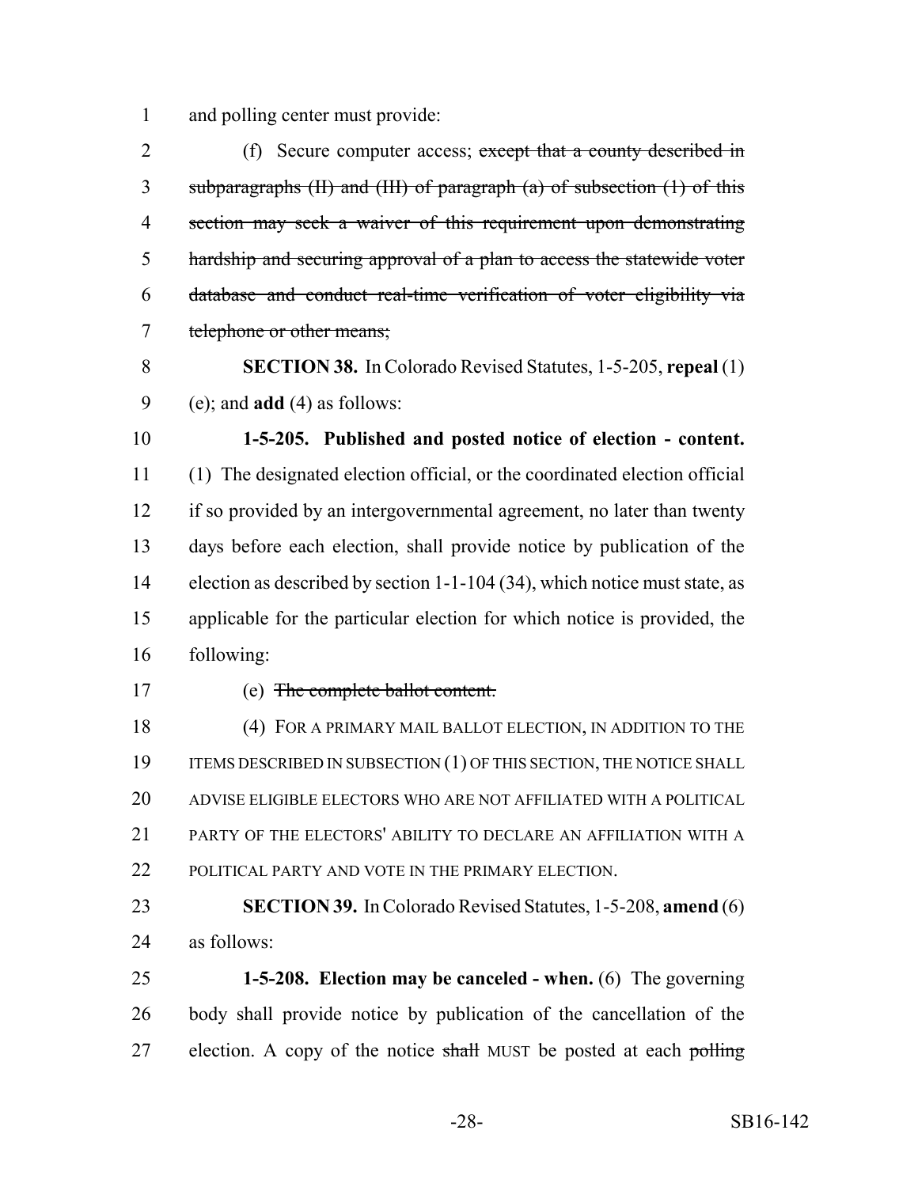and polling center must provide:

(f) Secure computer access; ~~except that a county described in subparagraphs (II) and (III) of paragraph (a) of subsection (1) of this section may seek a waiver of this requirement upon demonstrating hardship and securing approval of a plan to access the statewide voter database and conduct real-time verification of voter eligibility via telephone or other means;~~

**SECTION 38.** In Colorado Revised Statutes, 1-5-205, **repeal** (1) (e); and **add** (4) as follows:

**1-5-205. Published and posted notice of election - content.** (1) The designated election official, or the coordinated election official if so provided by an intergovernmental agreement, no later than twenty days before each election, shall provide notice by publication of the election as described by section 1-1-104 (34), which notice must state, as applicable for the particular election for which notice is provided, the following:

(e) ~~The complete ballot content.~~

(4) FOR A PRIMARY MAIL BALLOT ELECTION, IN ADDITION TO THE ITEMS DESCRIBED IN SUBSECTION (1) OF THIS SECTION, THE NOTICE SHALL ADVISE ELIGIBLE ELECTORS WHO ARE NOT AFFILIATED WITH A POLITICAL PARTY OF THE ELECTORS' ABILITY TO DECLARE AN AFFILIATION WITH A POLITICAL PARTY AND VOTE IN THE PRIMARY ELECTION.

**SECTION 39.** In Colorado Revised Statutes, 1-5-208, **amend** (6) as follows:

**1-5-208. Election may be canceled - when.** (6) The governing body shall provide notice by publication of the cancellation of the election. A copy of the notice ~~shall~~ MUST be posted at each ~~polling~~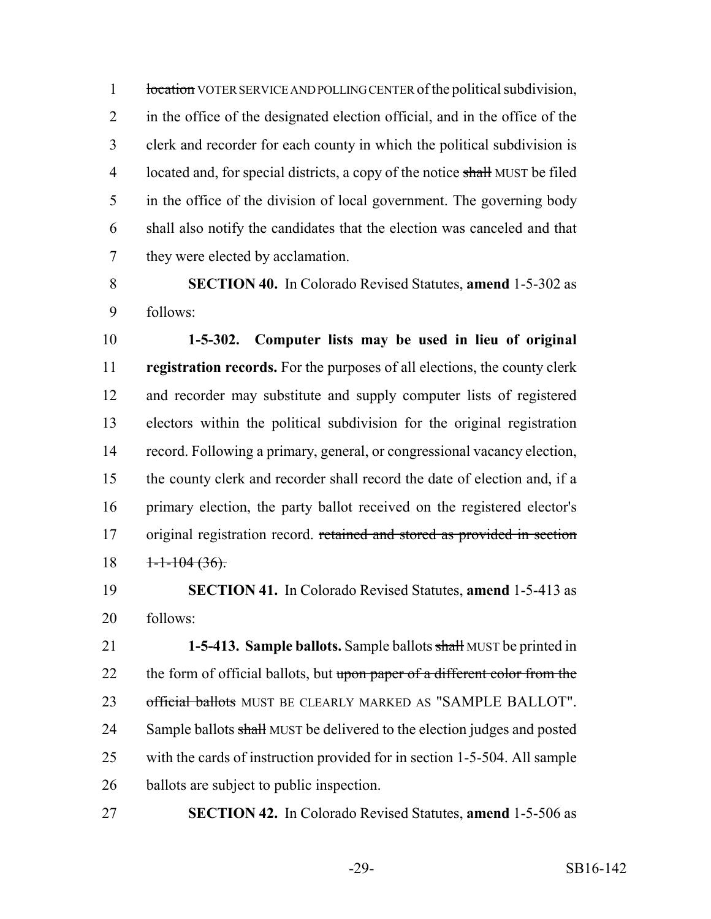~~location~~ VOTER SERVICE AND POLLING CENTER of the political subdivision, in the office of the designated election official, and in the office of the clerk and recorder for each county in which the political subdivision is located and, for special districts, a copy of the notice ~~shall~~ MUST be filed in the office of the division of local government. The governing body shall also notify the candidates that the election was canceled and that they were elected by acclamation.

**SECTION 40.** In Colorado Revised Statutes, **amend** 1-5-302 as follows:

**1-5-302. Computer lists may be used in lieu of original registration records.** For the purposes of all elections, the county clerk and recorder may substitute and supply computer lists of registered electors within the political subdivision for the original registration record. Following a primary, general, or congressional vacancy election, the county clerk and recorder shall record the date of election and, if a primary election, the party ballot received on the registered elector's original registration record. ~~retained and stored as provided in section 1-1-104 (36).~~

**SECTION 41.** In Colorado Revised Statutes, **amend** 1-5-413 as follows:

**1-5-413. Sample ballots.** Sample ballots ~~shall~~ MUST be printed in the form of official ballots, but ~~upon paper of a different color from the official ballots~~ MUST BE CLEARLY MARKED AS "SAMPLE BALLOT". Sample ballots ~~shall~~ MUST be delivered to the election judges and posted with the cards of instruction provided for in section 1-5-504. All sample ballots are subject to public inspection.

**SECTION 42.** In Colorado Revised Statutes, **amend** 1-5-506 as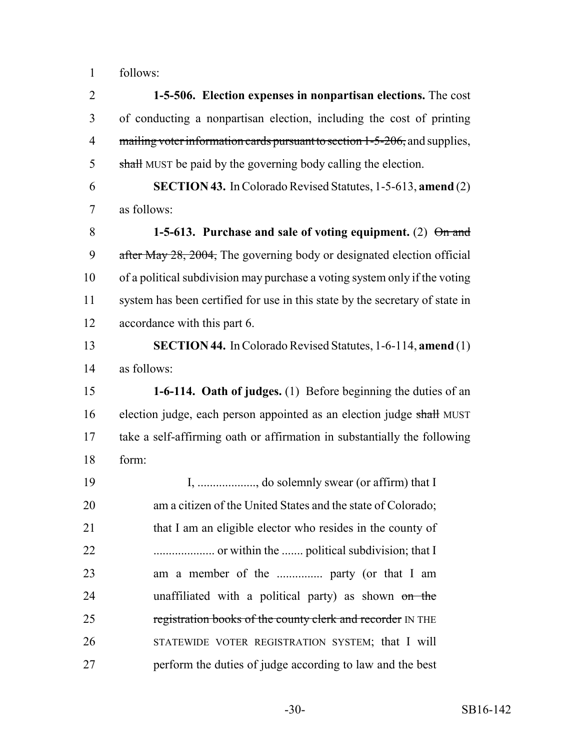follows:

**1-5-506. Election expenses in nonpartisan elections.** The cost of conducting a nonpartisan election, including the cost of printing ~~mailing voter information cards pursuant to section 1-5-206,~~ and supplies, ~~shall~~ MUST be paid by the governing body calling the election.

**SECTION 43.** In Colorado Revised Statutes, 1-5-613, **amend** (2) as follows:

**1-5-613. Purchase and sale of voting equipment.** (2) ~~On and after May 28, 2004,~~ The governing body or designated election official of a political subdivision may purchase a voting system only if the voting system has been certified for use in this state by the secretary of state in accordance with this part 6.

**SECTION 44.** In Colorado Revised Statutes, 1-6-114, **amend** (1) as follows:

**1-6-114. Oath of judges.** (1) Before beginning the duties of an election judge, each person appointed as an election judge ~~shall~~ MUST take a self-affirming oath or affirmation in substantially the following form:

> I, .................., do solemnly swear (or affirm) that I am a citizen of the United States and the state of Colorado; that I am an eligible elector who resides in the county of .................... or within the ....... political subdivision; that I am a member of the ............... party (or that I am unaffiliated with a political party) as shown ~~on the registration books of the county clerk and recorder~~ IN THE STATEWIDE VOTER REGISTRATION SYSTEM; that I will perform the duties of judge according to law and the best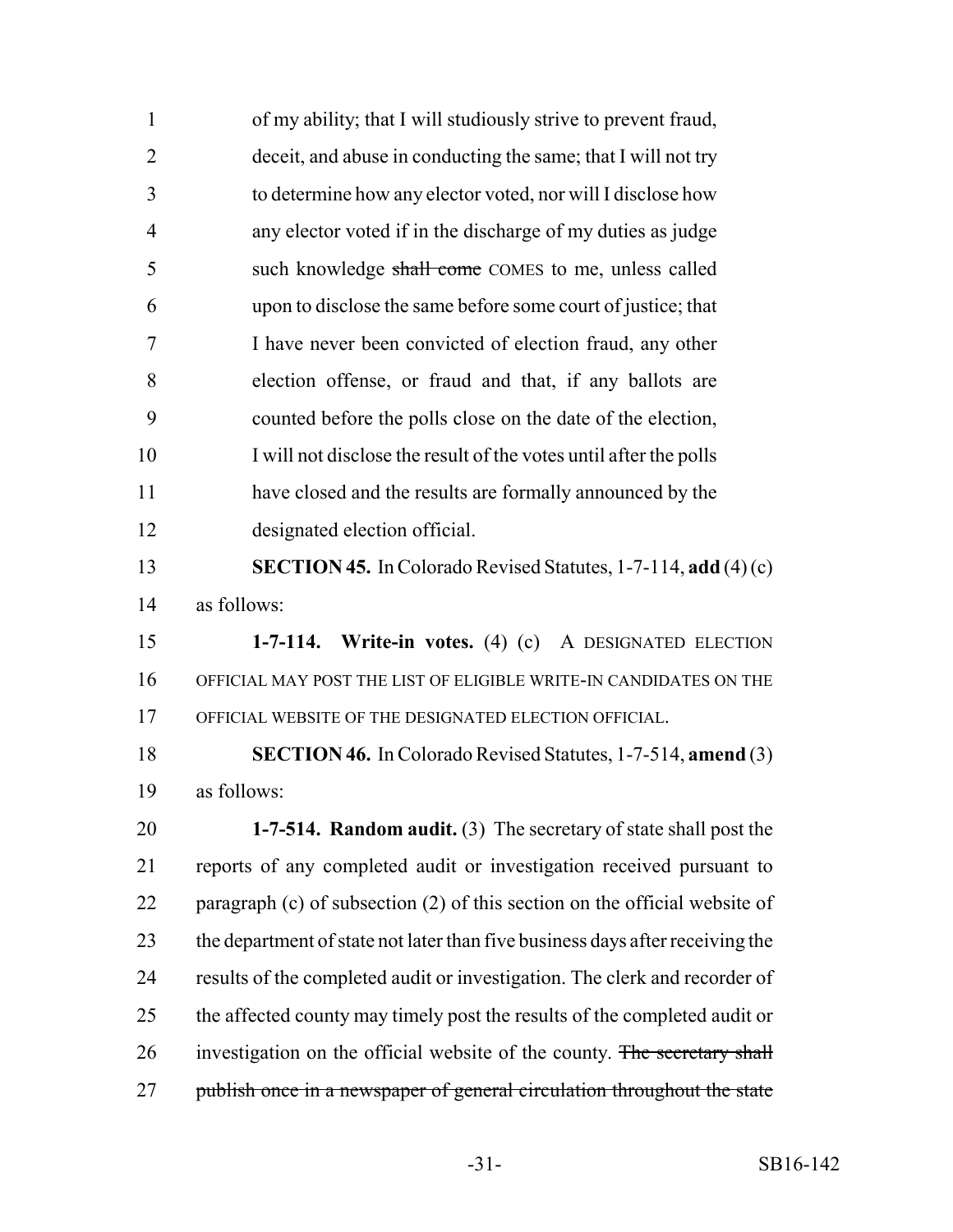of my ability; that I will studiously strive to prevent fraud, deceit, and abuse in conducting the same; that I will not try to determine how any elector voted, nor will I disclose how any elector voted if in the discharge of my duties as judge such knowledge ~~shall come~~ COMES to me, unless called upon to disclose the same before some court of justice; that I have never been convicted of election fraud, any other election offense, or fraud and that, if any ballots are counted before the polls close on the date of the election, I will not disclose the result of the votes until after the polls have closed and the results are formally announced by the designated election official.

**SECTION 45.** In Colorado Revised Statutes, 1-7-114, **add** (4) (c) as follows:

**1-7-114. Write-in votes.** (4) (c) A DESIGNATED ELECTION OFFICIAL MAY POST THE LIST OF ELIGIBLE WRITE-IN CANDIDATES ON THE OFFICIAL WEBSITE OF THE DESIGNATED ELECTION OFFICIAL.

**SECTION 46.** In Colorado Revised Statutes, 1-7-514, **amend** (3) as follows:

**1-7-514. Random audit.** (3) The secretary of state shall post the reports of any completed audit or investigation received pursuant to paragraph (c) of subsection (2) of this section on the official website of the department of state not later than five business days after receiving the results of the completed audit or investigation. The clerk and recorder of the affected county may timely post the results of the completed audit or investigation on the official website of the county. ~~The secretary shall publish once in a newspaper of general circulation throughout the state~~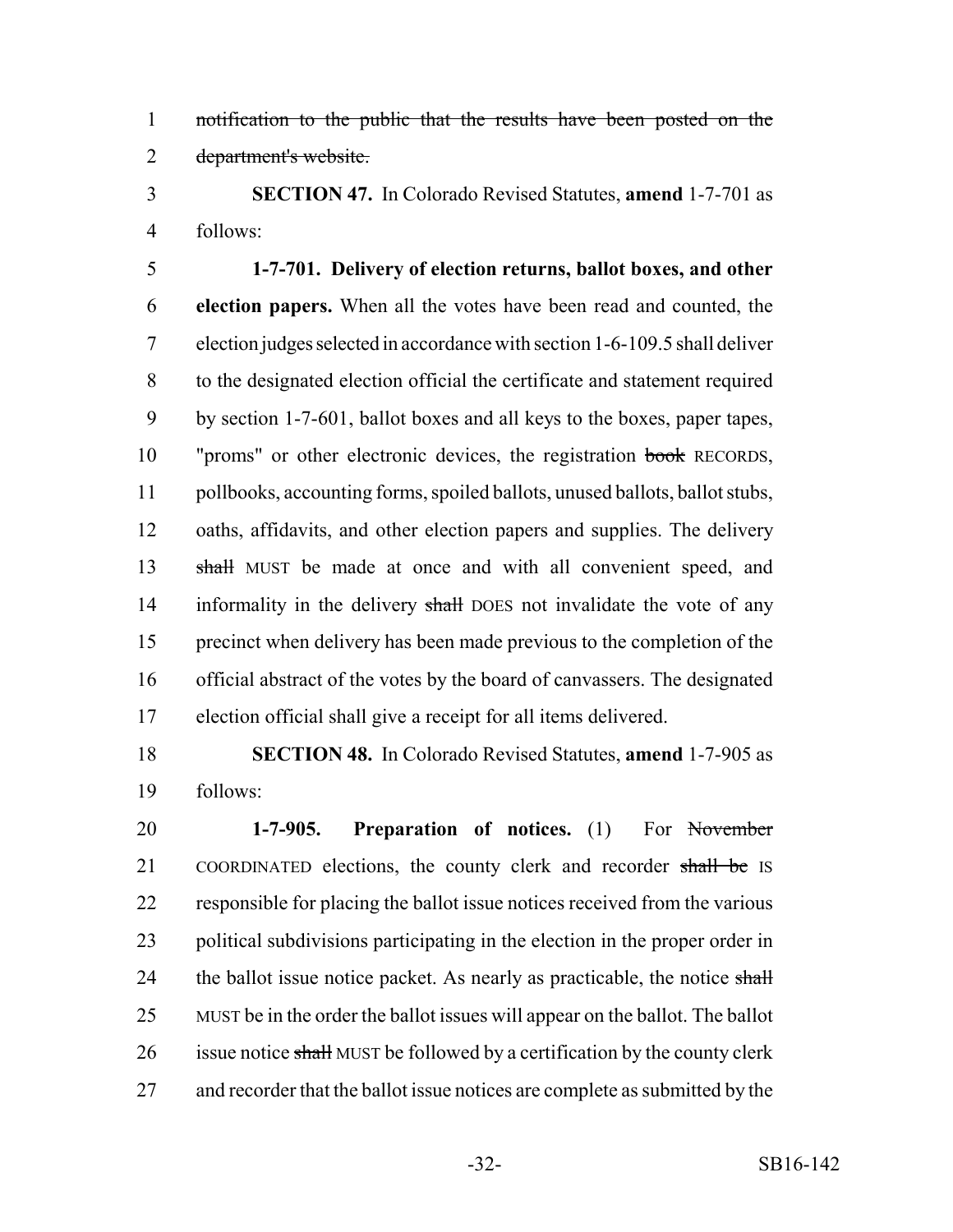~~notification to the public that the results have been posted on the department's website.~~

**SECTION 47.** In Colorado Revised Statutes, **amend** 1-7-701 as follows:

**1-7-701. Delivery of election returns, ballot boxes, and other election papers.** When all the votes have been read and counted, the election judges selected in accordance with section 1-6-109.5 shall deliver to the designated election official the certificate and statement required by section 1-7-601, ballot boxes and all keys to the boxes, paper tapes, "proms" or other electronic devices, the registration ~~book~~ RECORDS, pollbooks, accounting forms, spoiled ballots, unused ballots, ballot stubs, oaths, affidavits, and other election papers and supplies. The delivery ~~shall~~ MUST be made at once and with all convenient speed, and informality in the delivery ~~shall~~ DOES not invalidate the vote of any precinct when delivery has been made previous to the completion of the official abstract of the votes by the board of canvassers. The designated election official shall give a receipt for all items delivered.

**SECTION 48.** In Colorado Revised Statutes, **amend** 1-7-905 as follows:

**1-7-905. Preparation of notices.** (1) For ~~November~~ COORDINATED elections, the county clerk and recorder ~~shall be~~ IS responsible for placing the ballot issue notices received from the various political subdivisions participating in the election in the proper order in the ballot issue notice packet. As nearly as practicable, the notice ~~shall~~ MUST be in the order the ballot issues will appear on the ballot. The ballot issue notice ~~shall~~ MUST be followed by a certification by the county clerk and recorder that the ballot issue notices are complete as submitted by the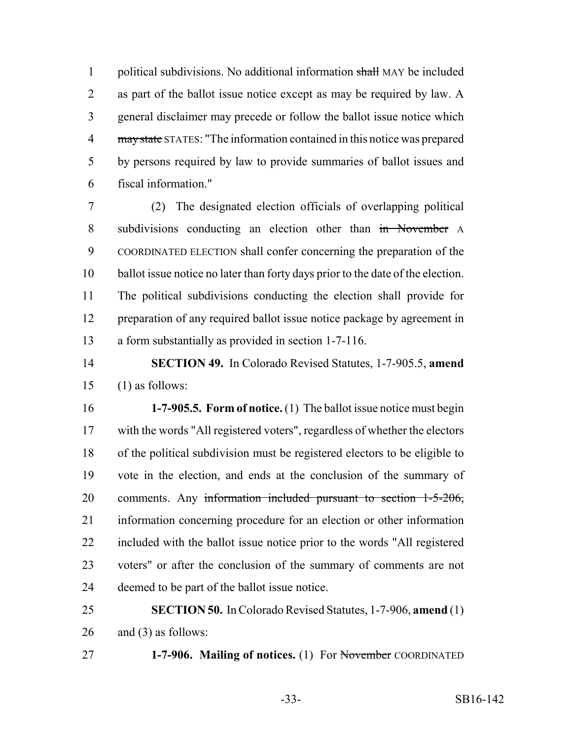political subdivisions. No additional information ~~shall~~ MAY be included as part of the ballot issue notice except as may be required by law. A general disclaimer may precede or follow the ballot issue notice which ~~may state~~ STATES: "The information contained in this notice was prepared by persons required by law to provide summaries of ballot issues and fiscal information."

(2) The designated election officials of overlapping political subdivisions conducting an election other than ~~in November~~ A COORDINATED ELECTION shall confer concerning the preparation of the ballot issue notice no later than forty days prior to the date of the election. The political subdivisions conducting the election shall provide for preparation of any required ballot issue notice package by agreement in a form substantially as provided in section 1-7-116.

**SECTION 49.** In Colorado Revised Statutes, 1-7-905.5, **amend** (1) as follows:

**1-7-905.5. Form of notice.** (1) The ballot issue notice must begin with the words "All registered voters", regardless of whether the electors of the political subdivision must be registered electors to be eligible to vote in the election, and ends at the conclusion of the summary of comments. Any ~~information included pursuant to section 1-5-206,~~ information concerning procedure for an election or other information included with the ballot issue notice prior to the words "All registered voters" or after the conclusion of the summary of comments are not deemed to be part of the ballot issue notice.

**SECTION 50.** In Colorado Revised Statutes, 1-7-906, **amend** (1) and (3) as follows:

**1-7-906. Mailing of notices.** (1) For ~~November~~ COORDINATED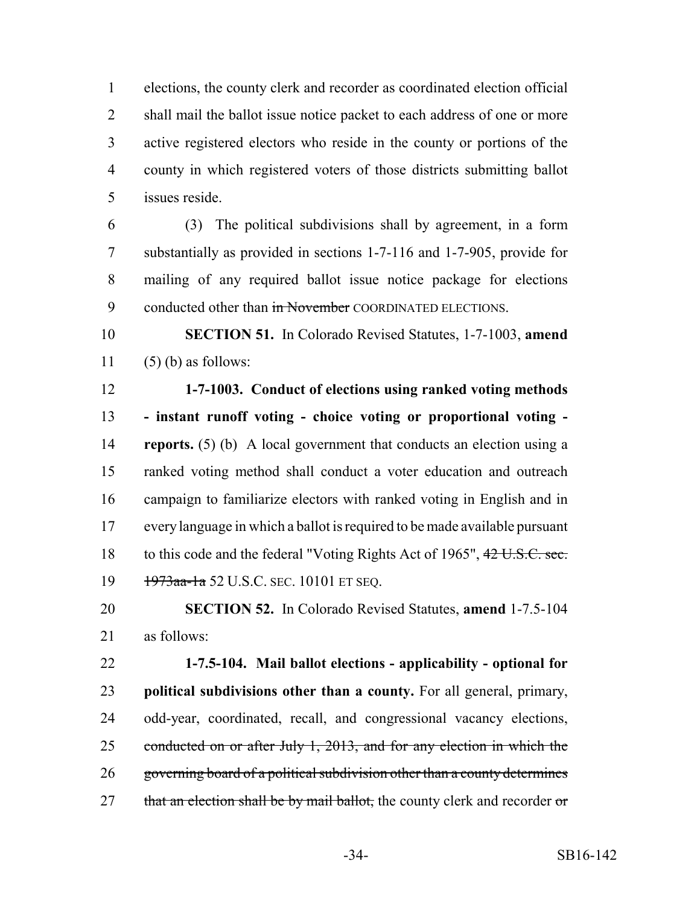elections, the county clerk and recorder as coordinated election official shall mail the ballot issue notice packet to each address of one or more active registered electors who reside in the county or portions of the county in which registered voters of those districts submitting ballot issues reside.

(3) The political subdivisions shall by agreement, in a form substantially as provided in sections 1-7-116 and 1-7-905, provide for mailing of any required ballot issue notice package for elections conducted other than ~~in November~~ COORDINATED ELECTIONS.

**SECTION 51.** In Colorado Revised Statutes, 1-7-1003, **amend** (5) (b) as follows:

**1-7-1003. Conduct of elections using ranked voting methods - instant runoff voting - choice voting or proportional voting - reports.** (5) (b) A local government that conducts an election using a ranked voting method shall conduct a voter education and outreach campaign to familiarize electors with ranked voting in English and in every language in which a ballot is required to be made available pursuant to this code and the federal "Voting Rights Act of 1965", ~~42 U.S.C. sec. 1973aa-1a~~ 52 U.S.C. SEC. 10101 ET SEQ.

**SECTION 52.** In Colorado Revised Statutes, **amend** 1-7.5-104 as follows:

**1-7.5-104. Mail ballot elections - applicability - optional for political subdivisions other than a county.** For all general, primary, odd-year, coordinated, recall, and congressional vacancy elections, ~~conducted on or after July 1, 2013, and for any election in which the governing board of a political subdivision other than a county determines that an election shall be by mail ballot,~~ the county clerk and recorder ~~or~~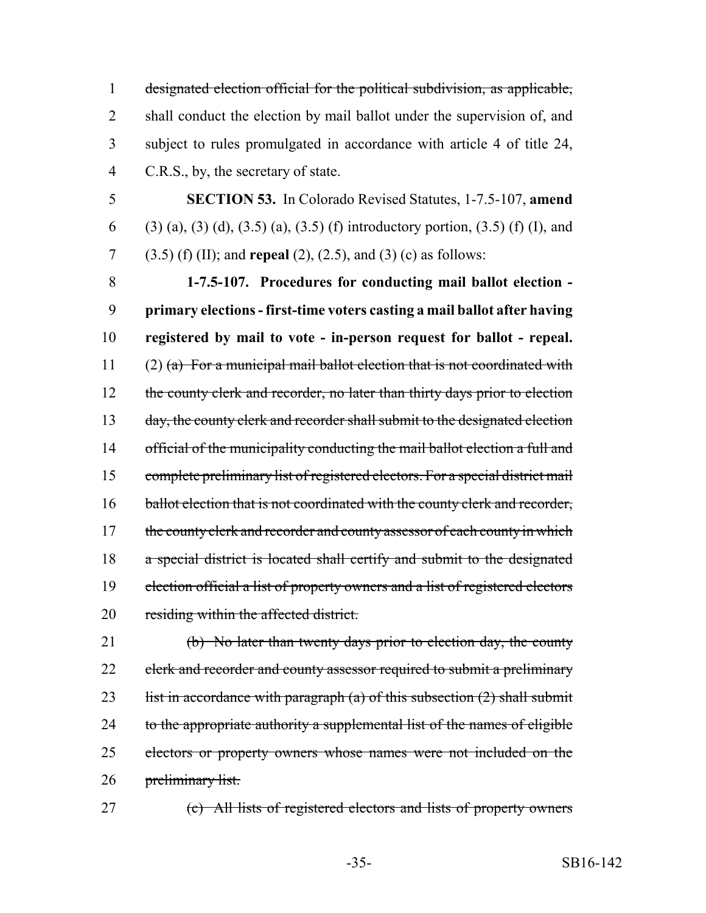designated election official for the political subdivision, as applicable, shall conduct the election by mail ballot under the supervision of, and subject to rules promulgated in accordance with article 4 of title 24, C.R.S., by, the secretary of state.

**SECTION 53.** In Colorado Revised Statutes, 1-7.5-107, **amend** (3) (a), (3) (d), (3.5) (a), (3.5) (f) introductory portion, (3.5) (f) (I), and (3.5) (f) (II); and **repeal** (2), (2.5), and (3) (c) as follows:

**1-7.5-107. Procedures for conducting mail ballot election - primary elections - first-time voters casting a mail ballot after having registered by mail to vote - in-person request for ballot - repeal.** (2) ~~(a) For a municipal mail ballot election that is not coordinated with the county clerk and recorder, no later than thirty days prior to election day, the county clerk and recorder shall submit to the designated election official of the municipality conducting the mail ballot election a full and complete preliminary list of registered electors. For a special district mail ballot election that is not coordinated with the county clerk and recorder, the county clerk and recorder and county assessor of each county in which a special district is located shall certify and submit to the designated election official a list of property owners and a list of registered electors residing within the affected district.~~

~~(b) No later than twenty days prior to election day, the county clerk and recorder and county assessor required to submit a preliminary list in accordance with paragraph (a) of this subsection (2) shall submit to the appropriate authority a supplemental list of the names of eligible electors or property owners whose names were not included on the preliminary list.~~

~~(c) All lists of registered electors and lists of property owners~~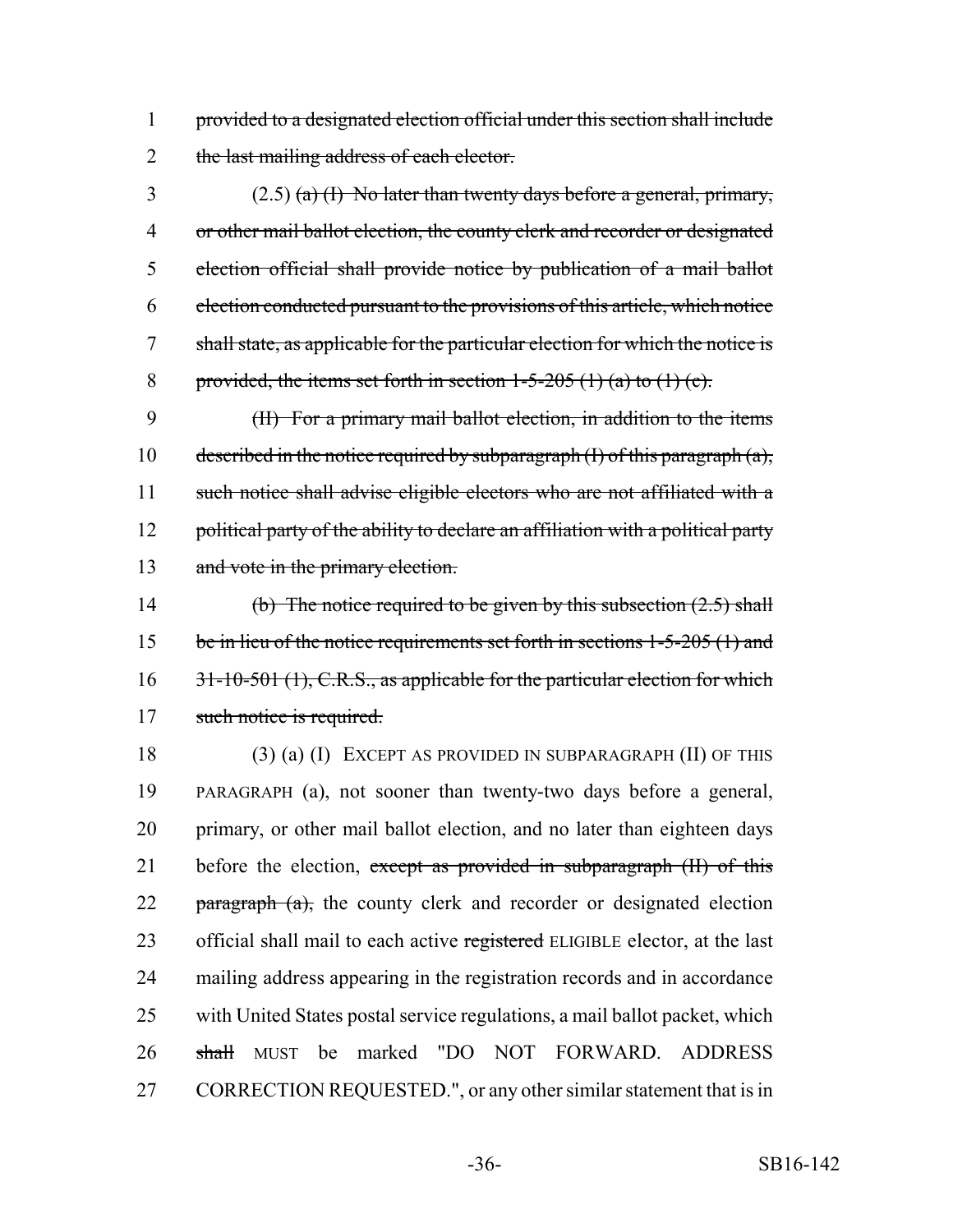~~provided to a designated election official under this section shall include the last mailing address of each elector.~~

(2.5) ~~(a) (I) No later than twenty days before a general, primary, or other mail ballot election, the county clerk and recorder or designated election official shall provide notice by publication of a mail ballot election conducted pursuant to the provisions of this article, which notice shall state, as applicable for the particular election for which the notice is provided, the items set forth in section 1-5-205 (1) (a) to (1) (e).~~

~~(II) For a primary mail ballot election, in addition to the items described in the notice required by subparagraph (I) of this paragraph (a), such notice shall advise eligible electors who are not affiliated with a political party of the ability to declare an affiliation with a political party and vote in the primary election.~~

~~(b) The notice required to be given by this subsection (2.5) shall be in lieu of the notice requirements set forth in sections 1-5-205 (1) and 31-10-501 (1), C.R.S., as applicable for the particular election for which such notice is required.~~

(3) (a) (I) EXCEPT AS PROVIDED IN SUBPARAGRAPH (II) OF THIS PARAGRAPH (a), not sooner than twenty-two days before a general, primary, or other mail ballot election, and no later than eighteen days before the election, ~~except as provided in subparagraph (II) of this paragraph (a),~~ the county clerk and recorder or designated election official shall mail to each active ~~registered~~ ELIGIBLE elector, at the last mailing address appearing in the registration records and in accordance with United States postal service regulations, a mail ballot packet, which ~~shall~~ MUST be marked "DO NOT FORWARD. ADDRESS CORRECTION REQUESTED.", or any other similar statement that is in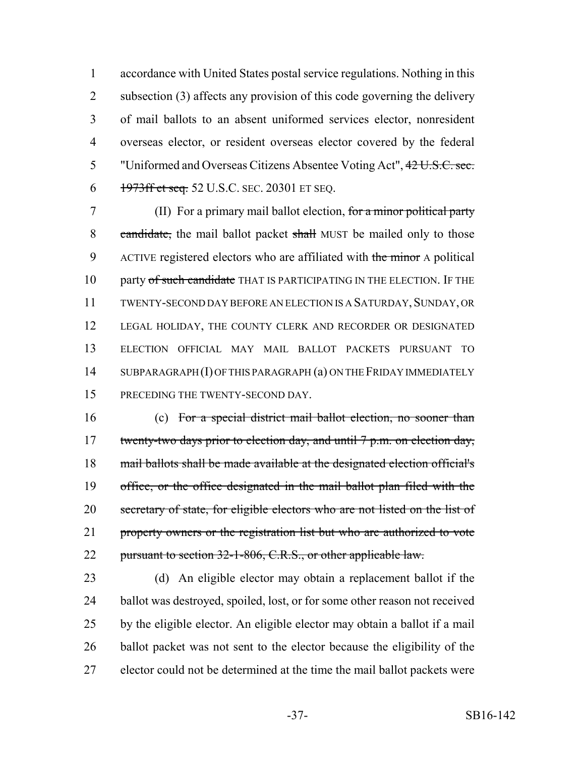accordance with United States postal service regulations. Nothing in this subsection (3) affects any provision of this code governing the delivery of mail ballots to an absent uniformed services elector, nonresident overseas elector, or resident overseas elector covered by the federal "Uniformed and Overseas Citizens Absentee Voting Act", ~~42 U.S.C. sec. 1973ff et seq.~~ 52 U.S.C. SEC. 20301 ET SEQ.

(II) For a primary mail ballot election, ~~for a minor political party candidate,~~ the mail ballot packet ~~shall~~ MUST be mailed only to those ACTIVE registered electors who are affiliated with ~~the minor~~ A political party ~~of such candidate~~ THAT IS PARTICIPATING IN THE ELECTION. IF THE TWENTY-SECOND DAY BEFORE AN ELECTION IS A SATURDAY, SUNDAY, OR LEGAL HOLIDAY, THE COUNTY CLERK AND RECORDER OR DESIGNATED ELECTION OFFICIAL MAY MAIL BALLOT PACKETS PURSUANT TO SUBPARAGRAPH (I) OF THIS PARAGRAPH (a) ON THE FRIDAY IMMEDIATELY PRECEDING THE TWENTY-SECOND DAY.

(c) ~~For a special district mail ballot election, no sooner than twenty-two days prior to election day, and until 7 p.m. on election day, mail ballots shall be made available at the designated election official's office, or the office designated in the mail ballot plan filed with the secretary of state, for eligible electors who are not listed on the list of property owners or the registration list but who are authorized to vote pursuant to section 32-1-806, C.R.S., or other applicable law.~~

(d) An eligible elector may obtain a replacement ballot if the ballot was destroyed, spoiled, lost, or for some other reason not received by the eligible elector. An eligible elector may obtain a ballot if a mail ballot packet was not sent to the elector because the eligibility of the elector could not be determined at the time the mail ballot packets were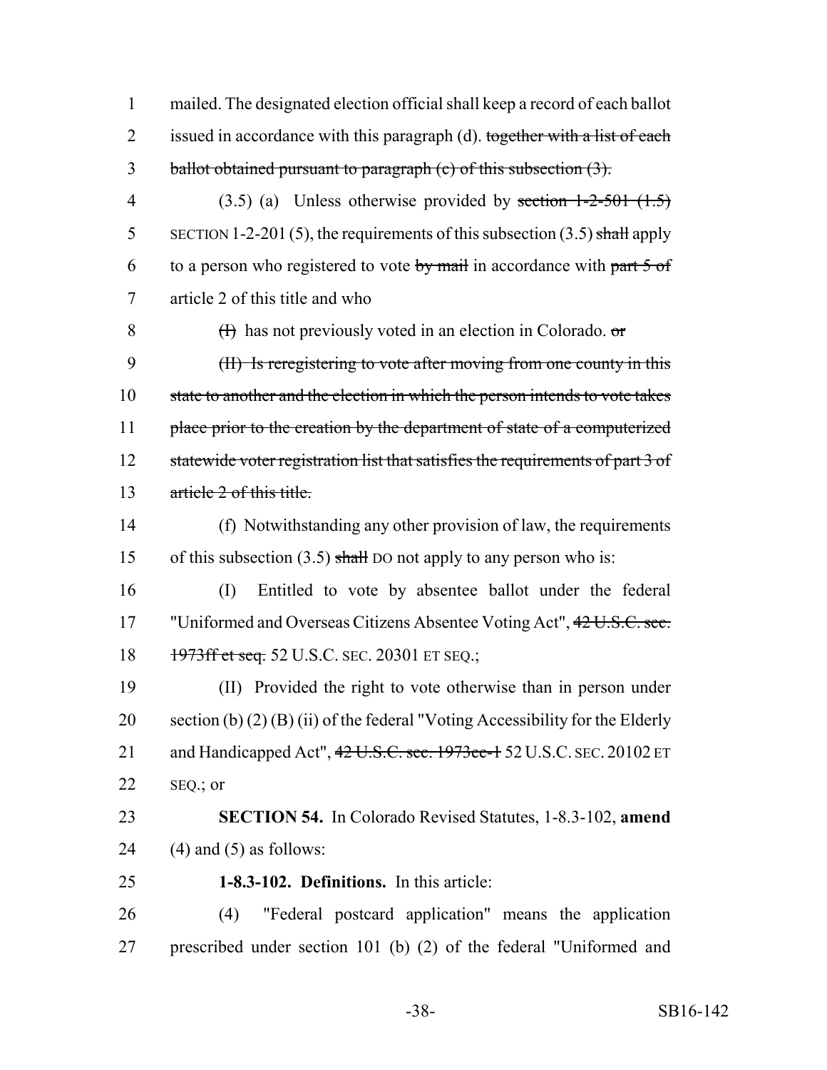1 mailed. The designated election official shall keep a record of each ballot
2 issued in accordance with this paragraph (d). ~~together with a list of each~~
3 ~~ballot obtained pursuant to paragraph (c) of this subsection (3).~~

4 (3.5) (a) Unless otherwise provided by ~~section 1-2-501 (1.5)~~
5 SECTION 1-2-201 (5), the requirements of this subsection (3.5) ~~shall~~ apply
6 to a person who registered to vote ~~by mail~~ in accordance with ~~part 5 of~~
7 article 2 of this title and who

8 ~~(I)~~ has not previously voted in an election in Colorado. ~~or~~

9 ~~(II) Is reregistering to vote after moving from one county in this~~
10 ~~state to another and the election in which the person intends to vote takes~~
11 ~~place prior to the creation by the department of state of a computerized~~
12 ~~statewide voter registration list that satisfies the requirements of part 3 of~~
13 ~~article 2 of this title.~~

14 (f) Notwithstanding any other provision of law, the requirements
15 of this subsection (3.5) ~~shall~~ DO not apply to any person who is:

16 (I) Entitled to vote by absentee ballot under the federal
17 "Uniformed and Overseas Citizens Absentee Voting Act", ~~42 U.S.C. sec.~~
18 ~~1973ff et seq.~~ 52 U.S.C. SEC. 20301 ET SEQ.;

19 (II) Provided the right to vote otherwise than in person under
20 section (b) (2) (B) (ii) of the federal "Voting Accessibility for the Elderly
21 and Handicapped Act", ~~42 U.S.C. sec. 1973ee-1~~ 52 U.S.C. SEC. 20102 ET
22 SEQ.; or

23 **SECTION 54.** In Colorado Revised Statutes, 1-8.3-102, **amend**
24 (4) and (5) as follows:

25 **1-8.3-102. Definitions.** In this article:

26 (4) "Federal postcard application" means the application
27 prescribed under section 101 (b) (2) of the federal "Uniformed and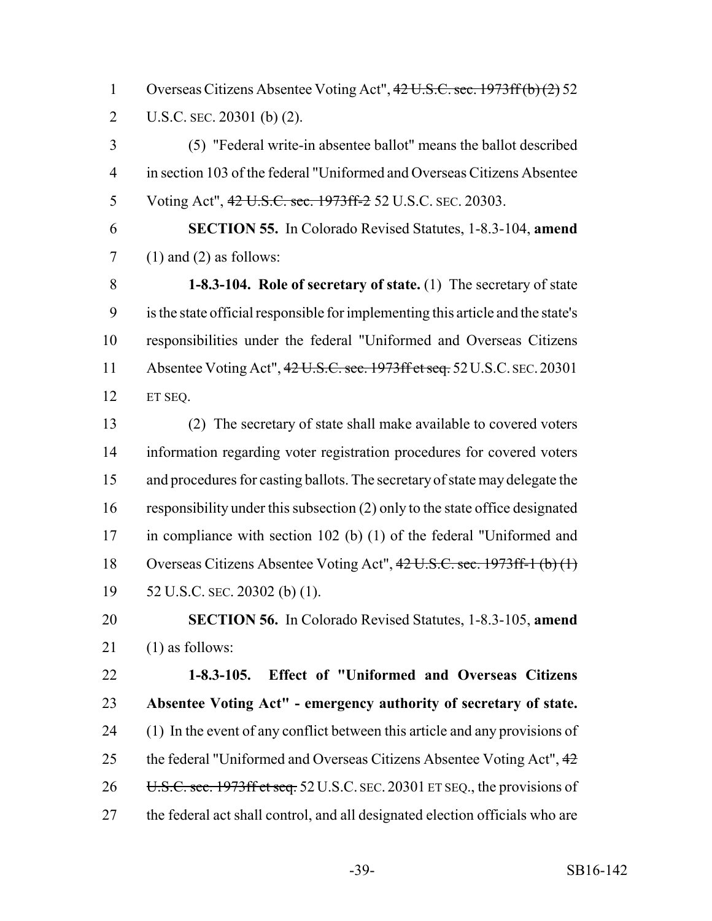Overseas Citizens Absentee Voting Act", ~~42 U.S.C. sec. 1973ff (b) (2)~~ 52 U.S.C. SEC. 20301 (b) (2).

(5) "Federal write-in absentee ballot" means the ballot described in section 103 of the federal "Uniformed and Overseas Citizens Absentee Voting Act", ~~42 U.S.C. sec. 1973ff-2~~ 52 U.S.C. SEC. 20303.

**SECTION 55.** In Colorado Revised Statutes, 1-8.3-104, **amend** (1) and (2) as follows:

**1-8.3-104. Role of secretary of state.** (1) The secretary of state is the state official responsible for implementing this article and the state's responsibilities under the federal "Uniformed and Overseas Citizens Absentee Voting Act", ~~42 U.S.C. sec. 1973ff et seq.~~ 52 U.S.C. SEC. 20301 ET SEQ.

(2) The secretary of state shall make available to covered voters information regarding voter registration procedures for covered voters and procedures for casting ballots. The secretary of state may delegate the responsibility under this subsection (2) only to the state office designated in compliance with section 102 (b) (1) of the federal "Uniformed and Overseas Citizens Absentee Voting Act", ~~42 U.S.C. sec. 1973ff-1 (b) (1)~~ 52 U.S.C. SEC. 20302 (b) (1).

**SECTION 56.** In Colorado Revised Statutes, 1-8.3-105, **amend** (1) as follows:

**1-8.3-105. Effect of "Uniformed and Overseas Citizens Absentee Voting Act" - emergency authority of secretary of state.** (1) In the event of any conflict between this article and any provisions of the federal "Uniformed and Overseas Citizens Absentee Voting Act", ~~42 U.S.C. sec. 1973ff et seq.~~ 52 U.S.C. SEC. 20301 ET SEQ., the provisions of the federal act shall control, and all designated election officials who are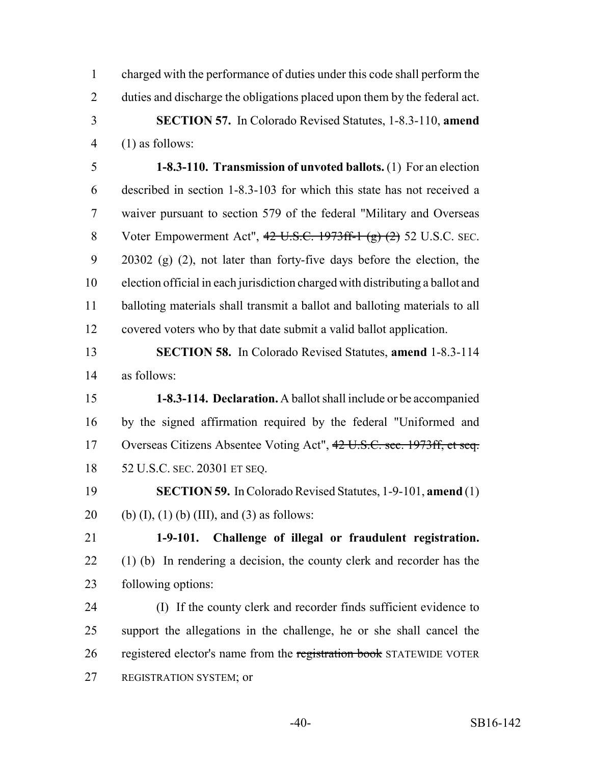charged with the performance of duties under this code shall perform the duties and discharge the obligations placed upon them by the federal act.

**SECTION 57.** In Colorado Revised Statutes, 1-8.3-110, **amend** (1) as follows:

**1-8.3-110. Transmission of unvoted ballots.** (1) For an election described in section 1-8.3-103 for which this state has not received a waiver pursuant to section 579 of the federal "Military and Overseas Voter Empowerment Act", ~~42 U.S.C. 1973ff-1 (g) (2)~~ 52 U.S.C. SEC. 20302 (g) (2), not later than forty-five days before the election, the election official in each jurisdiction charged with distributing a ballot and balloting materials shall transmit a ballot and balloting materials to all covered voters who by that date submit a valid ballot application.

**SECTION 58.** In Colorado Revised Statutes, **amend** 1-8.3-114 as follows:

**1-8.3-114. Declaration.** A ballot shall include or be accompanied by the signed affirmation required by the federal "Uniformed and Overseas Citizens Absentee Voting Act", ~~42 U.S.C. sec. 1973ff, et seq.~~ 52 U.S.C. SEC. 20301 ET SEQ.

**SECTION 59.** In Colorado Revised Statutes, 1-9-101, **amend** (1) (b) (I), (1) (b) (III), and (3) as follows:

**1-9-101. Challenge of illegal or fraudulent registration.** (1) (b) In rendering a decision, the county clerk and recorder has the following options:

(I) If the county clerk and recorder finds sufficient evidence to support the allegations in the challenge, he or she shall cancel the registered elector's name from the ~~registration book~~ STATEWIDE VOTER REGISTRATION SYSTEM; or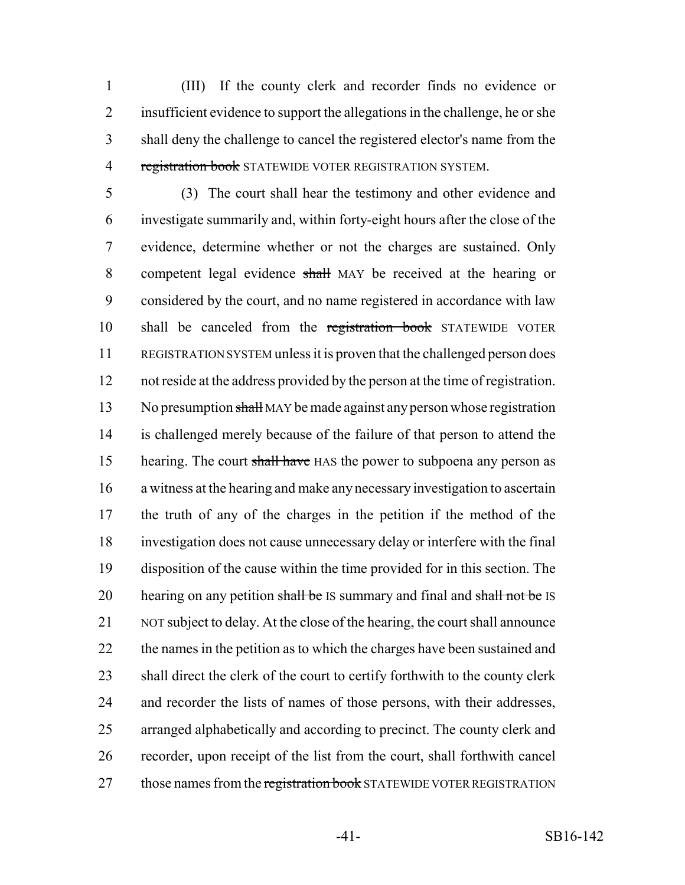(III) If the county clerk and recorder finds no evidence or insufficient evidence to support the allegations in the challenge, he or she shall deny the challenge to cancel the registered elector's name from the ~~registration book~~ STATEWIDE VOTER REGISTRATION SYSTEM.

(3) The court shall hear the testimony and other evidence and investigate summarily and, within forty-eight hours after the close of the evidence, determine whether or not the charges are sustained. Only competent legal evidence ~~shall~~ MAY be received at the hearing or considered by the court, and no name registered in accordance with law shall be canceled from the ~~registration book~~ STATEWIDE VOTER REGISTRATION SYSTEM unless it is proven that the challenged person does not reside at the address provided by the person at the time of registration. No presumption ~~shall~~ MAY be made against any person whose registration is challenged merely because of the failure of that person to attend the hearing. The court ~~shall have~~ HAS the power to subpoena any person as a witness at the hearing and make any necessary investigation to ascertain the truth of any of the charges in the petition if the method of the investigation does not cause unnecessary delay or interfere with the final disposition of the cause within the time provided for in this section. The hearing on any petition ~~shall be~~ IS summary and final and ~~shall not be~~ IS NOT subject to delay. At the close of the hearing, the court shall announce the names in the petition as to which the charges have been sustained and shall direct the clerk of the court to certify forthwith to the county clerk and recorder the lists of names of those persons, with their addresses, arranged alphabetically and according to precinct. The county clerk and recorder, upon receipt of the list from the court, shall forthwith cancel those names from the ~~registration book~~ STATEWIDE VOTER REGISTRATION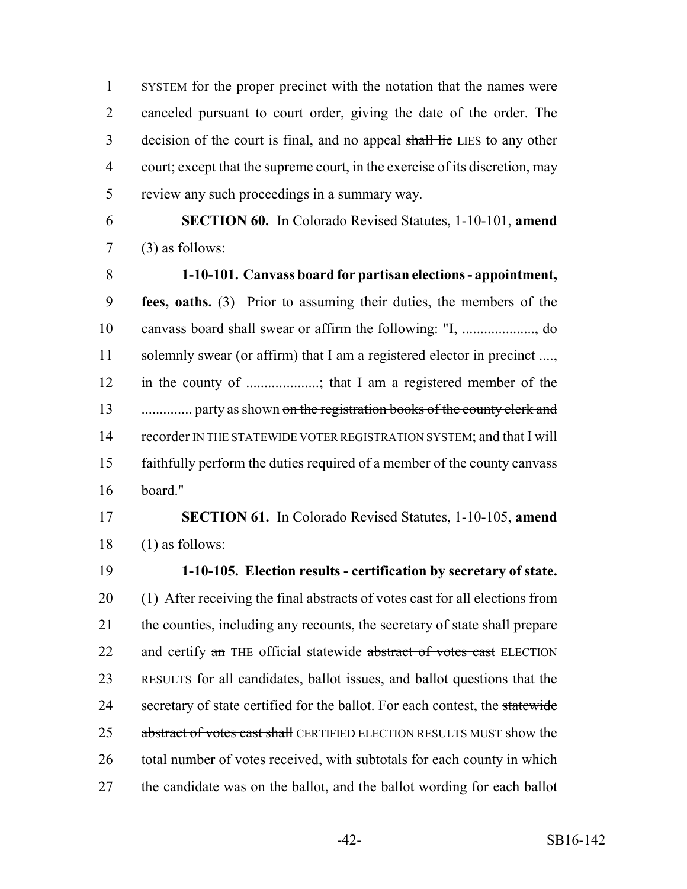SYSTEM for the proper precinct with the notation that the names were canceled pursuant to court order, giving the date of the order. The decision of the court is final, and no appeal ~~shall lie~~ LIES to any other court; except that the supreme court, in the exercise of its discretion, may review any such proceedings in a summary way.

**SECTION 60.** In Colorado Revised Statutes, 1-10-101, **amend** (3) as follows:

**1-10-101. Canvass board for partisan elections - appointment, fees, oaths.** (3) Prior to assuming their duties, the members of the canvass board shall swear or affirm the following: "I, ...................., do solemnly swear (or affirm) that I am a registered elector in precinct ...., in the county of ....................; that I am a registered member of the ............. party as shown ~~on the registration books of the county clerk and recorder~~ IN THE STATEWIDE VOTER REGISTRATION SYSTEM; and that I will faithfully perform the duties required of a member of the county canvass board."

**SECTION 61.** In Colorado Revised Statutes, 1-10-105, **amend** (1) as follows:

**1-10-105. Election results - certification by secretary of state.** (1) After receiving the final abstracts of votes cast for all elections from the counties, including any recounts, the secretary of state shall prepare and certify ~~an~~ THE official statewide ~~abstract of votes cast~~ ELECTION RESULTS for all candidates, ballot issues, and ballot questions that the secretary of state certified for the ballot. For each contest, the ~~statewide abstract of votes cast shall~~ CERTIFIED ELECTION RESULTS MUST show the total number of votes received, with subtotals for each county in which the candidate was on the ballot, and the ballot wording for each ballot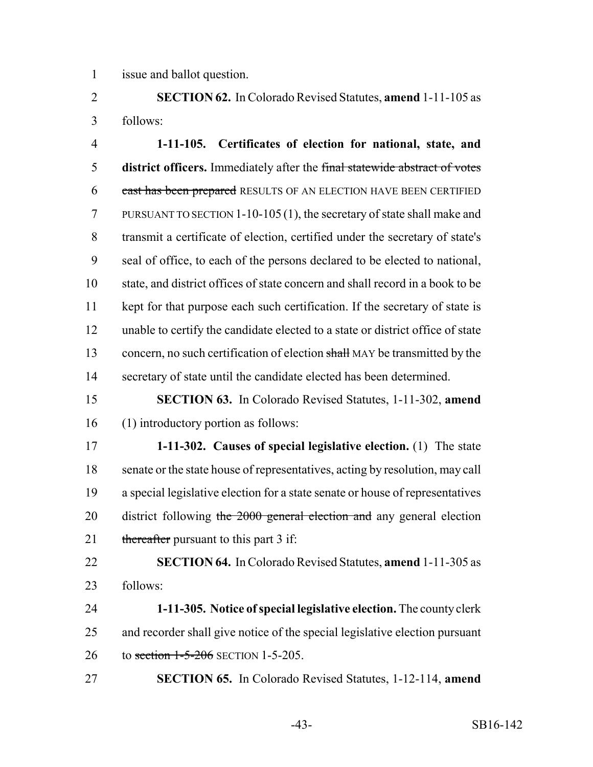issue and ballot question.

**SECTION 62.** In Colorado Revised Statutes, **amend** 1-11-105 as follows:

**1-11-105. Certificates of election for national, state, and district officers.** Immediately after the ~~final statewide abstract of votes cast has been prepared~~ RESULTS OF AN ELECTION HAVE BEEN CERTIFIED PURSUANT TO SECTION 1-10-105 (1), the secretary of state shall make and transmit a certificate of election, certified under the secretary of state's seal of office, to each of the persons declared to be elected to national, state, and district offices of state concern and shall record in a book to be kept for that purpose each such certification. If the secretary of state is unable to certify the candidate elected to a state or district office of state concern, no such certification of election ~~shall~~ MAY be transmitted by the secretary of state until the candidate elected has been determined.

**SECTION 63.** In Colorado Revised Statutes, 1-11-302, **amend** (1) introductory portion as follows:

**1-11-302. Causes of special legislative election.** (1) The state senate or the state house of representatives, acting by resolution, may call a special legislative election for a state senate or house of representatives district following ~~the 2000 general election and~~ any general election ~~thereafter~~ pursuant to this part 3 if:

**SECTION 64.** In Colorado Revised Statutes, **amend** 1-11-305 as follows:

**1-11-305. Notice of special legislative election.** The county clerk and recorder shall give notice of the special legislative election pursuant to ~~section 1-5-206~~ SECTION 1-5-205.

**SECTION 65.** In Colorado Revised Statutes, 1-12-114, **amend**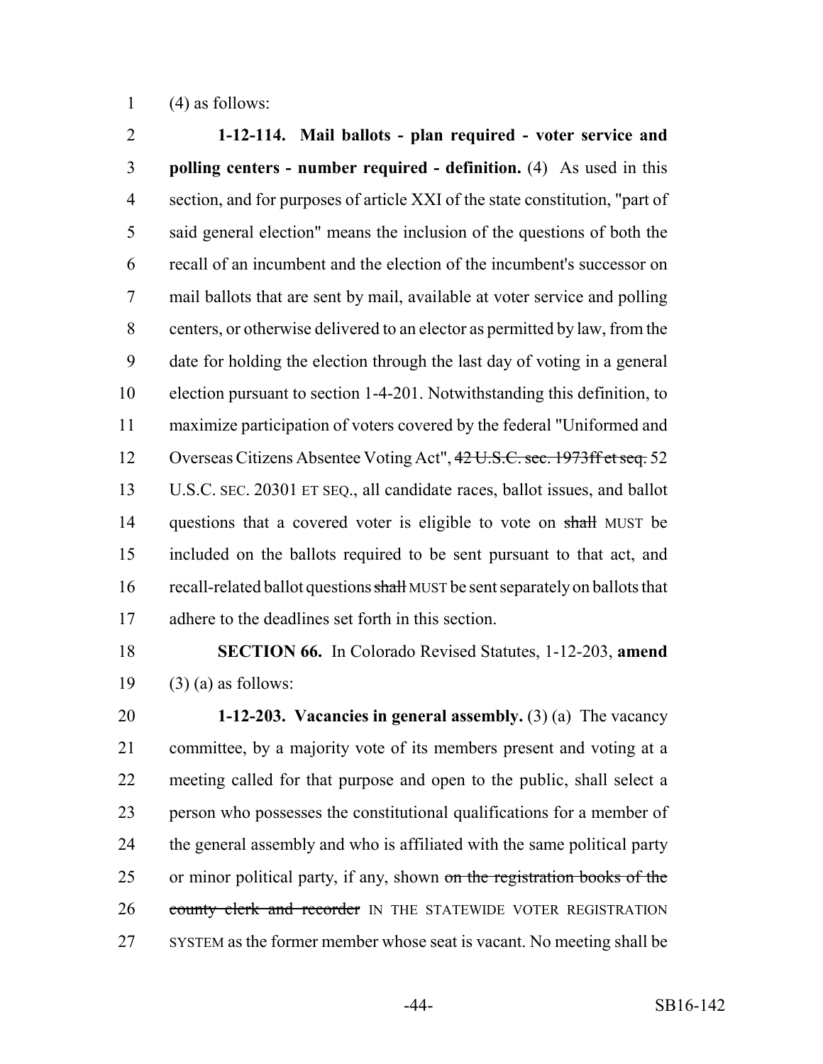(4) as follows:

**1-12-114. Mail ballots - plan required - voter service and polling centers - number required - definition.** (4) As used in this section, and for purposes of article XXI of the state constitution, "part of said general election" means the inclusion of the questions of both the recall of an incumbent and the election of the incumbent's successor on mail ballots that are sent by mail, available at voter service and polling centers, or otherwise delivered to an elector as permitted by law, from the date for holding the election through the last day of voting in a general election pursuant to section 1-4-201. Notwithstanding this definition, to maximize participation of voters covered by the federal "Uniformed and Overseas Citizens Absentee Voting Act", ~~42 U.S.C. sec. 1973ff et seq.~~ 52 U.S.C. SEC. 20301 ET SEQ., all candidate races, ballot issues, and ballot questions that a covered voter is eligible to vote on ~~shall~~ MUST be included on the ballots required to be sent pursuant to that act, and recall-related ballot questions ~~shall~~ MUST be sent separately on ballots that adhere to the deadlines set forth in this section.

**SECTION 66.** In Colorado Revised Statutes, 1-12-203, **amend** (3) (a) as follows:

**1-12-203. Vacancies in general assembly.** (3) (a) The vacancy committee, by a majority vote of its members present and voting at a meeting called for that purpose and open to the public, shall select a person who possesses the constitutional qualifications for a member of the general assembly and who is affiliated with the same political party or minor political party, if any, shown ~~on the registration books of the county clerk and recorder~~ IN THE STATEWIDE VOTER REGISTRATION SYSTEM as the former member whose seat is vacant. No meeting shall be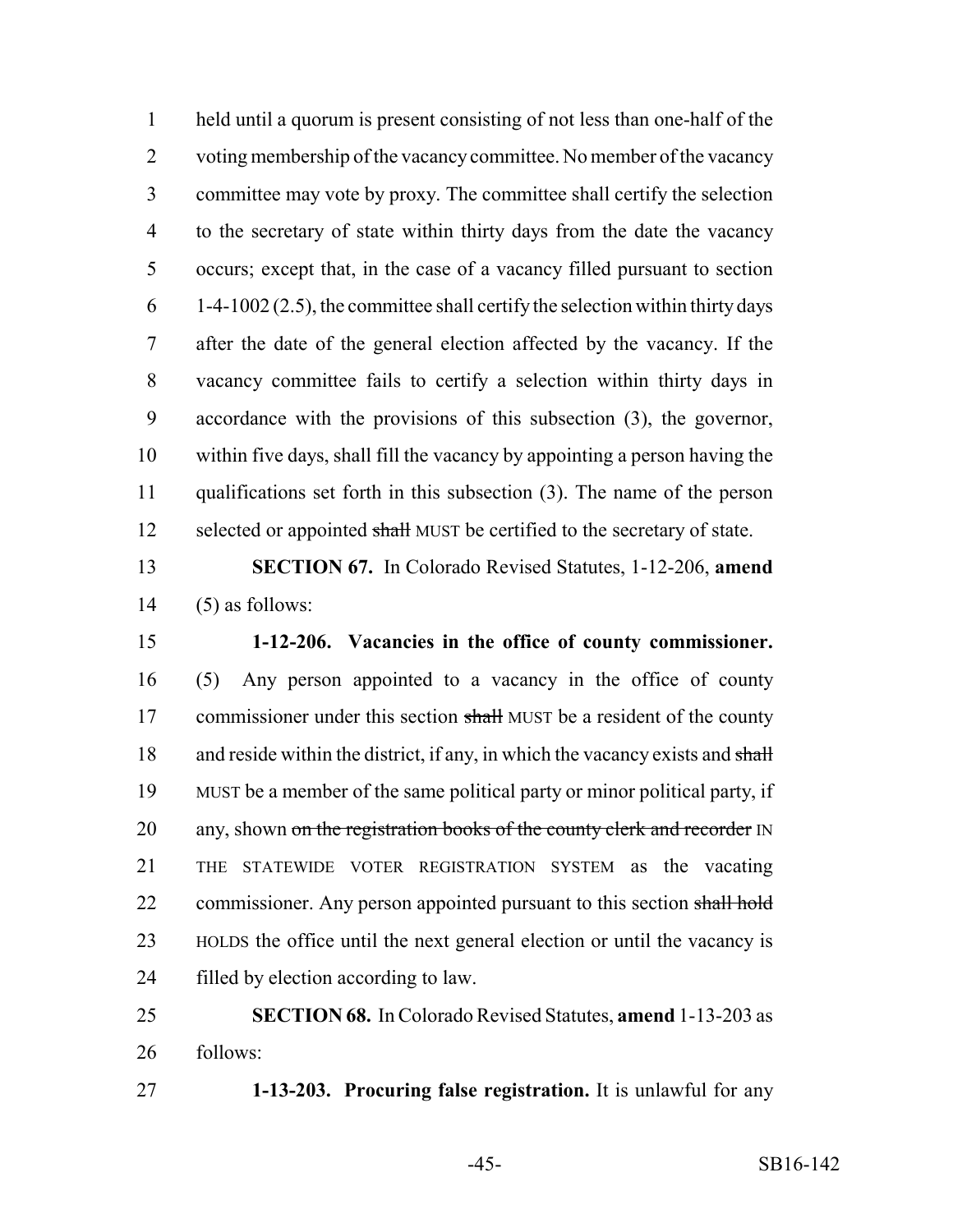held until a quorum is present consisting of not less than one-half of the voting membership of the vacancy committee. No member of the vacancy committee may vote by proxy. The committee shall certify the selection to the secretary of state within thirty days from the date the vacancy occurs; except that, in the case of a vacancy filled pursuant to section 1-4-1002 (2.5), the committee shall certify the selection within thirty days after the date of the general election affected by the vacancy. If the vacancy committee fails to certify a selection within thirty days in accordance with the provisions of this subsection (3), the governor, within five days, shall fill the vacancy by appointing a person having the qualifications set forth in this subsection (3). The name of the person selected or appointed ~~shall~~ MUST be certified to the secretary of state.

**SECTION 67.** In Colorado Revised Statutes, 1-12-206, **amend** (5) as follows:

**1-12-206. Vacancies in the office of county commissioner.** (5) Any person appointed to a vacancy in the office of county commissioner under this section ~~shall~~ MUST be a resident of the county and reside within the district, if any, in which the vacancy exists and ~~shall~~ MUST be a member of the same political party or minor political party, if any, shown ~~on the registration books of the county clerk and recorder~~ IN THE STATEWIDE VOTER REGISTRATION SYSTEM as the vacating commissioner. Any person appointed pursuant to this section ~~shall hold~~ HOLDS the office until the next general election or until the vacancy is filled by election according to law.

**SECTION 68.** In Colorado Revised Statutes, **amend** 1-13-203 as follows:

**1-13-203. Procuring false registration.** It is unlawful for any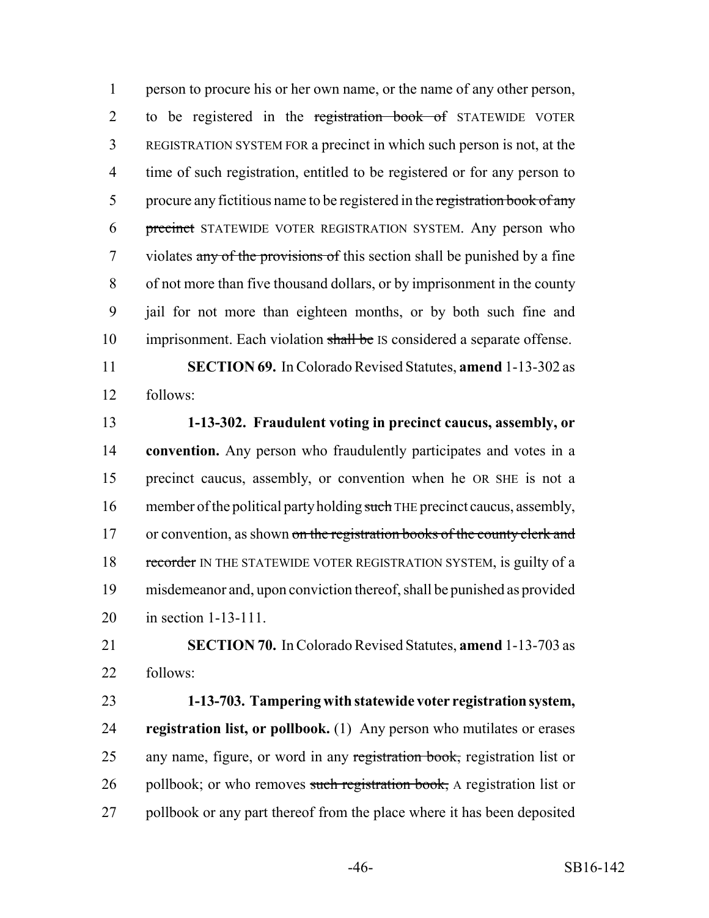person to procure his or her own name, or the name of any other person, to be registered in the ~~registration book of~~ STATEWIDE VOTER REGISTRATION SYSTEM FOR a precinct in which such person is not, at the time of such registration, entitled to be registered or for any person to procure any fictitious name to be registered in the ~~registration book of any precinct~~ STATEWIDE VOTER REGISTRATION SYSTEM. Any person who violates ~~any of the provisions of~~ this section shall be punished by a fine of not more than five thousand dollars, or by imprisonment in the county jail for not more than eighteen months, or by both such fine and imprisonment. Each violation ~~shall be~~ IS considered a separate offense.

**SECTION 69.** In Colorado Revised Statutes, **amend** 1-13-302 as follows:

**1-13-302. Fraudulent voting in precinct caucus, assembly, or convention.** Any person who fraudulently participates and votes in a precinct caucus, assembly, or convention when he OR SHE is not a member of the political party holding ~~such~~ THE precinct caucus, assembly, or convention, as shown ~~on the registration books of the county clerk and recorder~~ IN THE STATEWIDE VOTER REGISTRATION SYSTEM, is guilty of a misdemeanor and, upon conviction thereof, shall be punished as provided in section 1-13-111.

**SECTION 70.** In Colorado Revised Statutes, **amend** 1-13-703 as follows:

**1-13-703. Tampering with statewide voter registration system, registration list, or pollbook.** (1) Any person who mutilates or erases any name, figure, or word in any ~~registration book,~~ registration list or pollbook; or who removes ~~such registration book,~~ A registration list or pollbook or any part thereof from the place where it has been deposited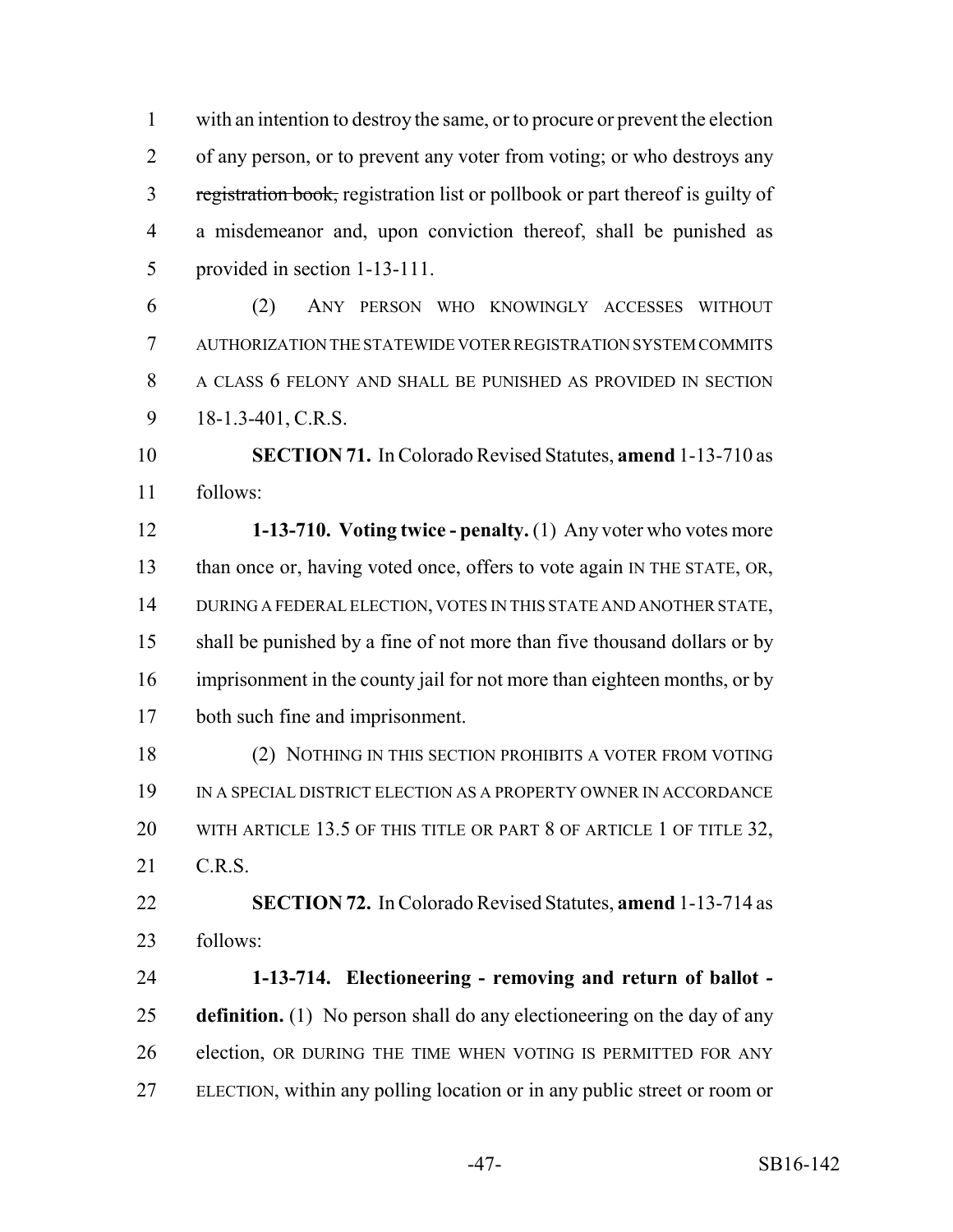with an intention to destroy the same, or to procure or prevent the election of any person, or to prevent any voter from voting; or who destroys any ~~registration book,~~ registration list or pollbook or part thereof is guilty of a misdemeanor and, upon conviction thereof, shall be punished as provided in section 1-13-111.

(2) ANY PERSON WHO KNOWINGLY ACCESSES WITHOUT AUTHORIZATION THE STATEWIDE VOTER REGISTRATION SYSTEM COMMITS A CLASS 6 FELONY AND SHALL BE PUNISHED AS PROVIDED IN SECTION 18-1.3-401, C.R.S.

**SECTION 71.** In Colorado Revised Statutes, **amend** 1-13-710 as follows:

**1-13-710. Voting twice - penalty.** (1) Any voter who votes more than once or, having voted once, offers to vote again IN THE STATE, OR, DURING A FEDERAL ELECTION, VOTES IN THIS STATE AND ANOTHER STATE, shall be punished by a fine of not more than five thousand dollars or by imprisonment in the county jail for not more than eighteen months, or by both such fine and imprisonment.

(2) NOTHING IN THIS SECTION PROHIBITS A VOTER FROM VOTING IN A SPECIAL DISTRICT ELECTION AS A PROPERTY OWNER IN ACCORDANCE WITH ARTICLE 13.5 OF THIS TITLE OR PART 8 OF ARTICLE 1 OF TITLE 32, C.R.S.

**SECTION 72.** In Colorado Revised Statutes, **amend** 1-13-714 as follows:

**1-13-714. Electioneering - removing and return of ballot - definition.** (1) No person shall do any electioneering on the day of any election, OR DURING THE TIME WHEN VOTING IS PERMITTED FOR ANY ELECTION, within any polling location or in any public street or room or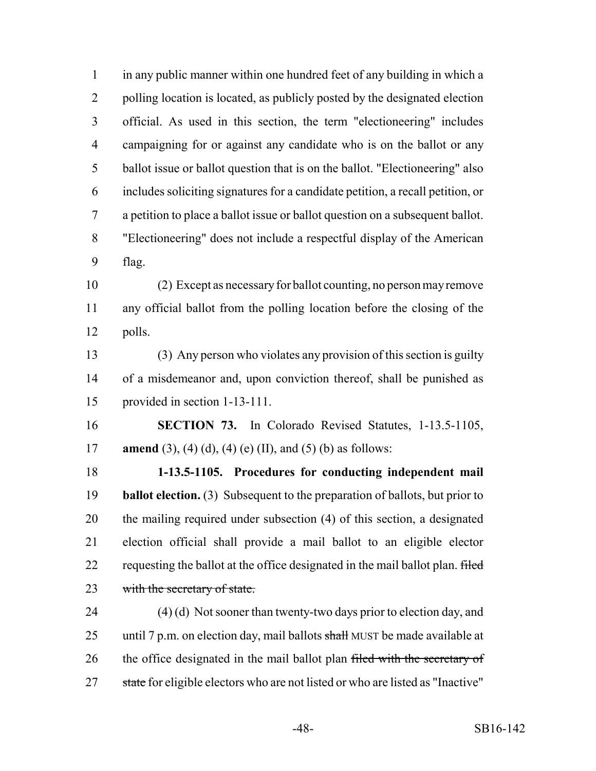in any public manner within one hundred feet of any building in which a polling location is located, as publicly posted by the designated election official. As used in this section, the term "electioneering" includes campaigning for or against any candidate who is on the ballot or any ballot issue or ballot question that is on the ballot. "Electioneering" also includes soliciting signatures for a candidate petition, a recall petition, or a petition to place a ballot issue or ballot question on a subsequent ballot. "Electioneering" does not include a respectful display of the American flag.

(2) Except as necessary for ballot counting, no person may remove any official ballot from the polling location before the closing of the polls.

(3) Any person who violates any provision of this section is guilty of a misdemeanor and, upon conviction thereof, shall be punished as provided in section 1-13-111.

**SECTION 73.** In Colorado Revised Statutes, 1-13.5-1105, **amend** (3), (4) (d), (4) (e) (II), and (5) (b) as follows:

**1-13.5-1105. Procedures for conducting independent mail ballot election.** (3) Subsequent to the preparation of ballots, but prior to the mailing required under subsection (4) of this section, a designated election official shall provide a mail ballot to an eligible elector requesting the ballot at the office designated in the mail ballot plan. ~~filed with the secretary of state.~~

(4) (d) Not sooner than twenty-two days prior to election day, and until 7 p.m. on election day, mail ballots ~~shall~~ MUST be made available at the office designated in the mail ballot plan ~~filed with the secretary of state~~ for eligible electors who are not listed or who are listed as "Inactive"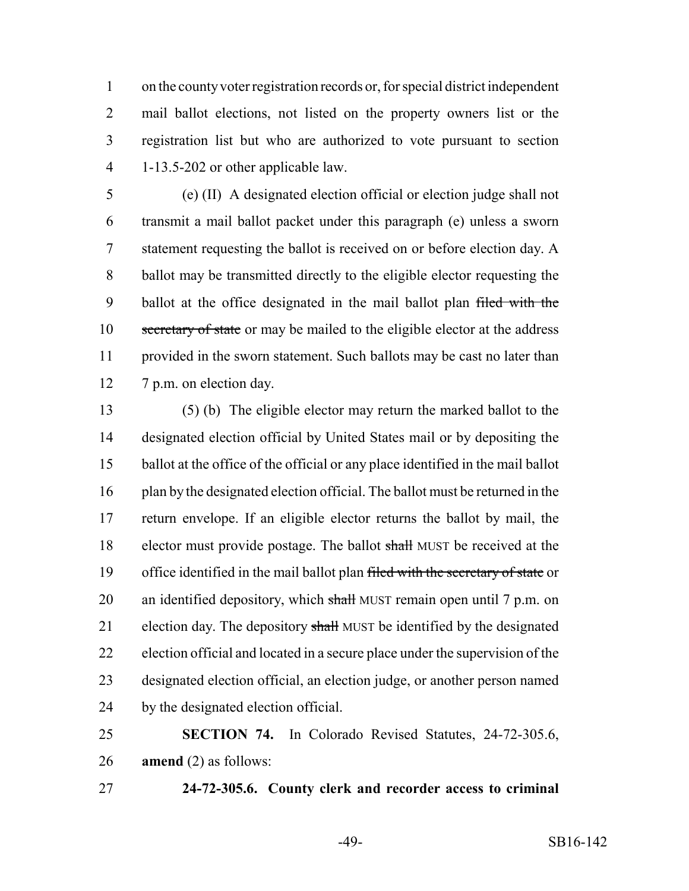on the county voter registration records or, for special district independent mail ballot elections, not listed on the property owners list or the registration list but who are authorized to vote pursuant to section 1-13.5-202 or other applicable law.

(e) (II) A designated election official or election judge shall not transmit a mail ballot packet under this paragraph (e) unless a sworn statement requesting the ballot is received on or before election day. A ballot may be transmitted directly to the eligible elector requesting the ballot at the office designated in the mail ballot plan ~~filed with the secretary of state~~ or may be mailed to the eligible elector at the address provided in the sworn statement. Such ballots may be cast no later than 7 p.m. on election day.

(5) (b) The eligible elector may return the marked ballot to the designated election official by United States mail or by depositing the ballot at the office of the official or any place identified in the mail ballot plan by the designated election official. The ballot must be returned in the return envelope. If an eligible elector returns the ballot by mail, the elector must provide postage. The ballot ~~shall~~ MUST be received at the office identified in the mail ballot plan ~~filed with the secretary of state~~ or an identified depository, which ~~shall~~ MUST remain open until 7 p.m. on election day. The depository ~~shall~~ MUST be identified by the designated election official and located in a secure place under the supervision of the designated election official, an election judge, or another person named by the designated election official.

**SECTION 74.** In Colorado Revised Statutes, 24-72-305.6, **amend** (2) as follows:

**24-72-305.6. County clerk and recorder access to criminal**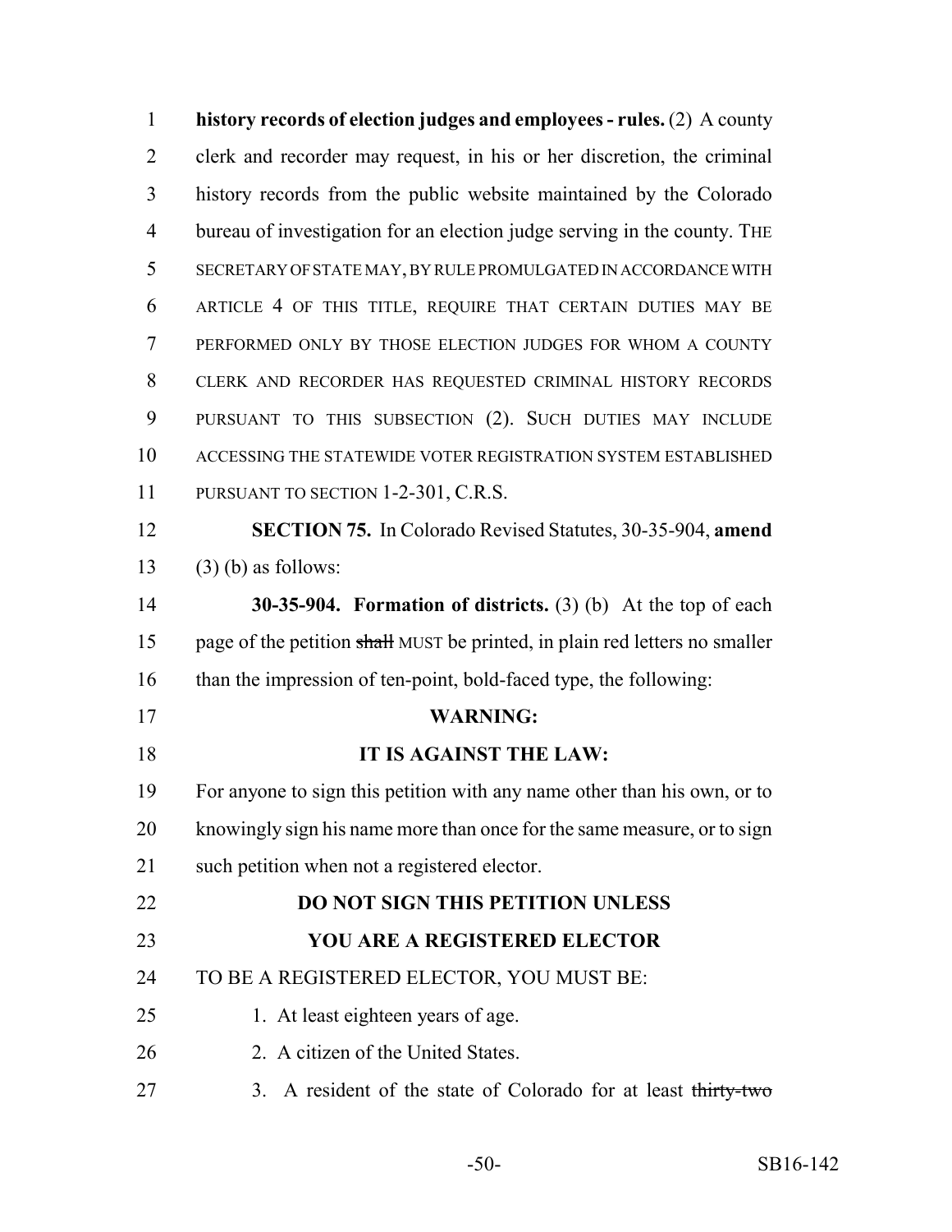**history records of election judges and employees - rules.** (2) A county clerk and recorder may request, in his or her discretion, the criminal history records from the public website maintained by the Colorado bureau of investigation for an election judge serving in the county. THE SECRETARY OF STATE MAY, BY RULE PROMULGATED IN ACCORDANCE WITH ARTICLE 4 OF THIS TITLE, REQUIRE THAT CERTAIN DUTIES MAY BE PERFORMED ONLY BY THOSE ELECTION JUDGES FOR WHOM A COUNTY CLERK AND RECORDER HAS REQUESTED CRIMINAL HISTORY RECORDS PURSUANT TO THIS SUBSECTION (2). SUCH DUTIES MAY INCLUDE ACCESSING THE STATEWIDE VOTER REGISTRATION SYSTEM ESTABLISHED PURSUANT TO SECTION 1-2-301, C.R.S.

**SECTION 75.** In Colorado Revised Statutes, 30-35-904, **amend** (3) (b) as follows:

**30-35-904. Formation of districts.** (3) (b) At the top of each page of the petition ~~shall~~ MUST be printed, in plain red letters no smaller than the impression of ten-point, bold-faced type, the following:

**WARNING:**

**IT IS AGAINST THE LAW:**

For anyone to sign this petition with any name other than his own, or to knowingly sign his name more than once for the same measure, or to sign such petition when not a registered elector.

**DO NOT SIGN THIS PETITION UNLESS**
**YOU ARE A REGISTERED ELECTOR**

TO BE A REGISTERED ELECTOR, YOU MUST BE:

1. At least eighteen years of age.
2. A citizen of the United States.
3. A resident of the state of Colorado for at least ~~thirty-two~~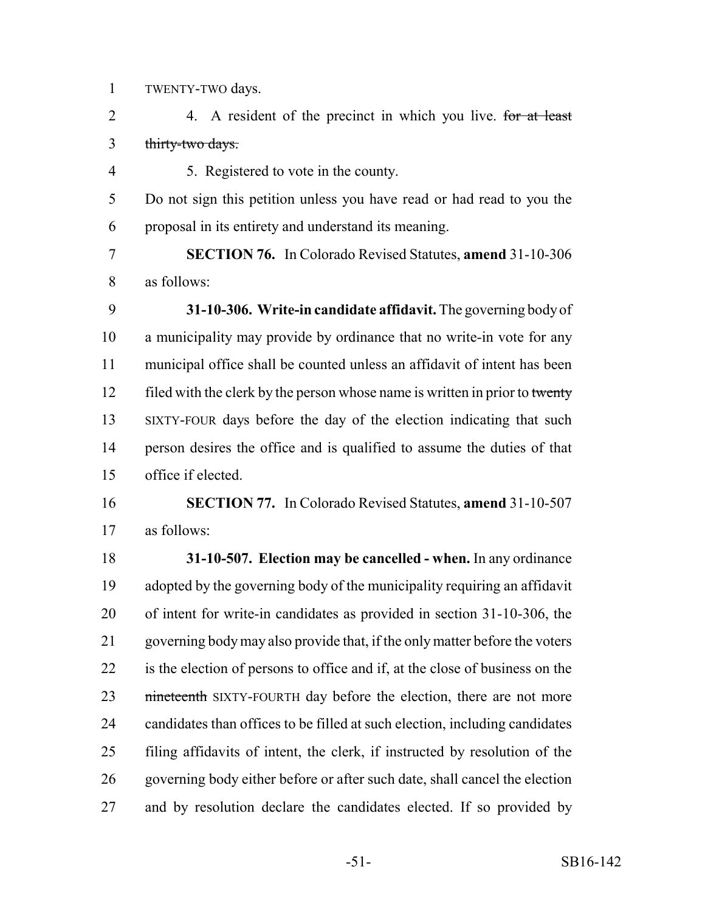TWENTY-TWO days.

4. A resident of the precinct in which you live. ~~for at least thirty-two days.~~

5. Registered to vote in the county.

Do not sign this petition unless you have read or had read to you the proposal in its entirety and understand its meaning.

**SECTION 76.** In Colorado Revised Statutes, **amend** 31-10-306 as follows:

**31-10-306. Write-in candidate affidavit.** The governing body of a municipality may provide by ordinance that no write-in vote for any municipal office shall be counted unless an affidavit of intent has been filed with the clerk by the person whose name is written in prior to ~~twenty~~ SIXTY-FOUR days before the day of the election indicating that such person desires the office and is qualified to assume the duties of that office if elected.

**SECTION 77.** In Colorado Revised Statutes, **amend** 31-10-507 as follows:

**31-10-507. Election may be cancelled - when.** In any ordinance adopted by the governing body of the municipality requiring an affidavit of intent for write-in candidates as provided in section 31-10-306, the governing body may also provide that, if the only matter before the voters is the election of persons to office and if, at the close of business on the ~~nineteenth~~ SIXTY-FOURTH day before the election, there are not more candidates than offices to be filled at such election, including candidates filing affidavits of intent, the clerk, if instructed by resolution of the governing body either before or after such date, shall cancel the election and by resolution declare the candidates elected. If so provided by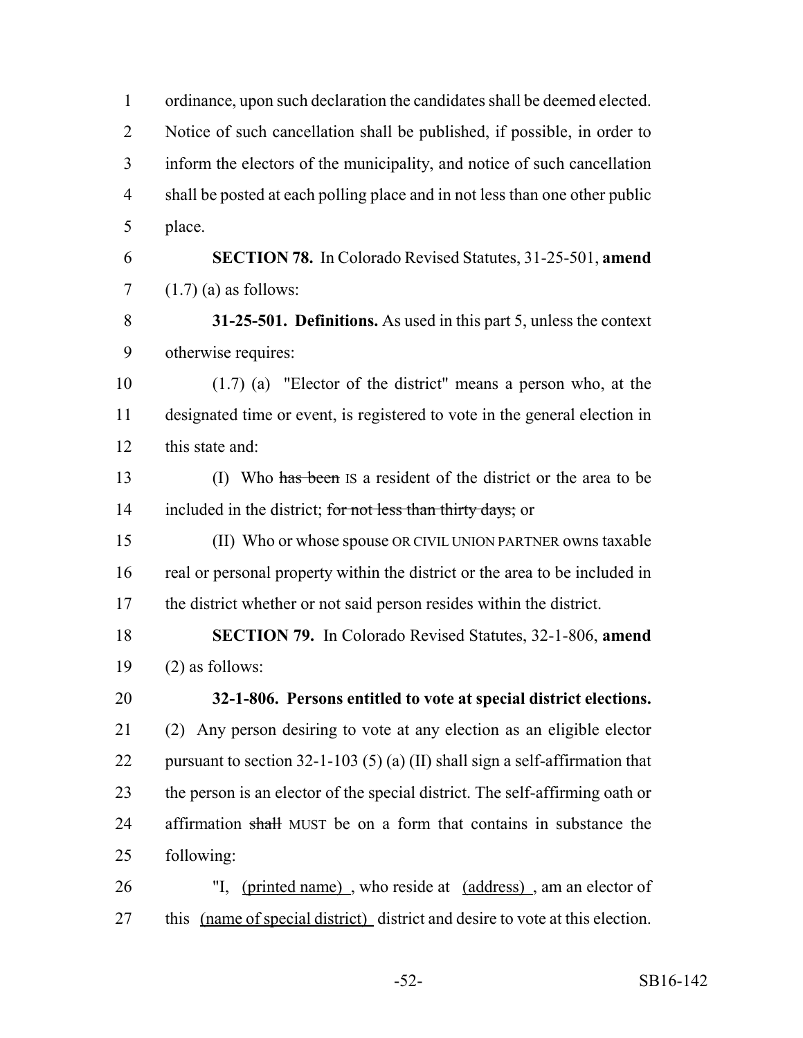ordinance, upon such declaration the candidates shall be deemed elected. Notice of such cancellation shall be published, if possible, in order to inform the electors of the municipality, and notice of such cancellation shall be posted at each polling place and in not less than one other public place.

**SECTION 78.** In Colorado Revised Statutes, 31-25-501, **amend** (1.7) (a) as follows:

**31-25-501. Definitions.** As used in this part 5, unless the context otherwise requires:

(1.7) (a) "Elector of the district" means a person who, at the designated time or event, is registered to vote in the general election in this state and:

(I) Who ~~has been~~ IS a resident of the district or the area to be included in the district; ~~for not less than thirty days;~~ or

(II) Who or whose spouse OR CIVIL UNION PARTNER owns taxable real or personal property within the district or the area to be included in the district whether or not said person resides within the district.

**SECTION 79.** In Colorado Revised Statutes, 32-1-806, **amend** (2) as follows:

**32-1-806. Persons entitled to vote at special district elections.** (2) Any person desiring to vote at any election as an eligible elector pursuant to section 32-1-103 (5) (a) (II) shall sign a self-affirmation that the person is an elector of the special district. The self-affirming oath or affirmation ~~shall~~ MUST be on a form that contains in substance the following:

"I, (printed name) , who reside at (address) , am an elector of this (name of special district) district and desire to vote at this election.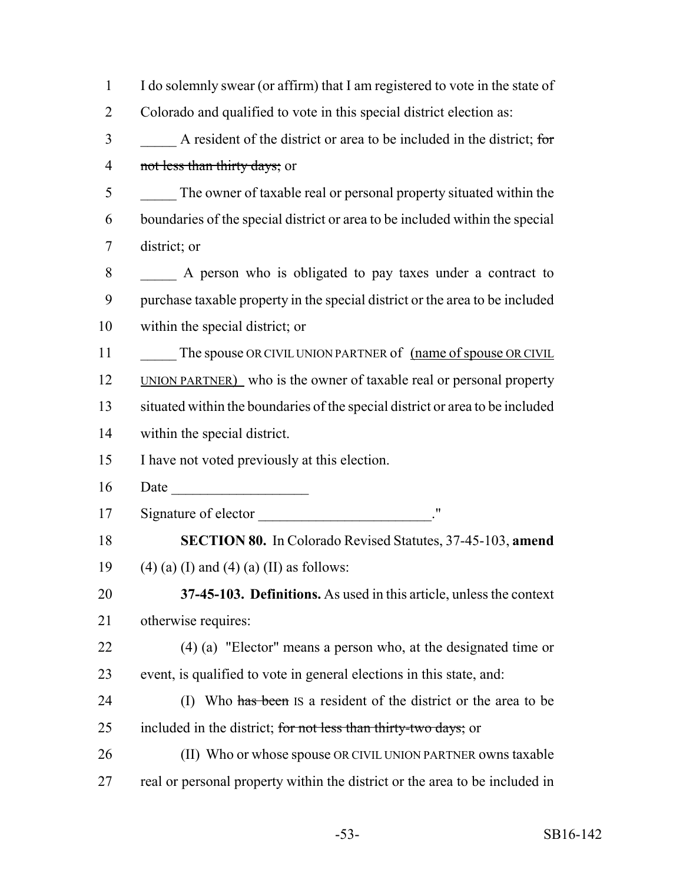I do solemnly swear (or affirm) that I am registered to vote in the state of Colorado and qualified to vote in this special district election as:

_____ A resident of the district or area to be included in the district; ~~for not less than thirty days;~~ or

_____ The owner of taxable real or personal property situated within the boundaries of the special district or area to be included within the special district; or

_____ A person who is obligated to pay taxes under a contract to purchase taxable property in the special district or the area to be included within the special district; or

_____ The spouse OR CIVIL UNION PARTNER of (name of spouse OR CIVIL UNION PARTNER) who is the owner of taxable real or personal property situated within the boundaries of the special district or area to be included within the special district.

I have not voted previously at this election.

Date ___________________

Signature of elector ________________________."

**SECTION 80.** In Colorado Revised Statutes, 37-45-103, **amend** (4) (a) (I) and (4) (a) (II) as follows:

**37-45-103. Definitions.** As used in this article, unless the context otherwise requires:

(4) (a) "Elector" means a person who, at the designated time or event, is qualified to vote in general elections in this state, and:

(I) Who ~~has been~~ IS a resident of the district or the area to be included in the district; ~~for not less than thirty-two days;~~ or

(II) Who or whose spouse OR CIVIL UNION PARTNER owns taxable real or personal property within the district or the area to be included in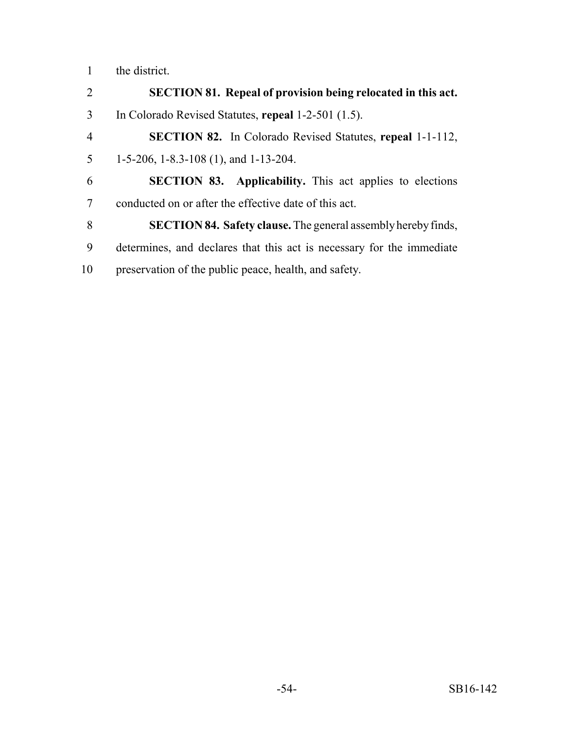the district.

**SECTION 81. Repeal of provision being relocated in this act.** In Colorado Revised Statutes, **repeal** 1-2-501 (1.5).

**SECTION 82.** In Colorado Revised Statutes, **repeal** 1-1-112, 1-5-206, 1-8.3-108 (1), and 1-13-204.

**SECTION 83. Applicability.** This act applies to elections conducted on or after the effective date of this act.

**SECTION 84. Safety clause.** The general assembly hereby finds, determines, and declares that this act is necessary for the immediate preservation of the public peace, health, and safety.